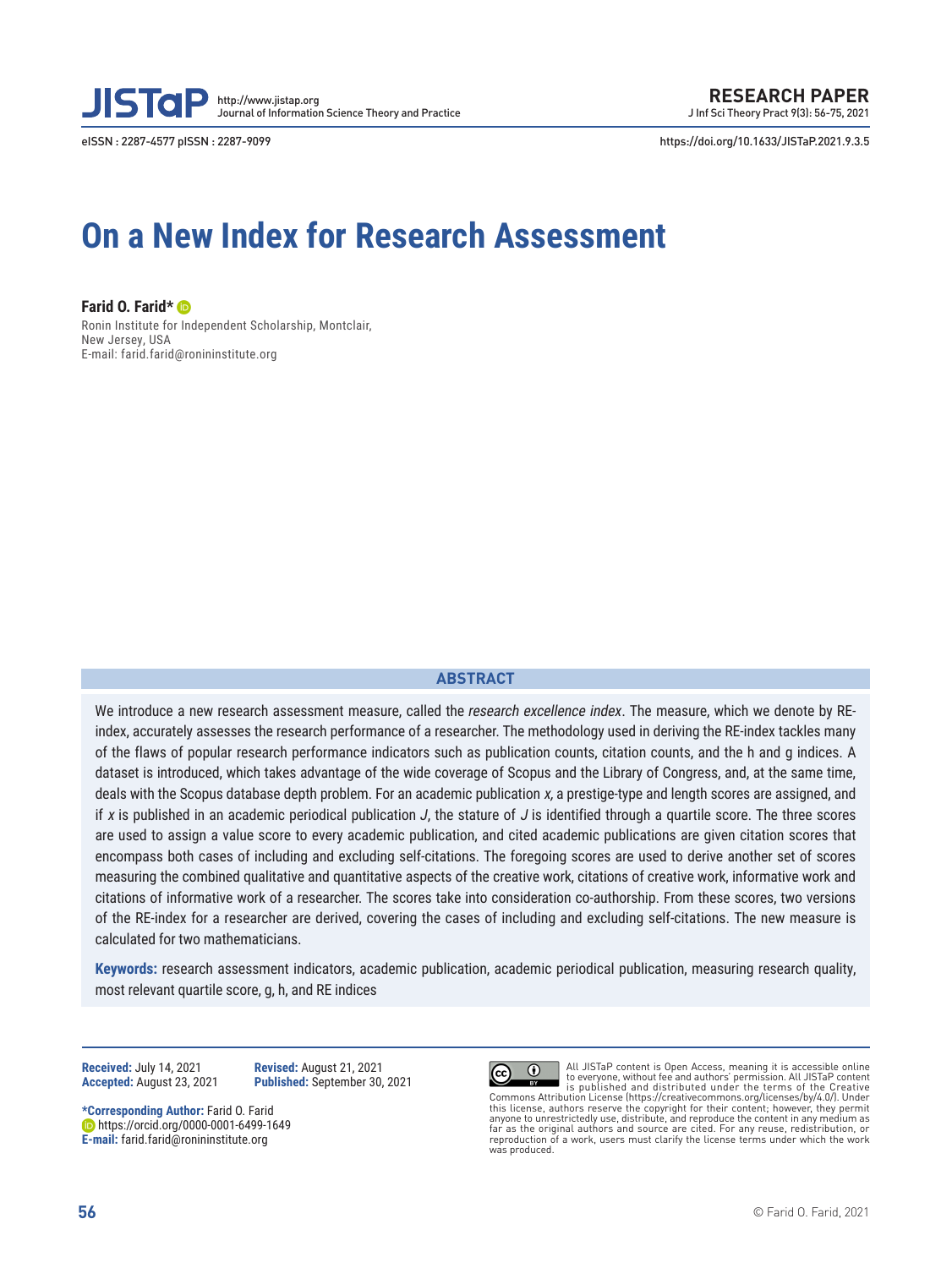RESEARCH PAPER

https://doi.org/10.1633/JISTaP.2021.9.3.5

# On a New Index for Research Assessment

**Farid O. Farid***

Ronin Institute for Independent Scholarship, Montclair, New Jersey, USA
E-mail: farid.farid@ronininstitute.org

## ABSTRACT

We introduce a new research assessment measure, called the *research excellence index*. The measure, which we denote by RE-index, accurately assesses the research performance of a researcher. The methodology used in deriving the RE-index tackles many of the flaws of popular research performance indicators such as publication counts, citation counts, and the h and g indices. A dataset is introduced, which takes advantage of the wide coverage of Scopus and the Library of Congress, and, at the same time, deals with the Scopus database depth problem. For an academic publication *x,* a prestige-type and length scores are assigned, and if *x* is published in an academic periodical publication *J*, the stature of *J* is identified through a quartile score. The three scores are used to assign a value score to every academic publication, and cited academic publications are given citation scores that encompass both cases of including and excluding self-citations. The foregoing scores are used to derive another set of scores measuring the combined qualitative and quantitative aspects of the creative work, citations of creative work, informative work and citations of informative work of a researcher. The scores take into consideration co-authorship. From these scores, two versions of the RE-index for a researcher are derived, covering the cases of including and excluding self-citations. The new measure is calculated for two mathematicians.

**Keywords:** research assessment indicators, academic publication, academic periodical publication, measuring research quality, most relevant quartile score, g, h, and RE indices

**Received:** July 14, 2021
**Revised:** August 21, 2021
**Accepted:** August 23, 2021
**Published:** September 30, 2021

***Corresponding Author:** Farid O. Farid
https://orcid.org/0000-0001-6499-1649
**E-mail:** farid.farid@ronininstitute.org

All JISTaP content is Open Access, meaning it is accessible online to everyone, without fee and authors' permission. All JISTaP content is published and distributed under the terms of the Creative Commons Attribution License (https://creativecommons.org/licenses/by/4.0/). Under this license, authors reserve the copyright for their content; however, they permit anyone to unrestrictedly use, distribute, and reproduce the content in any medium as far as the original authors and source are cited. For any reuse, redistribution, or reproduction of a work, users must clarify the license terms under which the work was produced.

© Farid O. Farid, 2021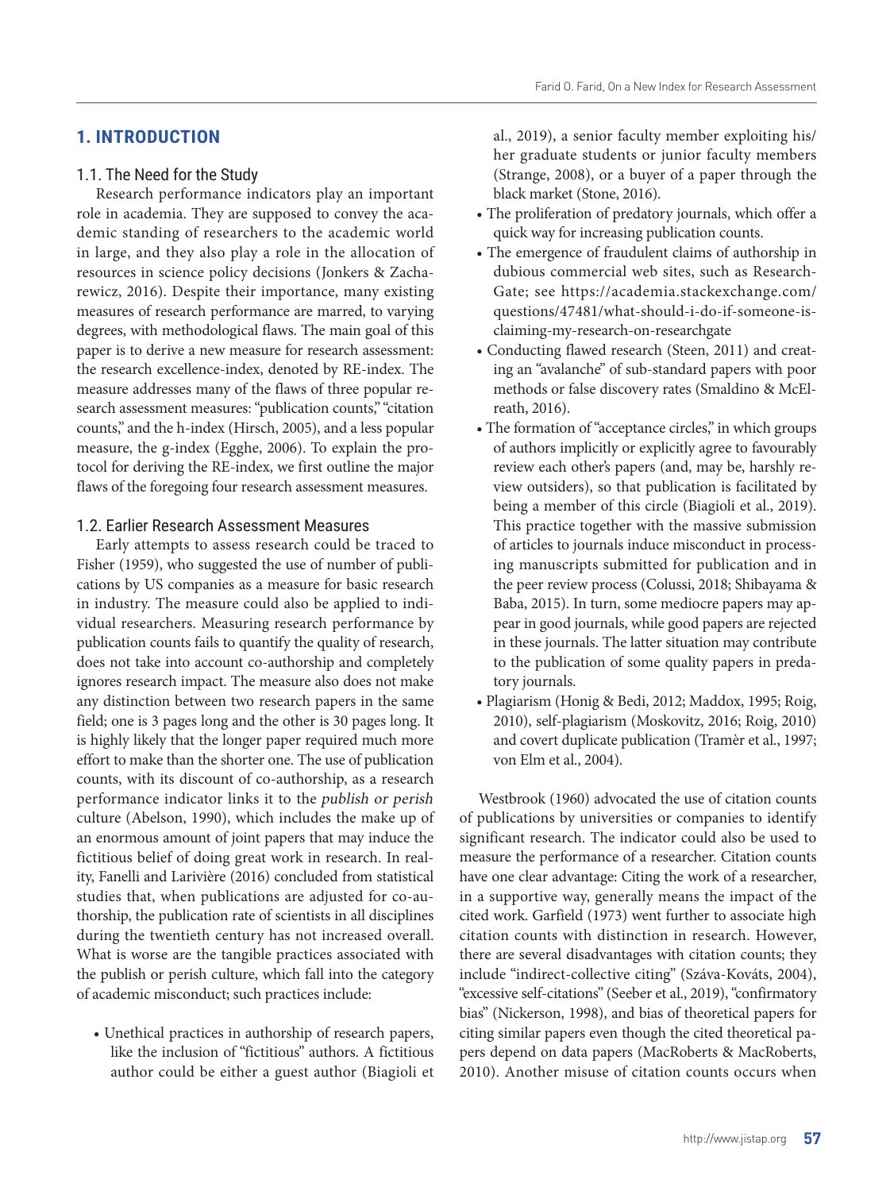## 1. INTRODUCTION

### 1.1. The Need for the Study

Research performance indicators play an important role in academia. They are supposed to convey the academic standing of researchers to the academic world in large, and they also play a role in the allocation of resources in science policy decisions (Jonkers & Zacharewicz, 2016). Despite their importance, many existing measures of research performance are marred, to varying degrees, with methodological flaws. The main goal of this paper is to derive a new measure for research assessment: the research excellence-index, denoted by RE-index. The measure addresses many of the flaws of three popular research assessment measures: "publication counts," "citation counts," and the h-index (Hirsch, 2005), and a less popular measure, the g-index (Egghe, 2006). To explain the protocol for deriving the RE-index, we first outline the major flaws of the foregoing four research assessment measures.

### 1.2. Earlier Research Assessment Measures

Early attempts to assess research could be traced to Fisher (1959), who suggested the use of number of publications by US companies as a measure for basic research in industry. The measure could also be applied to individual researchers. Measuring research performance by publication counts fails to quantify the quality of research, does not take into account co-authorship and completely ignores research impact. The measure also does not make any distinction between two research papers in the same field; one is 3 pages long and the other is 30 pages long. It is highly likely that the longer paper required much more effort to make than the shorter one. The use of publication counts, with its discount of co-authorship, as a research performance indicator links it to the *publish or perish* culture (Abelson, 1990), which includes the make up of an enormous amount of joint papers that may induce the fictitious belief of doing great work in research. In reality, Fanelli and Larivière (2016) concluded from statistical studies that, when publications are adjusted for co-authorship, the publication rate of scientists in all disciplines during the twentieth century has not increased overall. What is worse are the tangible practices associated with the publish or perish culture, which fall into the category of academic misconduct; such practices include:

- Unethical practices in authorship of research papers, like the inclusion of "fictitious" authors. A fictitious author could be either a guest author (Biagioli et al., 2019), a senior faculty member exploiting his/her graduate students or junior faculty members (Strange, 2008), or a buyer of a paper through the black market (Stone, 2016).
- The proliferation of predatory journals, which offer a quick way for increasing publication counts.
- The emergence of fraudulent claims of authorship in dubious commercial web sites, such as ResearchGate; see https://academia.stackexchange.com/questions/47481/what-should-i-do-if-someone-is-claiming-my-research-on-researchgate
- Conducting flawed research (Steen, 2011) and creating an "avalanche" of sub-standard papers with poor methods or false discovery rates (Smaldino & McElreath, 2016).
- The formation of "acceptance circles," in which groups of authors implicitly or explicitly agree to favourably review each other's papers (and, may be, harshly review outsiders), so that publication is facilitated by being a member of this circle (Biagioli et al., 2019). This practice together with the massive submission of articles to journals induce misconduct in processing manuscripts submitted for publication and in the peer review process (Colussi, 2018; Shibayama & Baba, 2015). In turn, some mediocre papers may appear in good journals, while good papers are rejected in these journals. The latter situation may contribute to the publication of some quality papers in predatory journals.
- Plagiarism (Honig & Bedi, 2012; Maddox, 1995; Roig, 2010), self-plagiarism (Moskovitz, 2016; Roig, 2010) and covert duplicate publication (Tramèr et al., 1997; von Elm et al., 2004).

Westbrook (1960) advocated the use of citation counts of publications by universities or companies to identify significant research. The indicator could also be used to measure the performance of a researcher. Citation counts have one clear advantage: Citing the work of a researcher, in a supportive way, generally means the impact of the cited work. Garfield (1973) went further to associate high citation counts with distinction in research. However, there are several disadvantages with citation counts; they include "indirect-collective citing" (Száva-Kováts, 2004), "excessive self-citations" (Seeber et al., 2019), "confirmatory bias" (Nickerson, 1998), and bias of theoretical papers for citing similar papers even though the cited theoretical papers depend on data papers (MacRoberts & MacRoberts, 2010). Another misuse of citation counts occurs when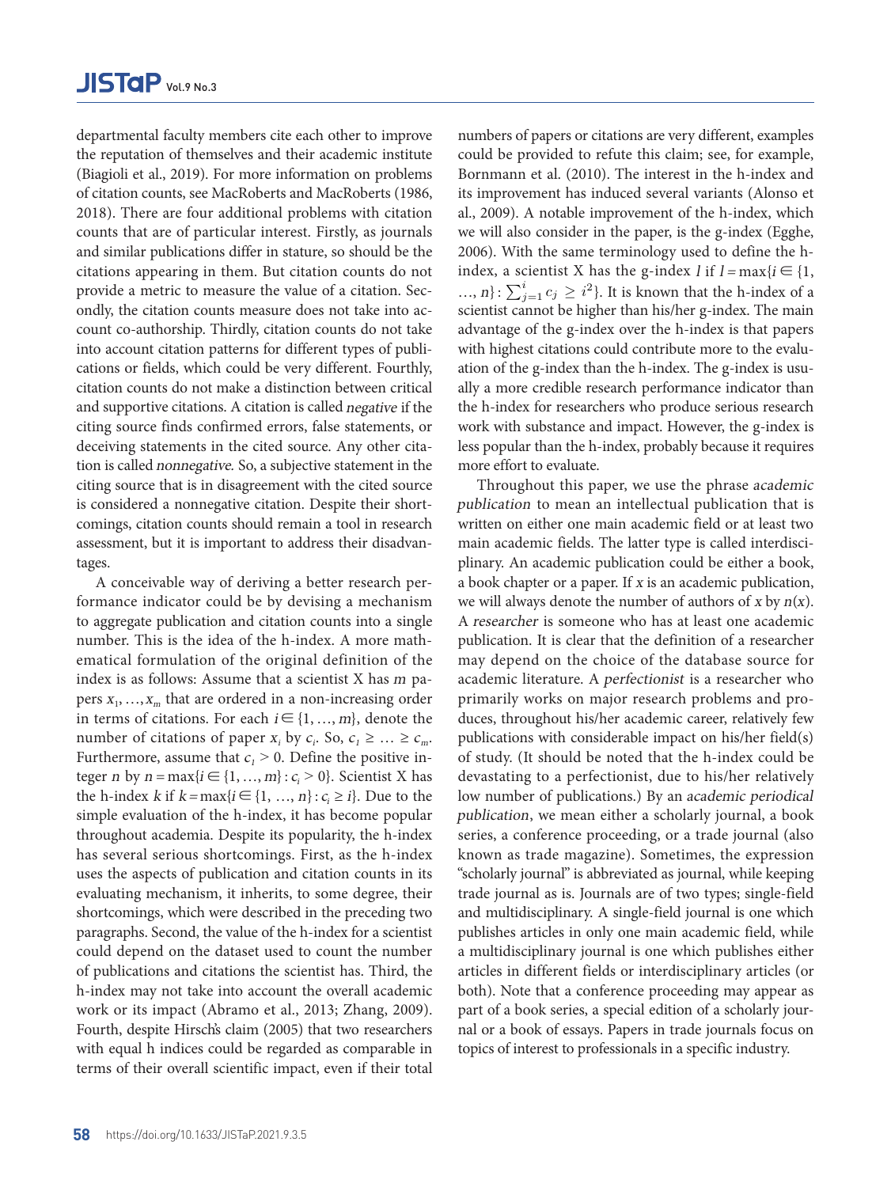departmental faculty members cite each other to improve the reputation of themselves and their academic institute (Biagioli et al., 2019). For more information on problems of citation counts, see MacRoberts and MacRoberts (1986, 2018). There are four additional problems with citation counts that are of particular interest. Firstly, as journals and similar publications differ in stature, so should be the citations appearing in them. But citation counts do not provide a metric to measure the value of a citation. Secondly, the citation counts measure does not take into account co-authorship. Thirdly, citation counts do not take into account citation patterns for different types of publications or fields, which could be very different. Fourthly, citation counts do not make a distinction between critical and supportive citations. A citation is called *negative* if the citing source finds confirmed errors, false statements, or deceiving statements in the cited source. Any other citation is called *nonnegative*. So, a subjective statement in the citing source that is in disagreement with the cited source is considered a nonnegative citation. Despite their shortcomings, citation counts should remain a tool in research assessment, but it is important to address their disadvantages.

A conceivable way of deriving a better research performance indicator could be by devising a mechanism to aggregate publication and citation counts into a single number. This is the idea of the h-index. A more mathematical formulation of the original definition of the index is as follows: Assume that a scientist X has $m$ papers $x_1, \ldots, x_m$ that are ordered in a non-increasing order in terms of citations. For each $i \in \{1, \ldots, m\}$, denote the number of citations of paper $x_i$ by $c_i$. So, $c_1 \geq \ldots \geq c_m$. Furthermore, assume that $c_1 > 0$. Define the positive integer $n$ by $n = \max\{i \in \{1, \ldots, m\} : c_i > 0\}$. Scientist X has the h-index $k$ if $k = \max\{i \in \{1, \ldots, n\} : c_i \geq i\}$. Due to the simple evaluation of the h-index, it has become popular throughout academia. Despite its popularity, the h-index has several serious shortcomings. First, as the h-index uses the aspects of publication and citation counts in its evaluating mechanism, it inherits, to some degree, their shortcomings, which were described in the preceding two paragraphs. Second, the value of the h-index for a scientist could depend on the dataset used to count the number of publications and citations the scientist has. Third, the h-index may not take into account the overall academic work or its impact (Abramo et al., 2013; Zhang, 2009). Fourth, despite Hirsch's claim (2005) that two researchers with equal h indices could be regarded as comparable in terms of their overall scientific impact, even if their total numbers of papers or citations are very different, examples could be provided to refute this claim; see, for example, Bornmann et al. (2010). The interest in the h-index and its improvement has induced several variants (Alonso et al., 2009). A notable improvement of the h-index, which we will also consider in the paper, is the g-index (Egghe, 2006). With the same terminology used to define the h-index, a scientist X has the g-index $l$ if $l = \max\{i \in \{1, \ldots, n\} : \sum_{j=1}^{i} c_j \geq i^2\}$. It is known that the h-index of a scientist cannot be higher than his/her g-index. The main advantage of the g-index over the h-index is that papers with highest citations could contribute more to the evaluation of the g-index than the h-index. The g-index is usually a more credible research performance indicator than the h-index for researchers who produce serious research work with substance and impact. However, the g-index is less popular than the h-index, probably because it requires more effort to evaluate.

Throughout this paper, we use the phrase *academic publication* to mean an intellectual publication that is written on either one main academic field or at least two main academic fields. The latter type is called interdisciplinary. An academic publication could be either a book, a book chapter or a paper. If $x$ is an academic publication, we will always denote the number of authors of $x$ by $n(x)$. A *researcher* is someone who has at least one academic publication. It is clear that the definition of a researcher may depend on the choice of the database source for academic literature. A *perfectionist* is a researcher who primarily works on major research problems and produces, throughout his/her academic career, relatively few publications with considerable impact on his/her field(s) of study. (It should be noted that the h-index could be devastating to a perfectionist, due to his/her relatively low number of publications.) By an *academic periodical publication*, we mean either a scholarly journal, a book series, a conference proceeding, or a trade journal (also known as trade magazine). Sometimes, the expression "scholarly journal" is abbreviated as journal, while keeping trade journal as is. Journals are of two types; single-field and multidisciplinary. A single-field journal is one which publishes articles in only one main academic field, while a multidisciplinary journal is one which publishes either articles in different fields or interdisciplinary articles (or both). Note that a conference proceeding may appear as part of a book series, a special edition of a scholarly journal or a book of essays. Papers in trade journals focus on topics of interest to professionals in a specific industry.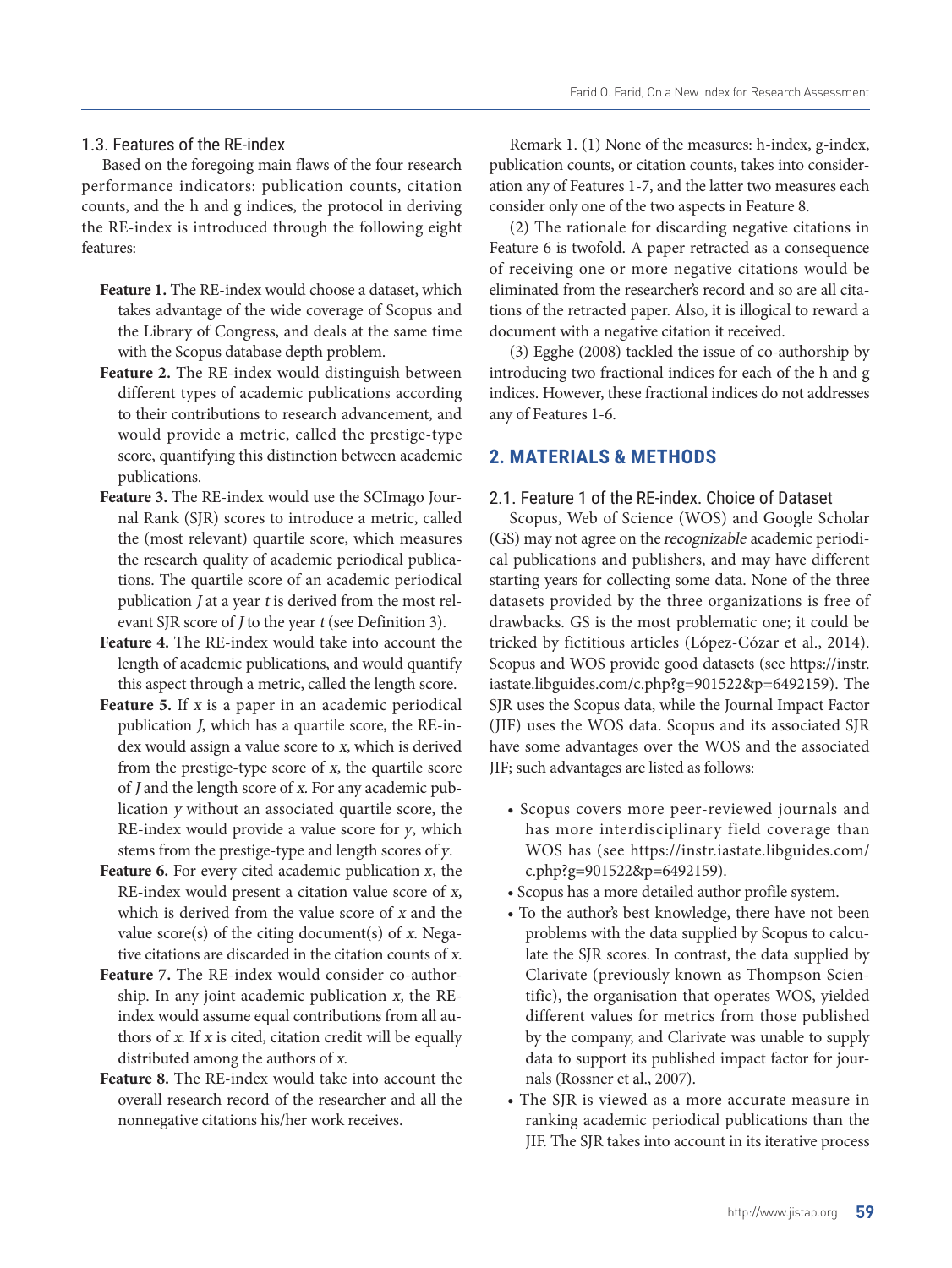### 1.3. Features of the RE-index

Based on the foregoing main flaws of the four research performance indicators: publication counts, citation counts, and the h and g indices, the protocol in deriving the RE-index is introduced through the following eight features:

**Feature 1.** The RE-index would choose a dataset, which takes advantage of the wide coverage of Scopus and the Library of Congress, and deals at the same time with the Scopus database depth problem.

**Feature 2.** The RE-index would distinguish between different types of academic publications according to their contributions to research advancement, and would provide a metric, called the prestige-type score, quantifying this distinction between academic publications.

**Feature 3.** The RE-index would use the SCImago Journal Rank (SJR) scores to introduce a metric, called the (most relevant) quartile score, which measures the research quality of academic periodical publications. The quartile score of an academic periodical publication $J$ at a year $t$ is derived from the most relevant SJR score of $J$ to the year $t$ (see Definition 3).

**Feature 4.** The RE-index would take into account the length of academic publications, and would quantify this aspect through a metric, called the length score.

**Feature 5.** If $x$ is a paper in an academic periodical publication $J$, which has a quartile score, the RE-index would assign a value score to $x$, which is derived from the prestige-type score of $x$, the quartile score of $J$ and the length score of $x$. For any academic publication $y$ without an associated quartile score, the RE-index would provide a value score for $y$, which stems from the prestige-type and length scores of $y$.

**Feature 6.** For every cited academic publication $x$, the RE-index would present a citation value score of $x$, which is derived from the value score of $x$ and the value score(s) of the citing document(s) of $x$. Negative citations are discarded in the citation counts of $x$.

**Feature 7.** The RE-index would consider co-authorship. In any joint academic publication $x$, the RE-index would assume equal contributions from all authors of $x$. If $x$ is cited, citation credit will be equally distributed among the authors of $x$.

**Feature 8.** The RE-index would take into account the overall research record of the researcher and all the nonnegative citations his/her work receives.

Remark 1. (1) None of the measures: h-index, g-index, publication counts, or citation counts, takes into consideration any of Features 1-7, and the latter two measures each consider only one of the two aspects in Feature 8.

(2) The rationale for discarding negative citations in Feature 6 is twofold. A paper retracted as a consequence of receiving one or more negative citations would be eliminated from the researcher's record and so are all citations of the retracted paper. Also, it is illogical to reward a document with a negative citation it received.

(3) Egghe (2008) tackled the issue of co-authorship by introducing two fractional indices for each of the h and g indices. However, these fractional indices do not addresses any of Features 1-6.

## 2. MATERIALS & METHODS

### 2.1. Feature 1 of the RE-index. Choice of Dataset

Scopus, Web of Science (WOS) and Google Scholar (GS) may not agree on the *recognizable* academic periodical publications and publishers, and may have different starting years for collecting some data. None of the three datasets provided by the three organizations is free of drawbacks. GS is the most problematic one; it could be tricked by fictitious articles (López-Cózar et al., 2014). Scopus and WOS provide good datasets (see https://instr.iastate.libguides.com/c.php?g=901522&p=6492159). The SJR uses the Scopus data, while the Journal Impact Factor (JIF) uses the WOS data. Scopus and its associated SJR have some advantages over the WOS and the associated JIF; such advantages are listed as follows:

- Scopus covers more peer-reviewed journals and has more interdisciplinary field coverage than WOS has (see https://instr.iastate.libguides.com/c.php?g=901522&p=6492159).
- Scopus has a more detailed author profile system.
- To the author's best knowledge, there have not been problems with the data supplied by Scopus to calculate the SJR scores. In contrast, the data supplied by Clarivate (previously known as Thompson Scientific), the organisation that operates WOS, yielded different values for metrics from those published by the company, and Clarivate was unable to supply data to support its published impact factor for journals (Rossner et al., 2007).
- The SJR is viewed as a more accurate measure in ranking academic periodical publications than the JIF. The SJR takes into account in its iterative process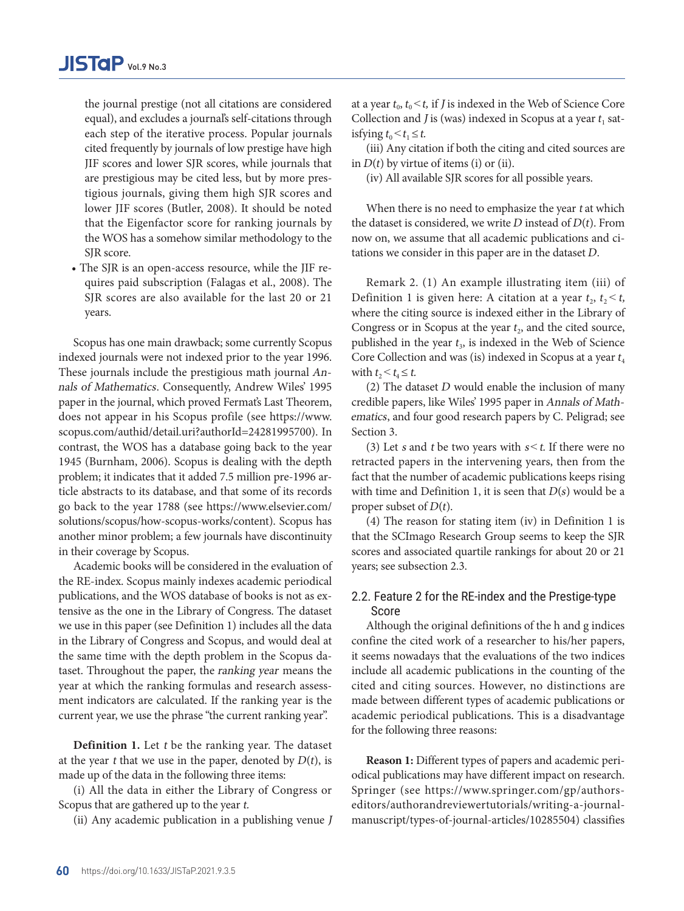the journal prestige (not all citations are considered equal), and excludes a journal's self-citations through each step of the iterative process. Popular journals cited frequently by journals of low prestige have high JIF scores and lower SJR scores, while journals that are prestigious may be cited less, but by more prestigious journals, giving them high SJR scores and lower JIF scores (Butler, 2008). It should be noted that the Eigenfactor score for ranking journals by the WOS has a somehow similar methodology to the SJR score.

- The SJR is an open-access resource, while the JIF requires paid subscription (Falagas et al., 2008). The SJR scores are also available for the last 20 or 21 years.

Scopus has one main drawback; some currently Scopus indexed journals were not indexed prior to the year 1996. These journals include the prestigious math journal *Annals of Mathematics*. Consequently, Andrew Wiles' 1995 paper in the journal, which proved Fermat's Last Theorem, does not appear in his Scopus profile (see https://www.scopus.com/authid/detail.uri?authorId=24281995700). In contrast, the WOS has a database going back to the year 1945 (Burnham, 2006). Scopus is dealing with the depth problem; it indicates that it added 7.5 million pre-1996 article abstracts to its database, and that some of its records go back to the year 1788 (see https://www.elsevier.com/solutions/scopus/how-scopus-works/content). Scopus has another minor problem; a few journals have discontinuity in their coverage by Scopus.

Academic books will be considered in the evaluation of the RE-index. Scopus mainly indexes academic periodical publications, and the WOS database of books is not as extensive as the one in the Library of Congress. The dataset we use in this paper (see Definition 1) includes all the data in the Library of Congress and Scopus, and would deal at the same time with the depth problem in the Scopus dataset. Throughout the paper, the *ranking year* means the year at which the ranking formulas and research assessment indicators are calculated. If the ranking year is the current year, we use the phrase "the current ranking year".

**Definition 1.** Let $t$ be the ranking year. The dataset at the year $t$ that we use in the paper, denoted by $D(t)$, is made up of the data in the following three items:

(i) All the data in either the Library of Congress or Scopus that are gathered up to the year $t$.

(ii) Any academic publication in a publishing venue $J$ at a year $t_0$, $t_0 < t$, if $J$ is indexed in the Web of Science Core Collection and $J$ is (was) indexed in Scopus at a year $t_1$ satisfying $t_0 < t_1 \leq t$.

(iii) Any citation if both the citing and cited sources are in $D(t)$ by virtue of items (i) or (ii).

(iv) All available SJR scores for all possible years.

When there is no need to emphasize the year $t$ at which the dataset is considered, we write $D$ instead of $D(t)$. From now on, we assume that all academic publications and citations we consider in this paper are in the dataset $D$.

Remark 2. (1) An example illustrating item (iii) of Definition 1 is given here: A citation at a year $t_2$, $t_2 < t$, where the citing source is indexed either in the Library of Congress or in Scopus at the year $t_2$, and the cited source, published in the year $t_3$, is indexed in the Web of Science Core Collection and was (is) indexed in Scopus at a year $t_4$ with $t_2 < t_4 \leq t$.

(2) The dataset $D$ would enable the inclusion of many credible papers, like Wiles' 1995 paper in *Annals of Mathematics*, and four good research papers by C. Peligrad; see Section 3.

(3) Let $s$ and $t$ be two years with $s < t$. If there were no retracted papers in the intervening years, then from the fact that the number of academic publications keeps rising with time and Definition 1, it is seen that $D(s)$ would be a proper subset of $D(t)$.

(4) The reason for stating item (iv) in Definition 1 is that the SCImago Research Group seems to keep the SJR scores and associated quartile rankings for about 20 or 21 years; see subsection 2.3.

## 2.2. Feature 2 for the RE-index and the Prestige-type Score

Although the original definitions of the h and g indices confine the cited work of a researcher to his/her papers, it seems nowadays that the evaluations of the two indices include all academic publications in the counting of the cited and citing sources. However, no distinctions are made between different types of academic publications or academic periodical publications. This is a disadvantage for the following three reasons:

**Reason 1:** Different types of papers and academic periodical publications may have different impact on research. Springer (see https://www.springer.com/gp/authors-editors/authorandreviewertutorials/writing-a-journal-manuscript/types-of-journal-articles/10285504) classifies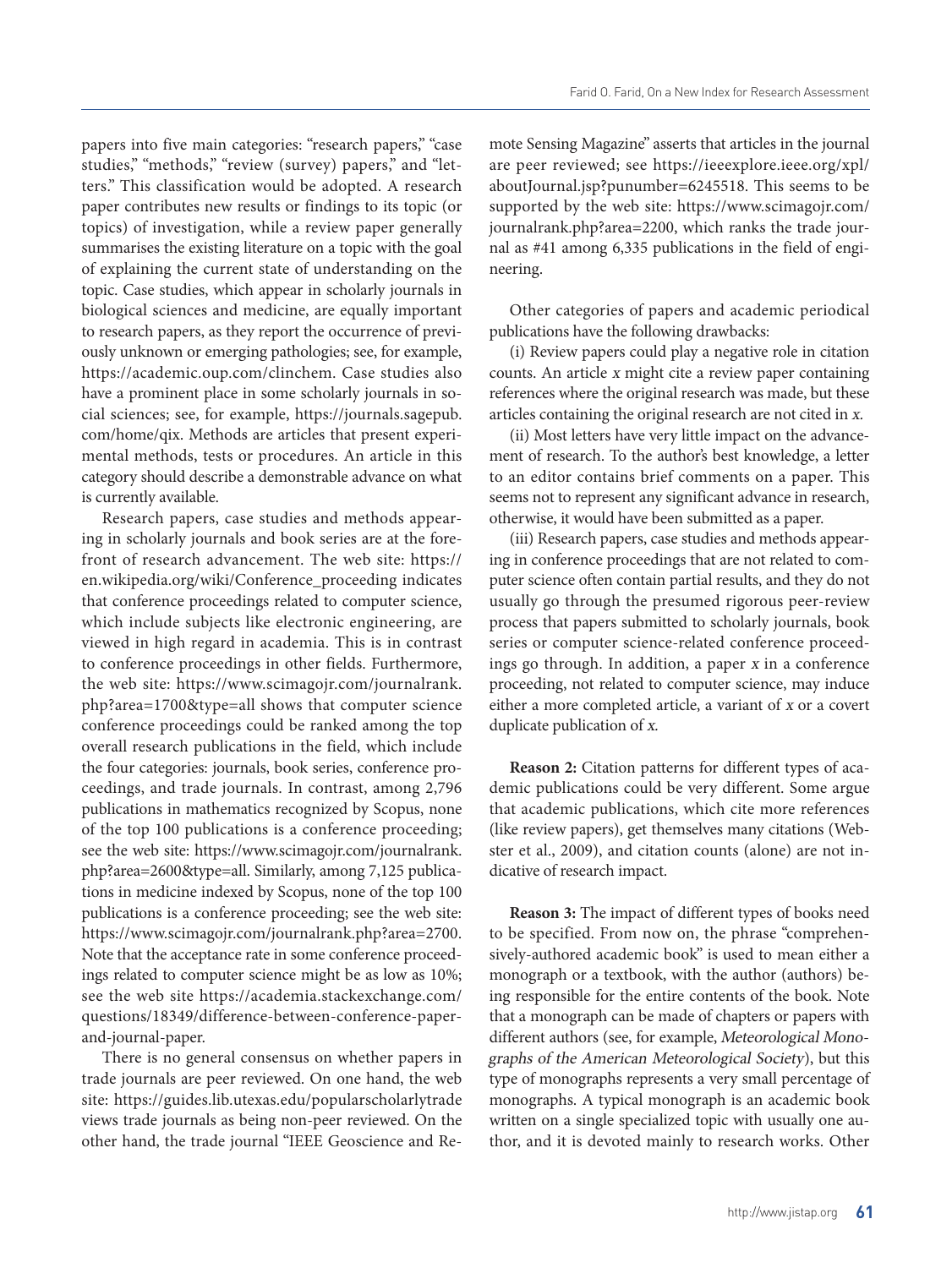papers into five main categories: "research papers," "case studies," "methods," "review (survey) papers," and "letters." This classification would be adopted. A research paper contributes new results or findings to its topic (or topics) of investigation, while a review paper generally summarises the existing literature on a topic with the goal of explaining the current state of understanding on the topic. Case studies, which appear in scholarly journals in biological sciences and medicine, are equally important to research papers, as they report the occurrence of previously unknown or emerging pathologies; see, for example, https://academic.oup.com/clinchem. Case studies also have a prominent place in some scholarly journals in social sciences; see, for example, https://journals.sagepub.com/home/qix. Methods are articles that present experimental methods, tests or procedures. An article in this category should describe a demonstrable advance on what is currently available.

Research papers, case studies and methods appearing in scholarly journals and book series are at the forefront of research advancement. The web site: https://en.wikipedia.org/wiki/Conference_proceeding indicates that conference proceedings related to computer science, which include subjects like electronic engineering, are viewed in high regard in academia. This is in contrast to conference proceedings in other fields. Furthermore, the web site: https://www.scimagojr.com/journalrank.php?area=1700&type=all shows that computer science conference proceedings could be ranked among the top overall research publications in the field, which include the four categories: journals, book series, conference proceedings, and trade journals. In contrast, among 2,796 publications in mathematics recognized by Scopus, none of the top 100 publications is a conference proceeding; see the web site: https://www.scimagojr.com/journalrank.php?area=2600&type=all. Similarly, among 7,125 publications in medicine indexed by Scopus, none of the top 100 publications is a conference proceeding; see the web site: https://www.scimagojr.com/journalrank.php?area=2700. Note that the acceptance rate in some conference proceedings related to computer science might be as low as 10%; see the web site https://academia.stackexchange.com/questions/18349/difference-between-conference-paper-and-journal-paper.

There is no general consensus on whether papers in trade journals are peer reviewed. On one hand, the web site: https://guides.lib.utexas.edu/popularscholarlytrade views trade journals as being non-peer reviewed. On the other hand, the trade journal "IEEE Geoscience and Remote Sensing Magazine" asserts that articles in the journal are peer reviewed; see https://ieeexplore.ieee.org/xpl/aboutJournal.jsp?punumber=6245518. This seems to be supported by the web site: https://www.scimagojr.com/journalrank.php?area=2200, which ranks the trade journal as #41 among 6,335 publications in the field of engineering.

Other categories of papers and academic periodical publications have the following drawbacks:

(i) Review papers could play a negative role in citation counts. An article *x* might cite a review paper containing references where the original research was made, but these articles containing the original research are not cited in *x*.

(ii) Most letters have very little impact on the advancement of research. To the author's best knowledge, a letter to an editor contains brief comments on a paper. This seems not to represent any significant advance in research, otherwise, it would have been submitted as a paper.

(iii) Research papers, case studies and methods appearing in conference proceedings that are not related to computer science often contain partial results, and they do not usually go through the presumed rigorous peer-review process that papers submitted to scholarly journals, book series or computer science-related conference proceedings go through. In addition, a paper *x* in a conference proceeding, not related to computer science, may induce either a more completed article, a variant of *x* or a covert duplicate publication of *x*.

**Reason 2:** Citation patterns for different types of academic publications could be very different. Some argue that academic publications, which cite more references (like review papers), get themselves many citations (Webster et al., 2009), and citation counts (alone) are not indicative of research impact.

**Reason 3:** The impact of different types of books need to be specified. From now on, the phrase "comprehensively-authored academic book" is used to mean either a monograph or a textbook, with the author (authors) being responsible for the entire contents of the book. Note that a monograph can be made of chapters or papers with different authors (see, for example, *Meteorological Monographs of the American Meteorological Society*), but this type of monographs represents a very small percentage of monographs. A typical monograph is an academic book written on a single specialized topic with usually one author, and it is devoted mainly to research works. Other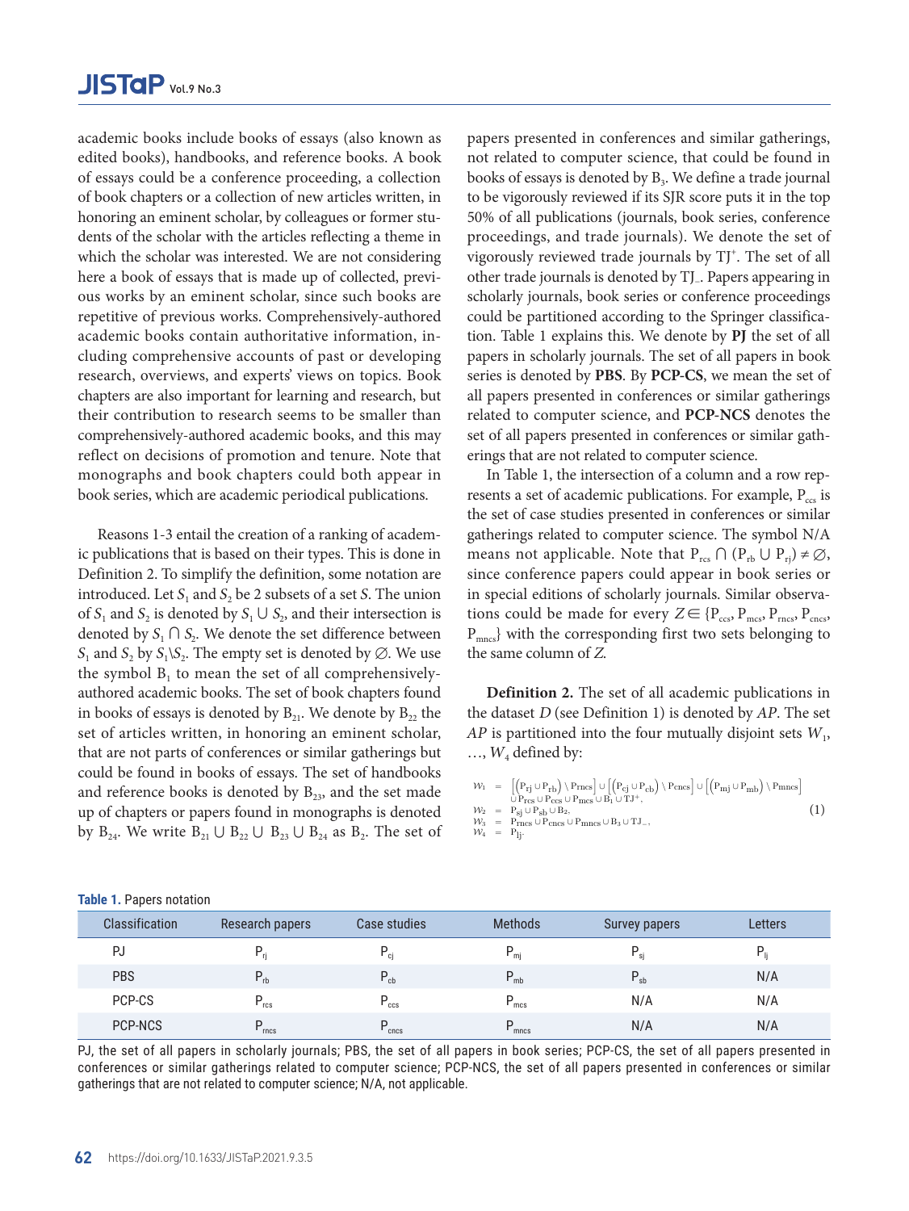academic books include books of essays (also known as edited books), handbooks, and reference books. A book of essays could be a conference proceeding, a collection of book chapters or a collection of new articles written, in honoring an eminent scholar, by colleagues or former students of the scholar with the articles reflecting a theme in which the scholar was interested. We are not considering here a book of essays that is made up of collected, previous works by an eminent scholar, since such books are repetitive of previous works. Comprehensively-authored academic books contain authoritative information, including comprehensive accounts of past or developing research, overviews, and experts' views on topics. Book chapters are also important for learning and research, but their contribution to research seems to be smaller than comprehensively-authored academic books, and this may reflect on decisions of promotion and tenure. Note that monographs and book chapters could both appear in book series, which are academic periodical publications.

Reasons 1-3 entail the creation of a ranking of academic publications that is based on their types. This is done in Definition 2. To simplify the definition, some notation are introduced. Let $S_1$ and $S_2$ be 2 subsets of a set $S$. The union of $S_1$ and $S_2$ is denoted by $S_1 \cup S_2$, and their intersection is denoted by $S_1 \cap S_2$. We denote the set difference between $S_1$ and $S_2$ by $S_1 \backslash S_2$. The empty set is denoted by $\varnothing$. We use the symbol $B_1$ to mean the set of all comprehensively-authored academic books. The set of book chapters found in books of essays is denoted by $B_{21}$. We denote by $B_{22}$ the set of articles written, in honoring an eminent scholar, that are not parts of conferences or similar gatherings but could be found in books of essays. The set of handbooks and reference books is denoted by $B_{23}$, and the set made up of chapters or papers found in monographs is denoted by $B_{24}$. We write $B_{21} \cup B_{22} \cup B_{23} \cup B_{24}$ as $B_2$. The set of papers presented in conferences and similar gatherings, not related to computer science, that could be found in books of essays is denoted by $B_3$. We define a trade journal to be vigorously reviewed if its SJR score puts it in the top 50% of all publications (journals, book series, conference proceedings, and trade journals). We denote the set of vigorously reviewed trade journals by $TJ^+$. The set of all other trade journals is denoted by $TJ_-$. Papers appearing in scholarly journals, book series or conference proceedings could be partitioned according to the Springer classification. Table 1 explains this. We denote by **PJ** the set of all papers in scholarly journals. The set of all papers in book series is denoted by **PBS**. By **PCP-CS**, we mean the set of all papers presented in conferences or similar gatherings related to computer science, and **PCP-NCS** denotes the set of all papers presented in conferences or similar gatherings that are not related to computer science.

In Table 1, the intersection of a column and a row represents a set of academic publications. For example, $P_{ccs}$ is the set of case studies presented in conferences or similar gatherings related to computer science. The symbol N/A means not applicable. Note that $P_{rcs} \cap (P_{rb} \cup P_{rj}) \neq \varnothing$, since conference papers could appear in book series or in special editions of scholarly journals. Similar observations could be made for every $Z \in \{P_{ccs}, P_{mcs}, P_{rncs}, P_{cncs}, P_{mncs}\}$ with the corresponding first two sets belonging to the same column of $Z$.

**Definition 2.** The set of all academic publications in the dataset $D$ (see Definition 1) is denoted by $AP$. The set $AP$ is partitioned into the four mutually disjoint sets $W_1$, …, $W_4$ defined by:

$$
\begin{aligned}
W_1 &= \left[\left(P_{rj} \cup P_{rb}\right) \backslash P_{rncs}\right] \cup \left[\left(P_{cj} \cup P_{cb}\right) \backslash P_{cncs}\right] \cup \left[\left(P_{mj} \cup P_{mb}\right) \backslash P_{mncs}\right] \\
&\quad \cup P_{rcs} \cup P_{ccs} \cup P_{mcs} \cup B_1 \cup TJ^+, \\
W_2 &= P_{sj} \cup P_{sb} \cup B_2, \\
W_3 &= P_{rncs} \cup P_{cncs} \cup P_{mncs} \cup B_3 \cup TJ_-, \\
W_4 &= P_{lj}.
\end{aligned}
\tag{1}
$$

**Table 1.** Papers notation

| Classification | Research papers | Case studies | Methods | Survey papers | Letters |
|---|---|---|---|---|---|
| PJ | $P_{rj}$ | $P_{cj}$ | $P_{mj}$ | $P_{sj}$ | $P_{lj}$ |
| PBS | $P_{rb}$ | $P_{cb}$ | $P_{mb}$ | $P_{sb}$ | N/A |
| PCP-CS | $P_{rcs}$ | $P_{ccs}$ | $P_{mcs}$ | N/A | N/A |
| PCP-NCS | $P_{rncs}$ | $P_{cncs}$ | $P_{mncs}$ | N/A | N/A |

PJ, the set of all papers in scholarly journals; PBS, the set of all papers in book series; PCP-CS, the set of all papers presented in conferences or similar gatherings related to computer science; PCP-NCS, the set of all papers presented in conferences or similar gatherings that are not related to computer science; N/A, not applicable.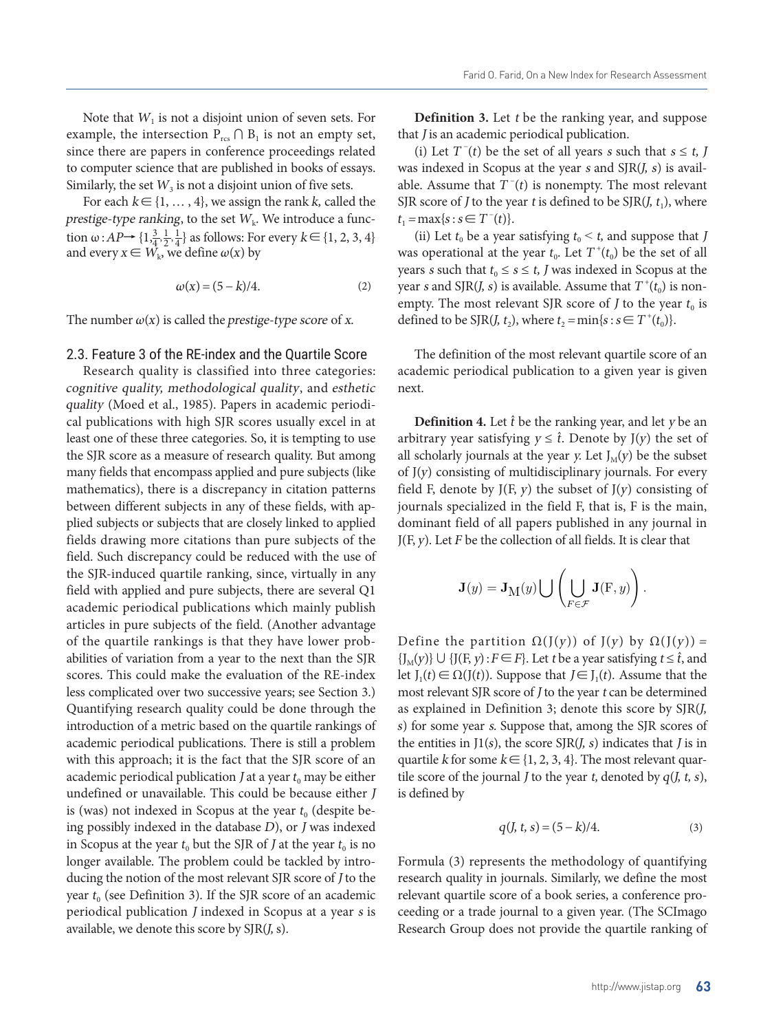Note that $W_1$ is not a disjoint union of seven sets. For example, the intersection $P_{rcs} \cap B_1$ is not an empty set, since there are papers in conference proceedings related to computer science that are published in books of essays. Similarly, the set $W_3$ is not a disjoint union of five sets.

For each $k \in \{1, \dots, 4\}$, we assign the rank $k$, called the *prestige-type ranking*, to the set $W_k$. We introduce a function $\omega : AP \rightarrow \{1, \frac{3}{4}, \frac{1}{2}, \frac{1}{4}\}$ as follows: For every $k \in \{1, 2, 3, 4\}$ and every $x \in W_k$, we define $\omega(x)$ by

$$\omega(x) = (5 - k)/4. \tag{2}$$

The number $\omega(x)$ is called the *prestige-type score* of $x$.

### 2.3. Feature 3 of the RE-index and the Quartile Score

Research quality is classified into three categories: *cognitive quality, methodological quality*, and *esthetic quality* (Moed et al., 1985). Papers in academic periodical publications with high SJR scores usually excel in at least one of these three categories. So, it is tempting to use the SJR score as a measure of research quality. But among many fields that encompass applied and pure subjects (like mathematics), there is a discrepancy in citation patterns between different subjects in any of these fields, with applied subjects or subjects that are closely linked to applied fields drawing more citations than pure subjects of the field. Such discrepancy could be reduced with the use of the SJR-induced quartile ranking, since, virtually in any field with applied and pure subjects, there are several Q1 academic periodical publications which mainly publish articles in pure subjects of the field. (Another advantage of the quartile rankings is that they have lower probabilities of variation from a year to the next than the SJR scores. This could make the evaluation of the RE-index less complicated over two successive years; see Section 3.) Quantifying research quality could be done through the introduction of a metric based on the quartile rankings of academic periodical publications. There is still a problem with this approach; it is the fact that the SJR score of an academic periodical publication $J$ at a year $t_0$ may be either undefined or unavailable. This could be because either $J$ is (was) not indexed in Scopus at the year $t_0$ (despite being possibly indexed in the database $D$), or $J$ was indexed in Scopus at the year $t_0$ but the SJR of $J$ at the year $t_0$ is no longer available. The problem could be tackled by introducing the notion of the most relevant SJR score of $J$ to the year $t_0$ (see Definition 3). If the SJR score of an academic periodical publication $J$ indexed in Scopus at a year $s$ is available, we denote this score by SJR($J$, s).

**Definition 3.** Let $t$ be the ranking year, and suppose that $J$ is an academic periodical publication.

(i) Let $T^-(t)$ be the set of all years $s$ such that $s \leq t$, $J$ was indexed in Scopus at the year $s$ and SJR($J$, $s$) is available. Assume that $T^-(t)$ is nonempty. The most relevant SJR score of $J$ to the year $t$ is defined to be SJR($J$, $t_1$), where $t_1 = \max\{s : s \in T^-(t)\}$.

(ii) Let $t_0$ be a year satisfying $t_0 < t$, and suppose that $J$ was operational at the year $t_0$. Let $T^+(t_0)$ be the set of all years $s$ such that $t_0 \leq s \leq t$, $J$ was indexed in Scopus at the year $s$ and SJR($J$, $s$) is available. Assume that $T^+(t_0)$ is nonempty. The most relevant SJR score of $J$ to the year $t_0$ is defined to be SJR($J$, $t_2$), where $t_2 = \min\{s : s \in T^+(t_0)\}$.

The definition of the most relevant quartile score of an academic periodical publication to a given year is given next.

**Definition 4.** Let $\hat{t}$ be the ranking year, and let $y$ be an arbitrary year satisfying $y \leq \hat{t}$. Denote by $J(y)$ the set of all scholarly journals at the year $y$. Let $J_M(y)$ be the subset of $J(y)$ consisting of multidisciplinary journals. For every field F, denote by $J(F, y)$ the subset of $J(y)$ consisting of journals specialized in the field F, that is, F is the main, dominant field of all papers published in any journal in $J(F, y)$. Let $F$ be the collection of all fields. It is clear that

$$\mathbf{J}(y) = \mathbf{J}_{\mathrm{M}}(y) \bigcup \left( \bigcup_{F \in \mathcal{F}} \mathbf{J}(\mathrm{F}, y) \right).$$

Define the partition $\Omega(J(y))$ of $J(y)$ by $\Omega(J(y)) = \{J_M(y)\} \cup \{J(F, y) : F \in F\}$. Let $t$ be a year satisfying $t \leq \hat{t}$, and let $J_1(t) \in \Omega(J(t))$. Suppose that $J \in J_1(t)$. Assume that the most relevant SJR score of $J$ to the year $t$ can be determined as explained in Definition 3; denote this score by SJR($J$, $s$) for some year $s$. Suppose that, among the SJR scores of the entities in J1($s$), the score SJR($J$, $s$) indicates that $J$ is in quartile $k$ for some $k \in \{1, 2, 3, 4\}$. The most relevant quartile score of the journal $J$ to the year $t$, denoted by $q(J, t, s)$, is defined by

$$q(J, t, s) = (5 - k)/4. \tag{3}$$

Formula (3) represents the methodology of quantifying research quality in journals. Similarly, we define the most relevant quartile score of a book series, a conference proceeding or a trade journal to a given year. (The SCImago Research Group does not provide the quartile ranking of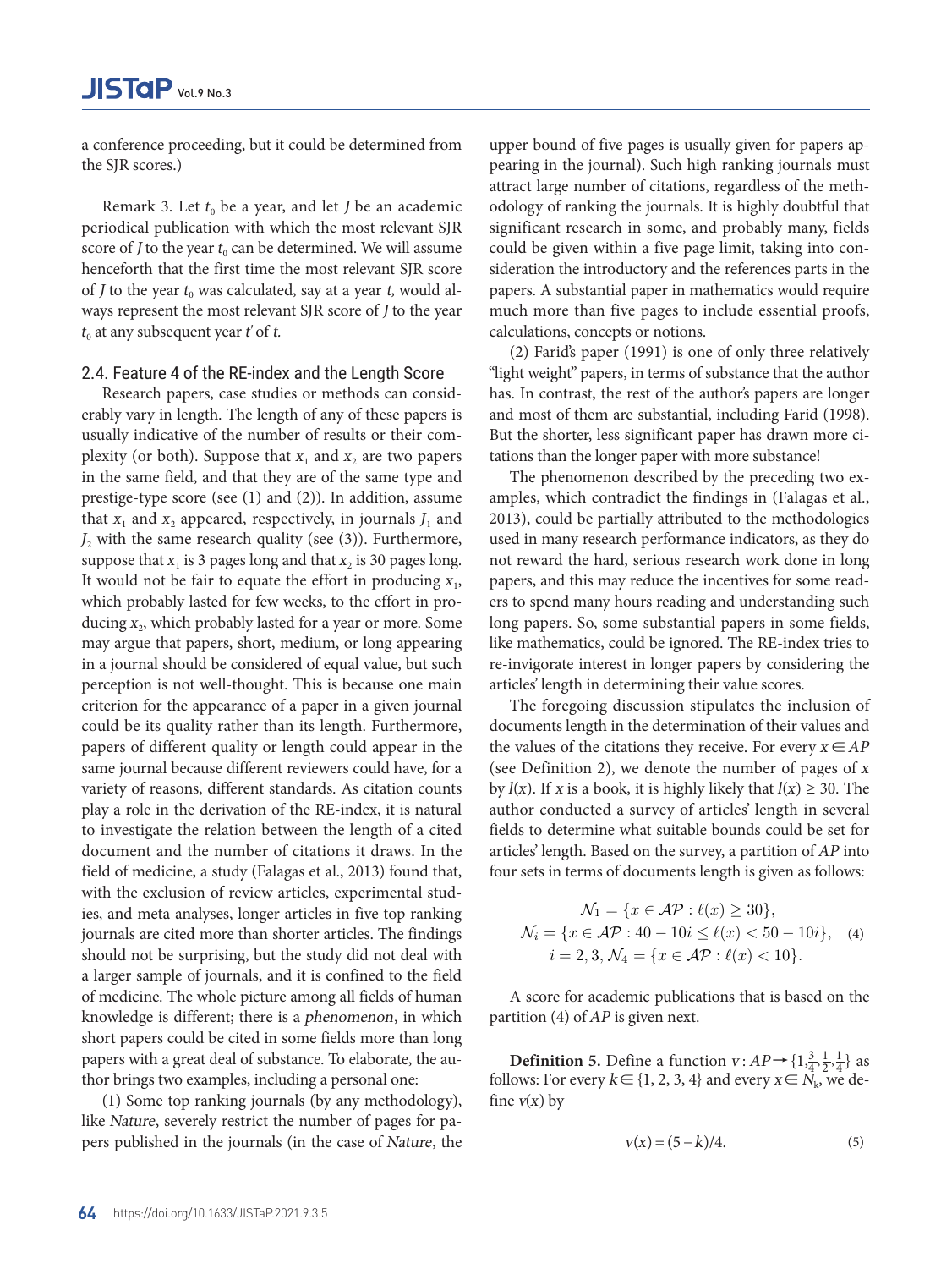a conference proceeding, but it could be determined from the SJR scores.)

Remark 3. Let $t_0$ be a year, and let $J$ be an academic periodical publication with which the most relevant SJR score of $J$ to the year $t_0$ can be determined. We will assume henceforth that the first time the most relevant SJR score of $J$ to the year $t_0$ was calculated, say at a year $t$, would always represent the most relevant SJR score of $J$ to the year $t_0$ at any subsequent year $t'$ of $t$.

## 2.4. Feature 4 of the RE-index and the Length Score

Research papers, case studies or methods can considerably vary in length. The length of any of these papers is usually indicative of the number of results or their complexity (or both). Suppose that $x_1$ and $x_2$ are two papers in the same field, and that they are of the same type and prestige-type score (see (1) and (2)). In addition, assume that $x_1$ and $x_2$ appeared, respectively, in journals $J_1$ and $J_2$ with the same research quality (see (3)). Furthermore, suppose that $x_1$ is 3 pages long and that $x_2$ is 30 pages long. It would not be fair to equate the effort in producing $x_1$, which probably lasted for few weeks, to the effort in producing $x_2$, which probably lasted for a year or more. Some may argue that papers, short, medium, or long appearing in a journal should be considered of equal value, but such perception is not well-thought. This is because one main criterion for the appearance of a paper in a given journal could be its quality rather than its length. Furthermore, papers of different quality or length could appear in the same journal because different reviewers could have, for a variety of reasons, different standards. As citation counts play a role in the derivation of the RE-index, it is natural to investigate the relation between the length of a cited document and the number of citations it draws. In the field of medicine, a study (Falagas et al., 2013) found that, with the exclusion of review articles, experimental studies, and meta analyses, longer articles in five top ranking journals are cited more than shorter articles. The findings should not be surprising, but the study did not deal with a larger sample of journals, and it is confined to the field of medicine. The whole picture among all fields of human knowledge is different; there is a *phenomenon*, in which short papers could be cited in some fields more than long papers with a great deal of substance. To elaborate, the author brings two examples, including a personal one:

(1) Some top ranking journals (by any methodology), like *Nature*, severely restrict the number of pages for papers published in the journals (in the case of *Nature*, the upper bound of five pages is usually given for papers appearing in the journal). Such high ranking journals must attract large number of citations, regardless of the methodology of ranking the journals. It is highly doubtful that significant research in some, and probably many, fields could be given within a five page limit, taking into consideration the introductory and the references parts in the papers. A substantial paper in mathematics would require much more than five pages to include essential proofs, calculations, concepts or notions.

(2) Farid's paper (1991) is one of only three relatively "light weight" papers, in terms of substance that the author has. In contrast, the rest of the author's papers are longer and most of them are substantial, including Farid (1998). But the shorter, less significant paper has drawn more citations than the longer paper with more substance!

The phenomenon described by the preceding two examples, which contradict the findings in (Falagas et al., 2013), could be partially attributed to the methodologies used in many research performance indicators, as they do not reward the hard, serious research work done in long papers, and this may reduce the incentives for some readers to spend many hours reading and understanding such long papers. So, some substantial papers in some fields, like mathematics, could be ignored. The RE-index tries to re-invigorate interest in longer papers by considering the articles' length in determining their value scores.

The foregoing discussion stipulates the inclusion of documents length in the determination of their values and the values of the citations they receive. For every $x \in AP$ (see Definition 2), we denote the number of pages of $x$ by $l(x)$. If $x$ is a book, it is highly likely that $l(x) \geq 30$. The author conducted a survey of articles' length in several fields to determine what suitable bounds could be set for articles' length. Based on the survey, a partition of $AP$ into four sets in terms of documents length is given as follows:

$$\mathcal{N}_1 = \{x \in \mathcal{AP} : \ell(x) \geq 30\},$$
$$\mathcal{N}_i = \{x \in \mathcal{AP} : 40 - 10i \leq \ell(x) < 50 - 10i\}, \quad (4)$$
$$i = 2, 3, \mathcal{N}_4 = \{x \in \mathcal{AP} : \ell(x) < 10\}.$$

A score for academic publications that is based on the partition (4) of $AP$ is given next.

**Definition 5.** Define a function $v : AP \rightarrow \{1, \frac{3}{4}, \frac{1}{2}, \frac{1}{4}\}$ as follows: For every $k \in \{1, 2, 3, 4\}$ and every $x \in N_k$, we define $v(x)$ by

$$v(x) = (5 - k)/4. \quad (5)$$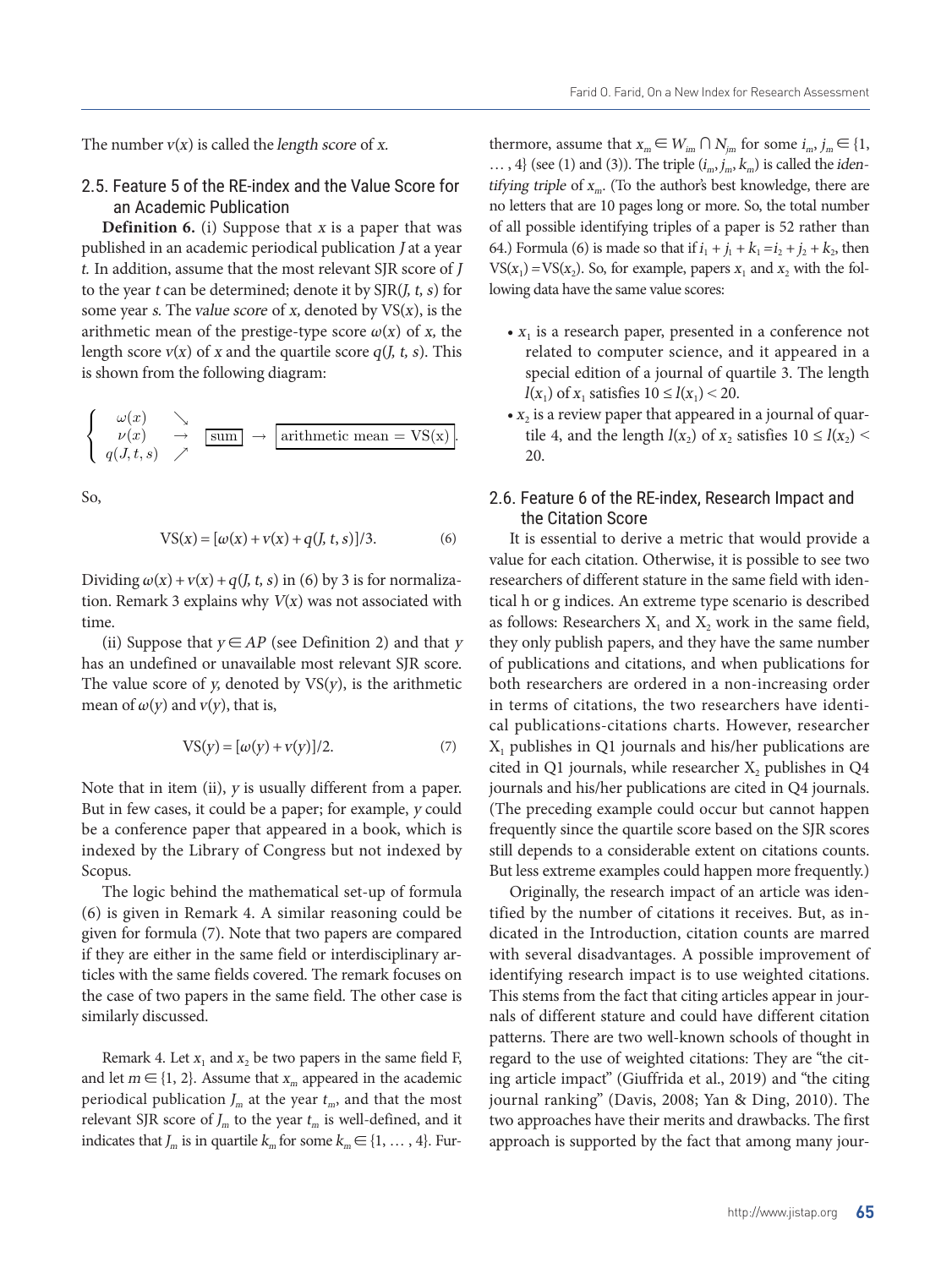The number $v(x)$ is called the *length score* of $x$.

### 2.5. Feature 5 of the RE-index and the Value Score for an Academic Publication

**Definition 6.** (i) Suppose that $x$ is a paper that was published in an academic periodical publication $J$ at a year $t$. In addition, assume that the most relevant SJR score of $J$ to the year $t$ can be determined; denote it by SJR($J, t, s$) for some year $s$. The *value score* of $x$, denoted by VS($x$), is the arithmetic mean of the prestige-type score $\omega(x)$ of $x$, the length score $v(x)$ of $x$ and the quartile score $q(J, t, s)$. This is shown from the following diagram:

$$\left\{ \begin{array}{ll} \omega(x) & \searrow \\ \nu(x) & \rightarrow \\ q(J,t,s) & \nearrow \end{array} \right. \boxed{\text{sum}} \rightarrow \boxed{\text{arithmetic mean} = \text{VS(x)}}.$$

So,

$$\text{VS}(x) = [\omega(x) + v(x) + q(J, t, s)]/3. \quad (6)$$

Dividing $\omega(x) + v(x) + q(J, t, s)$ in (6) by 3 is for normalization. Remark 3 explains why $V(x)$ was not associated with time.

(ii) Suppose that $y \in AP$ (see Definition 2) and that $y$ has an undefined or unavailable most relevant SJR score. The value score of $y$, denoted by VS($y$), is the arithmetic mean of $\omega(y)$ and $v(y)$, that is,

$$\text{VS}(y) = [\omega(y) + v(y)]/2. \quad (7)$$

Note that in item (ii), $y$ is usually different from a paper. But in few cases, it could be a paper; for example, $y$ could be a conference paper that appeared in a book, which is indexed by the Library of Congress but not indexed by Scopus.

The logic behind the mathematical set-up of formula (6) is given in Remark 4. A similar reasoning could be given for formula (7). Note that two papers are compared if they are either in the same field or interdisciplinary articles with the same fields covered. The remark focuses on the case of two papers in the same field. The other case is similarly discussed.

Remark 4. Let $x_1$ and $x_2$ be two papers in the same field F, and let $m \in \{1, 2\}$. Assume that $x_m$ appeared in the academic periodical publication $J_m$ at the year $t_m$, and that the most relevant SJR score of $J_m$ to the year $t_m$ is well-defined, and it indicates that $J_m$ is in quartile $k_m$ for some $k_m \in \{1, \dots, 4\}$. Furthermore, assume that $x_m \in W_{i_m} \cap N_{j_m}$ for some $i_m, j_m \in \{1, \dots, 4\}$ (see (1) and (3)). The triple $(i_m, j_m, k_m)$ is called the *identifying triple* of $x_m$. (To the author's best knowledge, there are no letters that are 10 pages long or more. So, the total number of all possible identifying triples of a paper is 52 rather than 64.) Formula (6) is made so that if $i_1 + j_1 + k_1 = i_2 + j_2 + k_2$, then VS($x_1$) = VS($x_2$). So, for example, papers $x_1$ and $x_2$ with the following data have the same value scores:

- $x_1$ is a research paper, presented in a conference not related to computer science, and it appeared in a special edition of a journal of quartile 3. The length $l(x_1)$ of $x_1$ satisfies $10 \le l(x_1) < 20$.
- $x_2$ is a review paper that appeared in a journal of quartile 4, and the length $l(x_2)$ of $x_2$ satisfies $10 \le l(x_2) < 20$.

### 2.6. Feature 6 of the RE-index, Research Impact and the Citation Score

It is essential to derive a metric that would provide a value for each citation. Otherwise, it is possible to see two researchers of different stature in the same field with identical h or g indices. An extreme type scenario is described as follows: Researchers $X_1$ and $X_2$ work in the same field, they only publish papers, and they have the same number of publications and citations, and when publications for both researchers are ordered in a non-increasing order in terms of citations, the two researchers have identical publications-citations charts. However, researcher $X_1$ publishes in Q1 journals and his/her publications are cited in Q1 journals, while researcher $X_2$ publishes in Q4 journals and his/her publications are cited in Q4 journals. (The preceding example could occur but cannot happen frequently since the quartile score based on the SJR scores still depends to a considerable extent on citations counts. But less extreme examples could happen more frequently.)

Originally, the research impact of an article was identified by the number of citations it receives. But, as indicated in the Introduction, citation counts are marred with several disadvantages. A possible improvement of identifying research impact is to use weighted citations. This stems from the fact that citing articles appear in journals of different stature and could have different citation patterns. There are two well-known schools of thought in regard to the use of weighted citations: They are "the citing article impact" (Giuffrida et al., 2019) and "the citing journal ranking" (Davis, 2008; Yan & Ding, 2010). The two approaches have their merits and drawbacks. The first approach is supported by the fact that among many jour-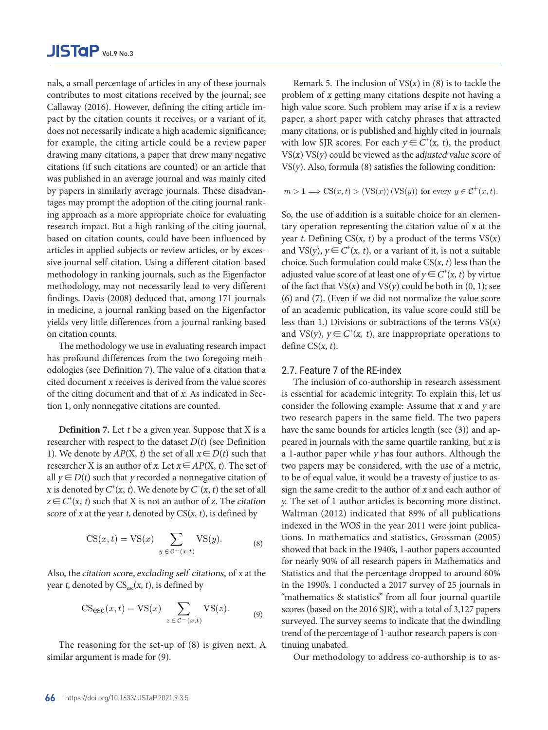nals, a small percentage of articles in any of these journals contributes to most citations received by the journal; see Callaway (2016). However, defining the citing article impact by the citation counts it receives, or a variant of it, does not necessarily indicate a high academic significance; for example, the citing article could be a review paper drawing many citations, a paper that drew many negative citations (if such citations are counted) or an article that was published in an average journal and was mainly cited by papers in similarly average journals. These disadvantages may prompt the adoption of the citing journal ranking approach as a more appropriate choice for evaluating research impact. But a high ranking of the citing journal, based on citation counts, could have been influenced by articles in applied subjects or review articles, or by excessive journal self-citation. Using a different citation-based methodology in ranking journals, such as the Eigenfactor methodology, may not necessarily lead to very different findings. Davis (2008) deduced that, among 171 journals in medicine, a journal ranking based on the Eigenfactor yields very little differences from a journal ranking based on citation counts.

The methodology we use in evaluating research impact has profound differences from the two foregoing methodologies (see Definition 7). The value of a citation that a cited document $x$ receives is derived from the value scores of the citing document and that of $x$. As indicated in Section 1, only nonnegative citations are counted.

**Definition 7.** Let $t$ be a given year. Suppose that X is a researcher with respect to the dataset $D(t)$ (see Definition 1). We denote by $AP(\mathrm{X}, t)$ the set of all $x \in D(t)$ such that researcher X is an author of $x$. Let $x \in AP(\mathrm{X}, t)$. The set of all $y \in D(t)$ such that $y$ recorded a nonnegative citation of $x$ is denoted by $C^+(x, t)$. We denote by $C^-(x, t)$ the set of all $z \in C^+(x, t)$ such that X is not an author of $z$. The *citation score* of $x$ at the year $t$, denoted by $\mathrm{CS}(x, t)$, is defined by

$$\mathrm{CS}(x,t) = \mathrm{VS}(x) \sum_{y \in \mathcal{C}^+(x,t)} \mathrm{VS}(y). \tag{8}$$

Also, the *citation score*, *excluding self-citations*, of $x$ at the year $t$, denoted by $\mathrm{CS}_{esc}(x, t)$, is defined by

$$\mathrm{CS}_{\mathrm{esc}}(x,t) = \mathrm{VS}(x) \sum_{z \in \mathcal{C}^-(x,t)} \mathrm{VS}(z). \tag{9}$$

The reasoning for the set-up of (8) is given next. A similar argument is made for (9).

Remark 5. The inclusion of $\mathrm{VS}(x)$ in (8) is to tackle the problem of $x$ getting many citations despite not having a high value score. Such problem may arise if $x$ is a review paper, a short paper with catchy phrases that attracted many citations, or is published and highly cited in journals with low SJR scores. For each $y \in C^+(x, t)$, the product $\mathrm{VS}(x)\ \mathrm{VS}(y)$ could be viewed as the *adjusted value score* of $\mathrm{VS}(y)$. Also, formula (8) satisfies the following condition:

$$m > 1 \Longrightarrow \mathrm{CS}(x,t) > (\mathrm{VS}(x))\,(\mathrm{VS}(y)) \text{ for every } y \in \mathcal{C}^+(x,t).$$

So, the use of addition is a suitable choice for an elementary operation representing the citation value of $x$ at the year $t$. Defining $\mathrm{CS}(x, t)$ by a product of the terms $\mathrm{VS}(x)$ and $\mathrm{VS}(y)$, $y \in C^+(x, t)$, or a variant of it, is not a suitable choice. Such formulation could make $\mathrm{CS}(x, t)$ less than the adjusted value score of at least one of $y \in C^+(x, t)$ by virtue of the fact that $\mathrm{VS}(x)$ and $\mathrm{VS}(y)$ could be both in $(0, 1)$; see (6) and (7). (Even if we did not normalize the value score of an academic publication, its value score could still be less than 1.) Divisions or subtractions of the terms $\mathrm{VS}(x)$ and $\mathrm{VS}(y)$, $y \in C^+(x, t)$, are inappropriate operations to define $\mathrm{CS}(x, t)$.

## 2.7. Feature 7 of the RE-index

The inclusion of co-authorship in research assessment is essential for academic integrity. To explain this, let us consider the following example: Assume that $x$ and $y$ are two research papers in the same field. The two papers have the same bounds for articles length (see (3)) and appeared in journals with the same quartile ranking, but $x$ is a 1-author paper while $y$ has four authors. Although the two papers may be considered, with the use of a metric, to be of equal value, it would be a travesty of justice to assign the same credit to the author of $x$ and each author of $y$. The set of 1-author articles is becoming more distinct. Waltman (2012) indicated that 89% of all publications indexed in the WOS in the year 2011 were joint publications. In mathematics and statistics, Grossman (2005) showed that back in the 1940's, 1-author papers accounted for nearly 90% of all research papers in Mathematics and Statistics and that the percentage dropped to around 60% in the 1990's. I conducted a 2017 survey of 25 journals in "mathematics & statistics" from all four journal quartile scores (based on the 2016 SJR), with a total of 3,127 papers surveyed. The survey seems to indicate that the dwindling trend of the percentage of 1-author research papers is continuing unabated.

Our methodology to address co-authorship is to as-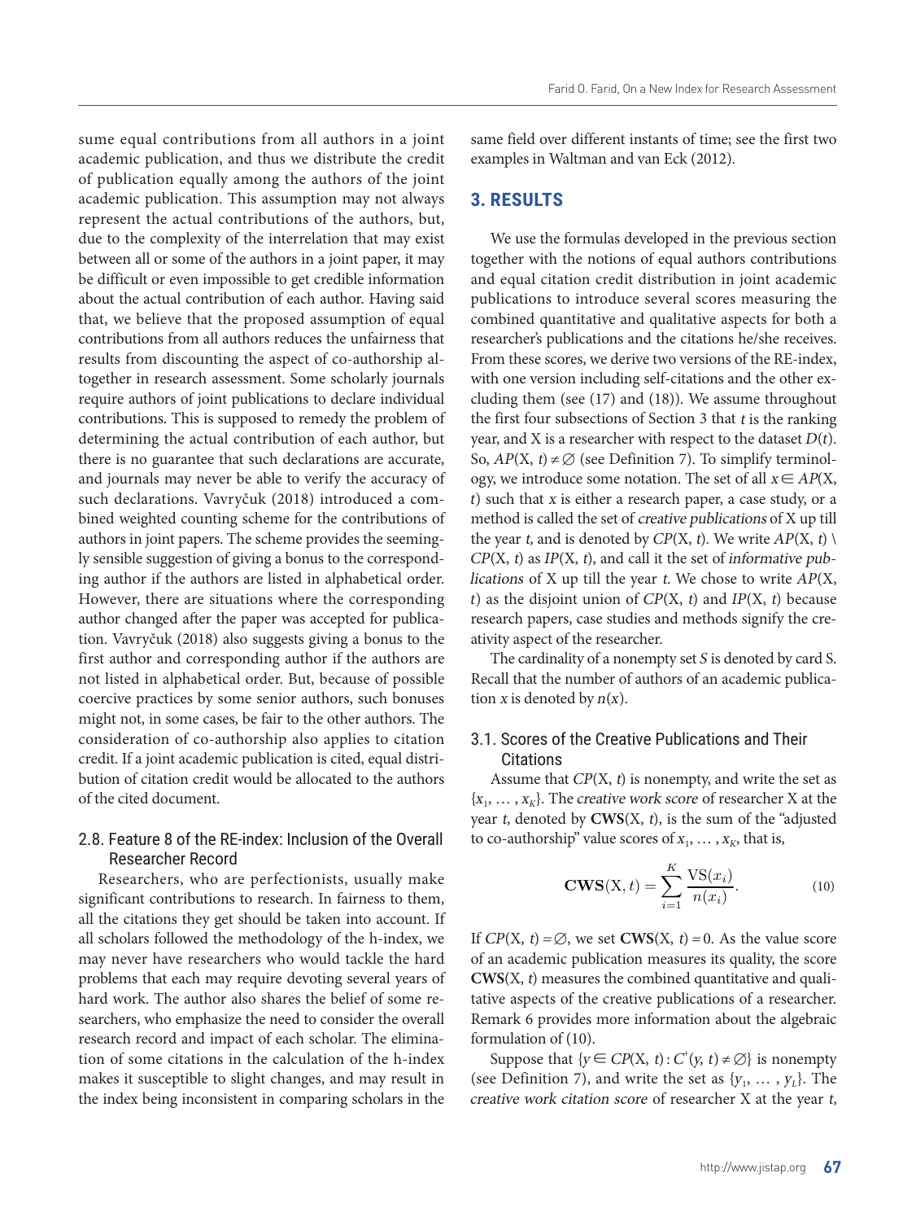sume equal contributions from all authors in a joint academic publication, and thus we distribute the credit of publication equally among the authors of the joint academic publication. This assumption may not always represent the actual contributions of the authors, but, due to the complexity of the interrelation that may exist between all or some of the authors in a joint paper, it may be difficult or even impossible to get credible information about the actual contribution of each author. Having said that, we believe that the proposed assumption of equal contributions from all authors reduces the unfairness that results from discounting the aspect of co-authorship altogether in research assessment. Some scholarly journals require authors of joint publications to declare individual contributions. This is supposed to remedy the problem of determining the actual contribution of each author, but there is no guarantee that such declarations are accurate, and journals may never be able to verify the accuracy of such declarations. Vavryčuk (2018) introduced a combined weighted counting scheme for the contributions of authors in joint papers. The scheme provides the seemingly sensible suggestion of giving a bonus to the corresponding author if the authors are listed in alphabetical order. However, there are situations where the corresponding author changed after the paper was accepted for publication. Vavryčuk (2018) also suggests giving a bonus to the first author and corresponding author if the authors are not listed in alphabetical order. But, because of possible coercive practices by some senior authors, such bonuses might not, in some cases, be fair to the other authors. The consideration of co-authorship also applies to citation credit. If a joint academic publication is cited, equal distribution of citation credit would be allocated to the authors of the cited document.

### 2.8. Feature 8 of the RE-index: Inclusion of the Overall Researcher Record

Researchers, who are perfectionists, usually make significant contributions to research. In fairness to them, all the citations they get should be taken into account. If all scholars followed the methodology of the h-index, we may never have researchers who would tackle the hard problems that each may require devoting several years of hard work. The author also shares the belief of some researchers, who emphasize the need to consider the overall research record and impact of each scholar. The elimination of some citations in the calculation of the h-index makes it susceptible to slight changes, and may result in the index being inconsistent in comparing scholars in the same field over different instants of time; see the first two examples in Waltman and van Eck (2012).

## 3. RESULTS

We use the formulas developed in the previous section together with the notions of equal authors contributions and equal citation credit distribution in joint academic publications to introduce several scores measuring the combined quantitative and qualitative aspects for both a researcher's publications and the citations he/she receives. From these scores, we derive two versions of the RE-index, with one version including self-citations and the other excluding them (see (17) and (18)). We assume throughout the first four subsections of Section 3 that $t$ is the ranking year, and X is a researcher with respect to the dataset $D(t)$. So, $AP(\mathrm{X}, t) \neq \emptyset$ (see Definition 7). To simplify terminology, we introduce some notation. The set of all $x \in AP(\mathrm{X}, t)$ such that $x$ is either a research paper, a case study, or a method is called the set of *creative publications* of X up till the year $t$, and is denoted by $CP(\mathrm{X}, t)$. We write $AP(\mathrm{X}, t) \setminus CP(\mathrm{X}, t)$ as $IP(\mathrm{X}, t)$, and call it the set of *informative publications* of X up till the year $t$. We chose to write $AP(\mathrm{X}, t)$ as the disjoint union of $CP(\mathrm{X}, t)$ and $IP(\mathrm{X}, t)$ because research papers, case studies and methods signify the creativity aspect of the researcher.

The cardinality of a nonempty set $S$ is denoted by card S. Recall that the number of authors of an academic publication $x$ is denoted by $n(x)$.

### 3.1. Scores of the Creative Publications and Their Citations

Assume that $CP(\mathrm{X}, t)$ is nonempty, and write the set as $\{x_1, \ldots, x_K\}$. The *creative work score* of researcher X at the year $t$, denoted by $\mathbf{CWS}(\mathrm{X}, t)$, is the sum of the "adjusted to co-authorship" value scores of $x_1, \ldots, x_K$, that is,

$$\mathbf{CWS}(\mathrm{X}, t) = \sum_{i=1}^{K} \frac{\mathrm{VS}(x_i)}{n(x_i)}. \tag{10}$$

If $CP(\mathrm{X}, t) = \emptyset$, we set $\mathbf{CWS}(\mathrm{X}, t) = 0$. As the value score of an academic publication measures its quality, the score $\mathbf{CWS}(\mathrm{X}, t)$ measures the combined quantitative and qualitative aspects of the creative publications of a researcher. Remark 6 provides more information about the algebraic formulation of (10).

Suppose that $\{y \in CP(\mathrm{X}, t) : C^*(y, t) \neq \emptyset\}$ is nonempty (see Definition 7), and write the set as $\{y_1, \ldots, y_L\}$. The *creative work citation score* of researcher X at the year $t$,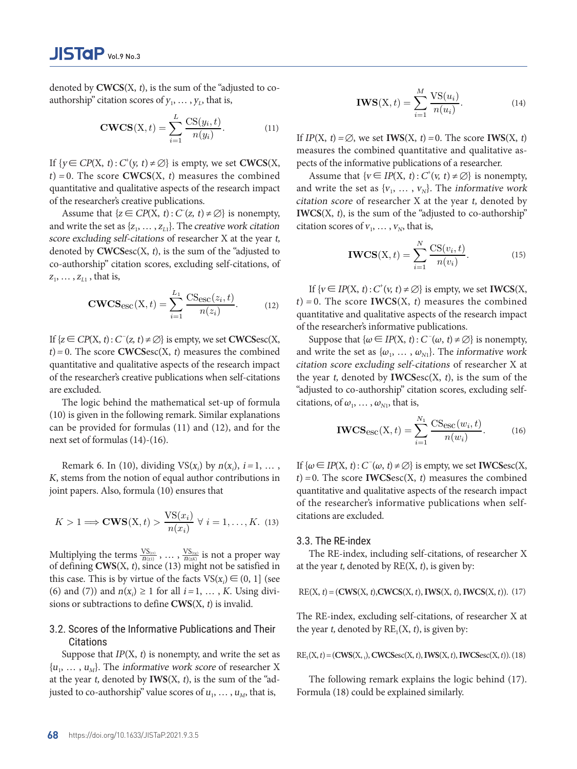denoted by **CWCS**(X, $t$), is the sum of the "adjusted to co-authorship" citation scores of $y_1, \dots, y_L$, that is,

$$\mathbf{CWCS}(\mathrm{X}, t) = \sum_{i=1}^{L} \frac{\mathrm{CS}(y_i, t)}{n(y_i)}. \tag{11}$$

If $\{y \in CP(\mathrm{X}, t) : C^{+}(y, t) \neq \varnothing\}$ is empty, we set **CWCS**(X, $t$) = 0. The score **CWCS**(X, $t$) measures the combined quantitative and qualitative aspects of the research impact of the researcher's creative publications.

Assume that $\{z \in CP(\mathrm{X}, t) : C^{-}(z, t) \neq \varnothing\}$ is nonempty, and write the set as $\{z_1, \dots, z_{L1}\}$. The *creative work citation score excluding self-citations* of researcher X at the year $t$, denoted by **CWCS**esc(X, $t$), is the sum of the "adjusted to co-authorship" citation scores, excluding self-citations, of $z_1, \dots, z_{L1}$, that is,

$$\mathbf{CWCS}_{\mathrm{esc}}(\mathrm{X}, t) = \sum_{i=1}^{L_1} \frac{\mathrm{CS}_{\mathrm{esc}}(z_i, t)}{n(z_i)}. \tag{12}$$

If $\{z \in CP(\mathrm{X}, t) : C^{-}(z, t) \neq \varnothing\}$ is empty, we set **CWCS**esc(X, $t$) = 0. The score **CWCS**esc(X, $t$) measures the combined quantitative and qualitative aspects of the research impact of the researcher's creative publications when self-citations are excluded.

The logic behind the mathematical set-up of formula (10) is given in the following remark. Similar explanations can be provided for formulas (11) and (12), and for the next set of formulas (14)-(16).

Remark 6. In (10), dividing $\mathrm{VS}(x_i)$ by $n(x_i)$, $i = 1, \dots, K$, stems from the notion of equal author contributions in joint papers. Also, formula (10) ensures that

$$K > 1 \Longrightarrow \mathbf{CWS}(\mathrm{X}, t) > \frac{\mathrm{VS}(x_i)}{n(x_i)} \;\forall\; i = 1, \dots, K. \tag{13}$$

Multiplying the terms $\frac{\mathrm{VS}_{(x_1)}}{n_{(x_1)}}, \dots, \frac{\mathrm{VS}_{(x_K)}}{n_{(x_K)}}$ is not a proper way of defining **CWS**(X, $t$), since (13) might not be satisfied in this case. This is by virtue of the facts $\mathrm{VS}(x_i) \in (0, 1]$ (see (6) and (7)) and $n(x_i) \geq 1$ for all $i = 1, \dots, K$. Using divisions or subtractions to define **CWS**(X, $t$) is invalid.

## 3.2. Scores of the Informative Publications and Their Citations

Suppose that $IP(\mathrm{X}, t)$ is nonempty, and write the set as $\{u_1, \dots, u_M\}$. The *informative work score* of researcher X at the year $t$, denoted by **IWS**(X, $t$), is the sum of the "adjusted to co-authorship" value scores of $u_1, \dots, u_M$, that is,

$$\mathbf{IWS}(\mathrm{X}, t) = \sum_{i=1}^{M} \frac{\mathrm{VS}(u_i)}{n(u_i)}. \tag{14}$$

If $IP(\mathrm{X}, t) = \varnothing$, we set **IWS**(X, $t$) = 0. The score **IWS**(X, $t$) measures the combined quantitative and qualitative aspects of the informative publications of a researcher.

Assume that $\{v \in IP(\mathrm{X}, t) : C^{+}(v, t) \neq \varnothing\}$ is nonempty, and write the set as $\{v_1, \dots, v_N\}$. The *informative work citation score* of researcher X at the year $t$, denoted by **IWCS**(X, $t$), is the sum of the "adjusted to co-authorship" citation scores of $v_1, \dots, v_N$, that is,

$$\mathbf{IWCS}(\mathrm{X}, t) = \sum_{i=1}^{N} \frac{\mathrm{CS}(v_i, t)}{n(v_i)}. \tag{15}$$

If $\{v \in IP(\mathrm{X}, t) : C^{+}(v, t) \neq \varnothing\}$ is empty, we set **IWCS**(X, $t$) = 0. The score **IWCS**(X, $t$) measures the combined quantitative and qualitative aspects of the research impact of the researcher's informative publications.

Suppose that $\{\omega \in IP(\mathrm{X}, t) : C^{-}(\omega, t) \neq \varnothing\}$ is nonempty, and write the set as $\{\omega_1, \dots, \omega_{N1}\}$. The *informative work citation score excluding self-citations* of researcher X at the year $t$, denoted by **IWCS**esc(X, $t$), is the sum of the "adjusted to co-authorship" citation scores, excluding self-citations, of $\omega_1, \dots, \omega_{N1}$, that is,

$$\mathbf{IWCS}_{\mathrm{esc}}(\mathrm{X}, t) = \sum_{i=1}^{N_1} \frac{\mathrm{CS}_{\mathrm{esc}}(w_i, t)}{n(w_i)}. \tag{16}$$

If $\{\omega \in IP(\mathrm{X}, t) : C^{-}(\omega, t) \neq \varnothing\}$ is empty, we set **IWCS**esc(X, $t$) = 0. The score **IWCS**esc(X, $t$) measures the combined quantitative and qualitative aspects of the research impact of the researcher's informative publications when self-citations are excluded.

## 3.3. The RE-index

The RE-index, including self-citations, of researcher X at the year $t$, denoted by RE(X, $t$), is given by:

$$\mathrm{RE}(\mathrm{X}, t) = (\mathbf{CWS}(\mathrm{X}, t), \mathbf{CWCS}(\mathrm{X}, t), \mathbf{IWS}(\mathrm{X}, t), \mathbf{IWCS}(\mathrm{X}, t)). \tag{17}$$

The RE-index, excluding self-citations, of researcher X at the year $t$, denoted by $\mathrm{RE}_1(\mathrm{X}, t)$, is given by:

$$\mathrm{RE}_1(\mathrm{X}, t) = (\mathbf{CWS}(\mathrm{X}, _t), \mathbf{CWCS}\mathrm{esc}(\mathrm{X}, t), \mathbf{IWS}(\mathrm{X}, t), \mathbf{IWCS}\mathrm{esc}(\mathrm{X}, t)). \tag{18}$$

The following remark explains the logic behind (17). Formula (18) could be explained similarly.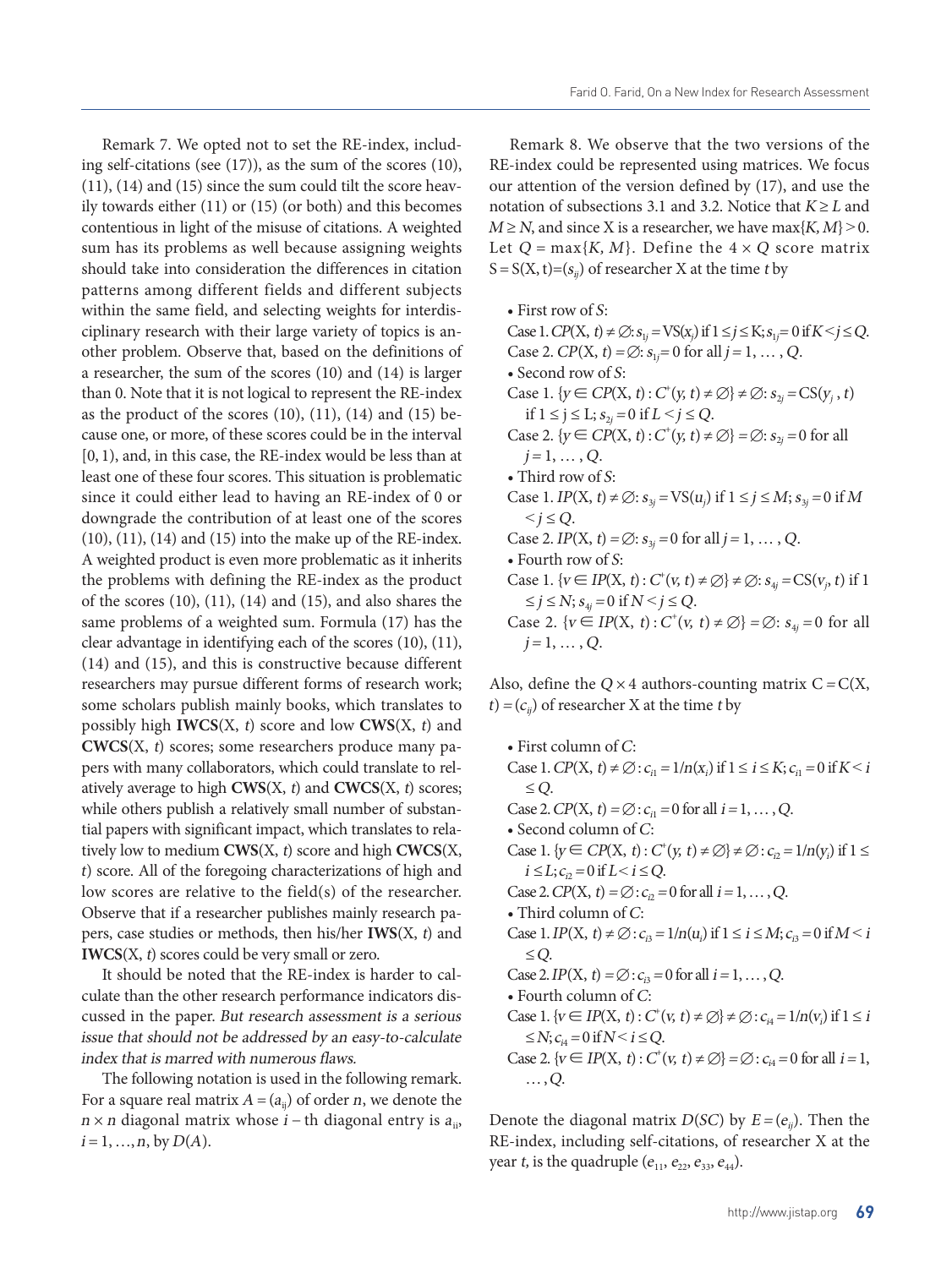Remark 7. We opted not to set the RE-index, including self-citations (see (17)), as the sum of the scores (10), (11), (14) and (15) since the sum could tilt the score heavily towards either (11) or (15) (or both) and this becomes contentious in light of the misuse of citations. A weighted sum has its problems as well because assigning weights should take into consideration the differences in citation patterns among different fields and different subjects within the same field, and selecting weights for interdisciplinary research with their large variety of topics is another problem. Observe that, based on the definitions of a researcher, the sum of the scores (10) and (14) is larger than 0. Note that it is not logical to represent the RE-index as the product of the scores (10), (11), (14) and (15) because one, or more, of these scores could be in the interval [0, 1), and, in this case, the RE-index would be less than at least one of these four scores. This situation is problematic since it could either lead to having an RE-index of 0 or downgrade the contribution of at least one of the scores (10), (11), (14) and (15) into the make up of the RE-index. A weighted product is even more problematic as it inherits the problems with defining the RE-index as the product of the scores (10), (11), (14) and (15), and also shares the same problems of a weighted sum. Formula (17) has the clear advantage in identifying each of the scores (10), (11), (14) and (15), and this is constructive because different researchers may pursue different forms of research work; some scholars publish mainly books, which translates to possibly high **IWCS**(X, *t*) score and low **CWS**(X, *t*) and **CWCS**(X, *t*) scores; some researchers produce many papers with many collaborators, which could translate to relatively average to high **CWS**(X, *t*) and **CWCS**(X, *t*) scores; while others publish a relatively small number of substantial papers with significant impact, which translates to relatively low to medium **CWS**(X, *t*) score and high **CWCS**(X, *t*) score. All of the foregoing characterizations of high and low scores are relative to the field(s) of the researcher. Observe that if a researcher publishes mainly research papers, case studies or methods, then his/her **IWS**(X, *t*) and **IWCS**(X, *t*) scores could be very small or zero.

It should be noted that the RE-index is harder to calculate than the other research performance indicators discussed in the paper. *But research assessment is a serious issue that should not be addressed by an easy-to-calculate index that is marred with numerous flaws.*

The following notation is used in the following remark. For a square real matrix $A = (a_{ij})$ of order $n$, we denote the $n \times n$ diagonal matrix whose $i$ – th diagonal entry is $a_{ii}$, $i = 1, \ldots, n$, by $D(A)$.

Remark 8. We observe that the two versions of the RE-index could be represented using matrices. We focus our attention of the version defined by (17), and use the notation of subsections 3.1 and 3.2. Notice that $K \geq L$ and $M \geq N$, and since X is a researcher, we have $\max\{K, M\} > 0$. Let $Q = \max\{K, M\}$. Define the $4 \times Q$ score matrix $S = S(X, t) = (s_{ij})$ of researcher X at the time $t$ by

- First row of $S$:
  Case 1. $CP(X, t) \neq \varnothing$: $s_{1j} = VS(x_j)$ if $1 \leq j \leq K$; $s_{1j} = 0$ if $K < j \leq Q$.
  Case 2. $CP(X, t) = \varnothing$: $s_{1j} = 0$ for all $j = 1, \ldots, Q$.
- Second row of $S$:
  Case 1. $\{y \in CP(X, t) : C^{+}(y, t) \neq \varnothing\} \neq \varnothing$: $s_{2j} = CS(y_j, t)$ if $1 \leq j \leq L$; $s_{2j} = 0$ if $L < j \leq Q$.
  Case 2. $\{y \in CP(X, t) : C^{+}(y, t) \neq \varnothing\} = \varnothing$: $s_{2j} = 0$ for all $j = 1, \ldots, Q$.
- Third row of $S$:
  Case 1. $IP(X, t) \neq \varnothing$: $s_{3j} = VS(u_j)$ if $1 \leq j \leq M$; $s_{3j} = 0$ if $M < j \leq Q$.
  Case 2. $IP(X, t) = \varnothing$: $s_{3j} = 0$ for all $j = 1, \ldots, Q$.
- Fourth row of $S$:
  Case 1. $\{v \in IP(X, t) : C^{+}(v, t) \neq \varnothing\} \neq \varnothing$: $s_{4j} = CS(v_j, t)$ if $1 \leq j \leq N$; $s_{4j} = 0$ if $N < j \leq Q$.
  Case 2. $\{v \in IP(X, t) : C^{+}(v, t) \neq \varnothing\} = \varnothing$: $s_{4j} = 0$ for all $j = 1, \ldots, Q$.

Also, define the $Q \times 4$ authors-counting matrix $C = C(X, t) = (c_{ij})$ of researcher X at the time $t$ by

- First column of $C$:
  Case 1. $CP(X, t) \neq \varnothing$: $c_{i1} = 1/n(x_i)$ if $1 \leq i \leq K$; $c_{i1} = 0$ if $K < i \leq Q$.
  Case 2. $CP(X, t) = \varnothing$: $c_{i1} = 0$ for all $i = 1, \ldots, Q$.
- Second column of $C$:
  Case 1. $\{y \in CP(X, t) : C^{+}(y, t) \neq \varnothing\} \neq \varnothing$: $c_{i2} = 1/n(y_i)$ if $1 \leq i \leq L$; $c_{i2} = 0$ if $L < i \leq Q$.
  Case 2. $CP(X, t) = \varnothing$: $c_{i2} = 0$ for all $i = 1, \ldots, Q$.
- Third column of $C$:
  Case 1. $IP(X, t) \neq \varnothing$: $c_{i3} = 1/n(u_i)$ if $1 \leq i \leq M$; $c_{i3} = 0$ if $M < i \leq Q$.
  Case 2. $IP(X, t) = \varnothing$: $c_{i3} = 0$ for all $i = 1, \ldots, Q$.
- Fourth column of $C$:
  Case 1. $\{v \in IP(X, t) : C^{+}(v, t) \neq \varnothing\} \neq \varnothing$: $c_{i4} = 1/n(v_i)$ if $1 \leq i \leq N$; $c_{i4} = 0$ if $N < i \leq Q$.
  Case 2. $\{v \in IP(X, t) : C^{+}(v, t) \neq \varnothing\} = \varnothing$: $c_{i4} = 0$ for all $i = 1, \ldots, Q$.

Denote the diagonal matrix $D(SC)$ by $E = (e_{ij})$. Then the RE-index, including self-citations, of researcher X at the year $t$, is the quadruple $(e_{11}, e_{22}, e_{33}, e_{44})$.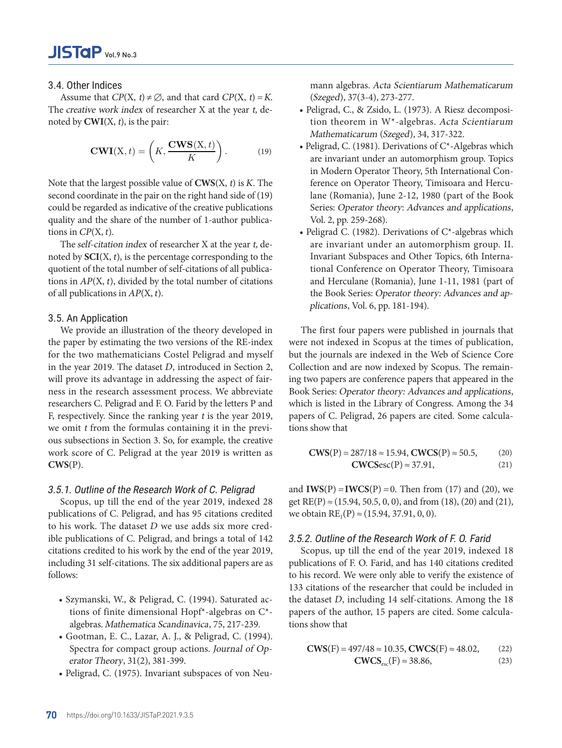### 3.4. Other Indices

Assume that $CP(\mathrm{X}, t) \neq \emptyset$, and that card $CP(\mathrm{X}, t) = K$. The *creative work index* of researcher X at the year *t*, denoted by **CWI**(X, *t*), is the pair:

$$\mathbf{CWI}(\mathrm{X}, t) = \left(K, \frac{\mathbf{CWS}(\mathrm{X}, t)}{K}\right). \tag{19}$$

Note that the largest possible value of **CWS**(X, *t*) is *K*. The second coordinate in the pair on the right hand side of (19) could be regarded as indicative of the creative publications quality and the share of the number of 1-author publications in $CP(\mathrm{X}, t)$.

The *self-citation index* of researcher X at the year *t*, denoted by **SCI**(X, *t*), is the percentage corresponding to the quotient of the total number of self-citations of all publications in $AP(\mathrm{X}, t)$, divided by the total number of citations of all publications in $AP(\mathrm{X}, t)$.

### 3.5. An Application

We provide an illustration of the theory developed in the paper by estimating the two versions of the RE-index for the two mathematicians Costel Peligrad and myself in the year 2019. The dataset *D*, introduced in Section 2, will prove its advantage in addressing the aspect of fairness in the research assessment process. We abbreviate researchers C. Peligrad and F. O. Farid by the letters P and F, respectively. Since the ranking year *t* is the year 2019, we omit *t* from the formulas containing it in the previous subsections in Section 3. So, for example, the creative work score of C. Peligrad at the year 2019 is written as **CWS**(P).

#### 3.5.1. Outline of the Research Work of C. Peligrad

Scopus, up till the end of the year 2019, indexed 28 publications of C. Peligrad, and has 95 citations credited to his work. The dataset *D* we use adds six more credible publications of C. Peligrad, and brings a total of 142 citations credited to his work by the end of the year 2019, including 31 self-citations. The six additional papers are as follows:

- Szymanski, W., & Peligrad, C. (1994). Saturated actions of finite dimensional Hopf*-algebras on C*-algebras. *Mathematica Scandinavica*, 75, 217-239.
- Gootman, E. C., Lazar, A. J., & Peligrad, C. (1994). Spectra for compact group actions. *Journal of Operator Theory*, 31(2), 381-399.
- Peligrad, C. (1975). Invariant subspaces of von Neumann algebras. *Acta Scientiarum Mathematicarum* (*Szeged*), 37(3-4), 273-277.
- Peligrad, C., & Zsido, L. (1973). A Riesz decomposition theorem in W*-algebras. *Acta Scientiarum Mathematicarum* (*Szeged*), 34, 317-322.
- Peligrad, C. (1981). Derivations of C*-Algebras which are invariant under an automorphism group. Topics in Modern Operator Theory, 5th International Conference on Operator Theory, Timisoara and Herculane (Romania), June 2-12, 1980 (part of the Book Series: *Operator theory*: *Advances and applications*, Vol. 2, pp. 259-268).
- Peligrad C. (1982). Derivations of C*-algebras which are invariant under an automorphism group. II. Invariant Subspaces and Other Topics, 6th International Conference on Operator Theory, Timisoara and Herculane (Romania), June 1-11, 1981 (part of the Book Series: *Operator theory: Advances and applications*, Vol. 6, pp. 181-194).

The first four papers were published in journals that were not indexed in Scopus at the times of publication, but the journals are indexed in the Web of Science Core Collection and are now indexed by Scopus. The remaining two papers are conference papers that appeared in the Book Series: *Operator theory: Advances and applications*, which is listed in the Library of Congress. Among the 34 papers of C. Peligrad, 26 papers are cited. Some calculations show that

$$\mathbf{CWS}(\mathrm{P}) = 287/18 \approx 15.94,\ \mathbf{CWCS}(\mathrm{P}) \approx 50.5, \tag{20}$$

$$\mathbf{CWCS}\mathrm{esc}(\mathrm{P}) \approx 37.91, \tag{21}$$

and $\mathbf{IWS}(\mathrm{P}) = \mathbf{IWCS}(\mathrm{P}) = 0$. Then from (17) and (20), we get $\mathrm{RE}(\mathrm{P}) \approx (15.94, 50.5, 0, 0)$, and from (18), (20) and (21), we obtain $\mathrm{RE}_1(\mathrm{P}) \approx (15.94, 37.91, 0, 0)$.

#### 3.5.2. Outline of the Research Work of F. O. Farid

Scopus, up till the end of the year 2019, indexed 18 publications of F. O. Farid, and has 140 citations credited to his record. We were only able to verify the existence of 133 citations of the researcher that could be included in the dataset *D*, including 14 self-citations. Among the 18 papers of the author, 15 papers are cited. Some calculations show that

$$\mathbf{CWS}(\mathrm{F}) = 497/48 \approx 10.35,\ \mathbf{CWCS}(\mathrm{F}) \approx 48.02, \tag{22}$$

$$\mathbf{CWCS}_{\mathrm{esc}}(\mathrm{F}) \approx 38.86, \tag{23}$$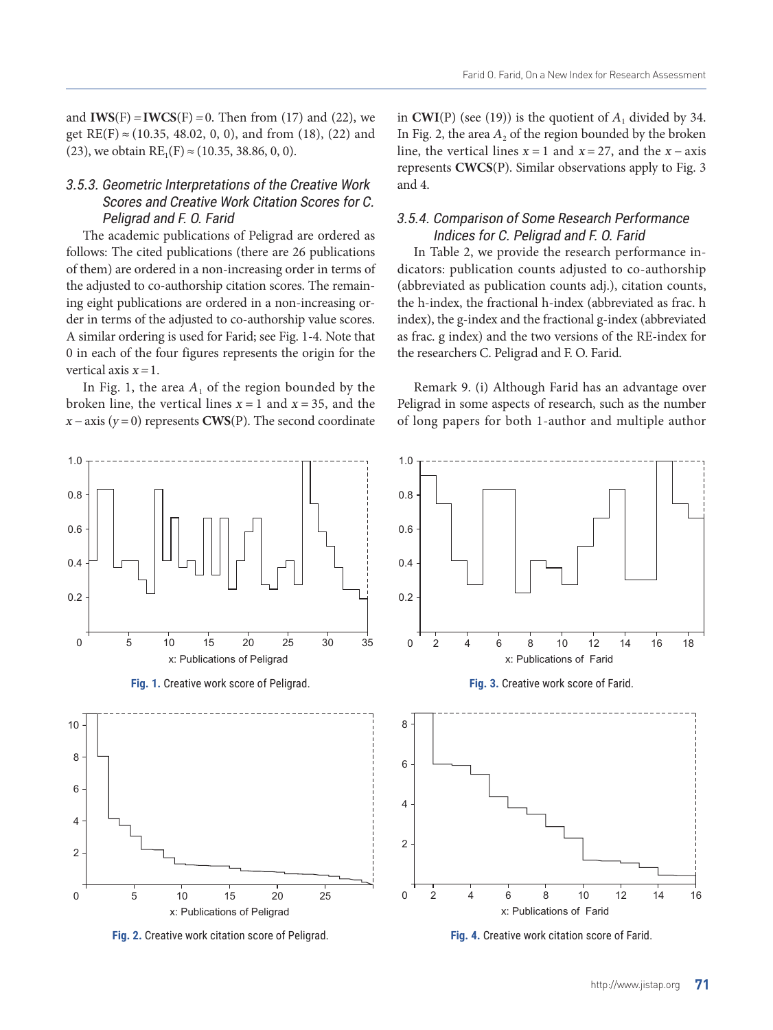and **IWS**(F) = **IWCS**(F) = 0. Then from (17) and (22), we get RE(F) ≈ (10.35, 48.02, 0, 0), and from (18), (22) and (23), we obtain $\text{RE}_1$(F) ≈ (10.35, 38.86, 0, 0).

### 3.5.3. Geometric Interpretations of the Creative Work Scores and Creative Work Citation Scores for C. Peligrad and F. O. Farid

The academic publications of Peligrad are ordered as follows: The cited publications (there are 26 publications of them) are ordered in a non-increasing order in terms of the adjusted to co-authorship citation scores. The remaining eight publications are ordered in a non-increasing order in terms of the adjusted to co-authorship value scores. A similar ordering is used for Farid; see Fig. 1-4. Note that 0 in each of the four figures represents the origin for the vertical axis $x = 1$.

In Fig. 1, the area $A_1$ of the region bounded by the broken line, the vertical lines $x = 1$ and $x = 35$, and the $x$ – axis ($y = 0$) represents **CWS**(P). The second coordinate in **CWI**(P) (see (19)) is the quotient of $A_1$ divided by 34. In Fig. 2, the area $A_2$ of the region bounded by the broken line, the vertical lines $x = 1$ and $x = 27$, and the $x$ – axis represents **CWCS**(P). Similar observations apply to Fig. 3 and 4.

### 3.5.4. Comparison of Some Research Performance Indices for C. Peligrad and F. O. Farid

In Table 2, we provide the research performance indicators: publication counts adjusted to co-authorship (abbreviated as publication counts adj.), citation counts, the h-index, the fractional h-index (abbreviated as frac. h index), the g-index and the fractional g-index (abbreviated as frac. g index) and the two versions of the RE-index for the researchers C. Peligrad and F. O. Farid.

Remark 9. (i) Although Farid has an advantage over Peligrad in some aspects of research, such as the number of long papers for both 1-author and multiple author

**Fig. 1.** Creative work score of Peligrad.

**Fig. 3.** Creative work score of Farid.

**Fig. 2.** Creative work citation score of Peligrad.

**Fig. 4.** Creative work citation score of Farid.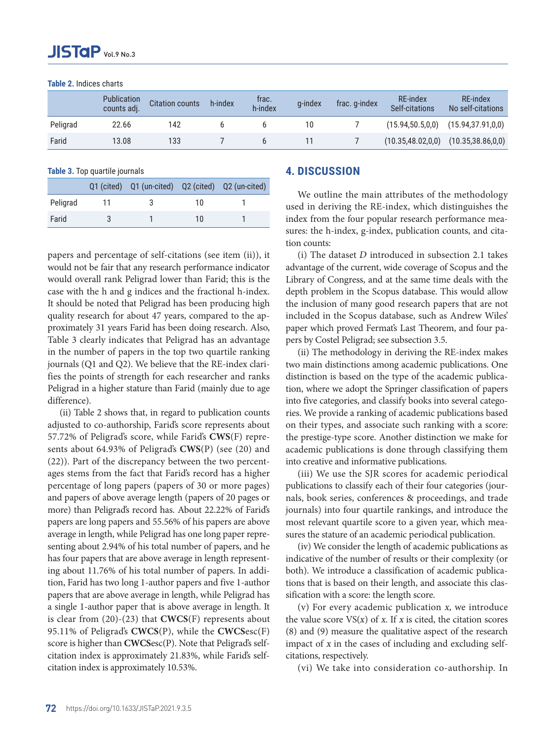**Table 2.** Indices charts

| | Publication counts adj. | Citation counts | h-index | frac. h-index | g-index | frac. g-index | RE-index Self-citations | RE-index No self-citations |
|---|---|---|---|---|---|---|---|---|
| Peligrad | 22.66 | 142 | 6 | 6 | 10 | 7 | (15.94,50.5,0,0) | (15.94,37.91,0,0) |
| Farid | 13.08 | 133 | 7 | 6 | 11 | 7 | (10.35,48.02,0,0) | (10.35,38.86,0,0) |

**Table 3.** Top quartile journals

| | Q1 (cited) | Q1 (un-cited) | Q2 (cited) | Q2 (un-cited) |
|---|---|---|---|---|
| Peligrad | 11 | 3 | 10 | 1 |
| Farid | 3 | 1 | 10 | 1 |

papers and percentage of self-citations (see item (ii)), it would not be fair that any research performance indicator would overall rank Peligrad lower than Farid; this is the case with the h and g indices and the fractional h-index. It should be noted that Peligrad has been producing high quality research for about 47 years, compared to the approximately 31 years Farid has been doing research. Also, Table 3 clearly indicates that Peligrad has an advantage in the number of papers in the top two quartile ranking journals (Q1 and Q2). We believe that the RE-index clarifies the points of strength for each researcher and ranks Peligrad in a higher stature than Farid (mainly due to age difference).

(ii) Table 2 shows that, in regard to publication counts adjusted to co-authorship, Farid's score represents about 57.72% of Peligrad's score, while Farid's **CWS**(F) represents about 64.93% of Peligrad's **CWS**(P) (see (20) and (22)). Part of the discrepancy between the two percentages stems from the fact that Farid's record has a higher percentage of long papers (papers of 30 or more pages) and papers of above average length (papers of 20 pages or more) than Peligrad's record has. About 22.22% of Farid's papers are long papers and 55.56% of his papers are above average in length, while Peligrad has one long paper representing about 2.94% of his total number of papers, and he has four papers that are above average in length representing about 11.76% of his total number of papers. In addition, Farid has two long 1-author papers and five 1-author papers that are above average in length, while Peligrad has a single 1-author paper that is above average in length. It is clear from (20)-(23) that **CWCS**(F) represents about 95.11% of Peligrad's **CWCS**(P), while the **CWCS**esc(F) score is higher than **CWCS**esc(P). Note that Peligrad's self-citation index is approximately 21.83%, while Farid's self-citation index is approximately 10.53%.

## 4. DISCUSSION

We outline the main attributes of the methodology used in deriving the RE-index, which distinguishes the index from the four popular research performance measures: the h-index, g-index, publication counts, and citation counts:

(i) The dataset $D$ introduced in subsection 2.1 takes advantage of the current, wide coverage of Scopus and the Library of Congress, and at the same time deals with the depth problem in the Scopus database. This would allow the inclusion of many good research papers that are not included in the Scopus database, such as Andrew Wiles' paper which proved Fermat's Last Theorem, and four papers by Costel Peligrad; see subsection 3.5.

(ii) The methodology in deriving the RE-index makes two main distinctions among academic publications. One distinction is based on the type of the academic publication, where we adopt the Springer classification of papers into five categories, and classify books into several categories. We provide a ranking of academic publications based on their types, and associate such ranking with a score: the prestige-type score. Another distinction we make for academic publications is done through classifying them into creative and informative publications.

(iii) We use the SJR scores for academic periodical publications to classify each of their four categories (journals, book series, conferences & proceedings, and trade journals) into four quartile rankings, and introduce the most relevant quartile score to a given year, which measures the stature of an academic periodical publication.

(iv) We consider the length of academic publications as indicative of the number of results or their complexity (or both). We introduce a classification of academic publications that is based on their length, and associate this classification with a score: the length score.

(v) For every academic publication $x$, we introduce the value score $\mathrm{VS}(x)$ of $x$. If $x$ is cited, the citation scores (8) and (9) measure the qualitative aspect of the research impact of $x$ in the cases of including and excluding self-citations, respectively.

(vi) We take into consideration co-authorship. In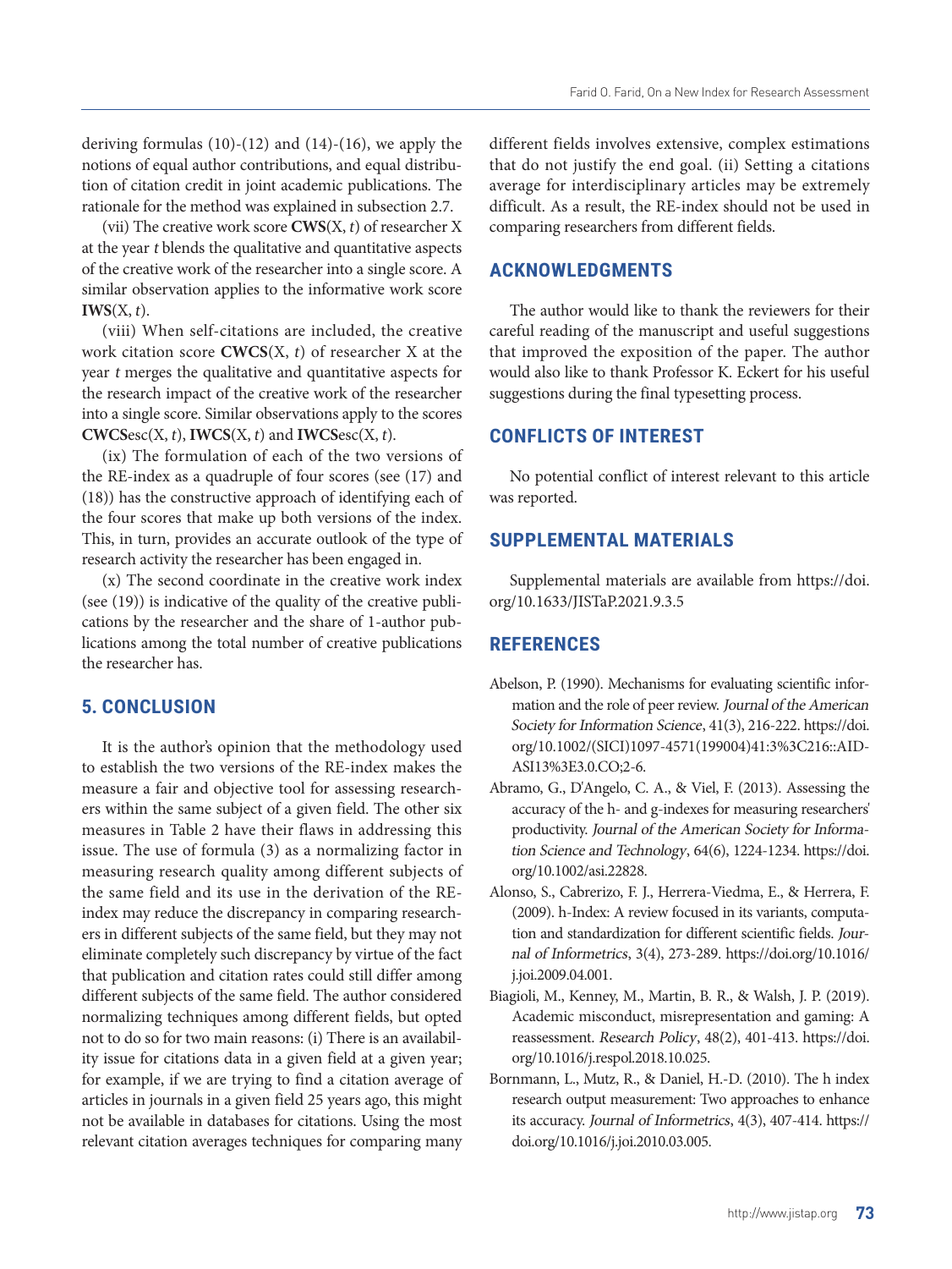deriving formulas (10)-(12) and (14)-(16), we apply the notions of equal author contributions, and equal distribution of citation credit in joint academic publications. The rationale for the method was explained in subsection 2.7.

(vii) The creative work score **CWS**(X, *t*) of researcher X at the year *t* blends the qualitative and quantitative aspects of the creative work of the researcher into a single score. A similar observation applies to the informative work score **IWS**(X, *t*).

(viii) When self-citations are included, the creative work citation score **CWCS**(X, *t*) of researcher X at the year *t* merges the qualitative and quantitative aspects for the research impact of the creative work of the researcher into a single score. Similar observations apply to the scores **CWCS**esc(X, *t*), **IWCS**(X, *t*) and **IWCS**esc(X, *t*).

(ix) The formulation of each of the two versions of the RE-index as a quadruple of four scores (see (17) and (18)) has the constructive approach of identifying each of the four scores that make up both versions of the index. This, in turn, provides an accurate outlook of the type of research activity the researcher has been engaged in.

(x) The second coordinate in the creative work index (see (19)) is indicative of the quality of the creative publications by the researcher and the share of 1-author publications among the total number of creative publications the researcher has.

## 5. CONCLUSION

It is the author's opinion that the methodology used to establish the two versions of the RE-index makes the measure a fair and objective tool for assessing researchers within the same subject of a given field. The other six measures in Table 2 have their flaws in addressing this issue. The use of formula (3) as a normalizing factor in measuring research quality among different subjects of the same field and its use in the derivation of the RE-index may reduce the discrepancy in comparing researchers in different subjects of the same field, but they may not eliminate completely such discrepancy by virtue of the fact that publication and citation rates could still differ among different subjects of the same field. The author considered normalizing techniques among different fields, but opted not to do so for two main reasons: (i) There is an availability issue for citations data in a given field at a given year; for example, if we are trying to find a citation average of articles in journals in a given field 25 years ago, this might not be available in databases for citations. Using the most relevant citation averages techniques for comparing many different fields involves extensive, complex estimations that do not justify the end goal. (ii) Setting a citations average for interdisciplinary articles may be extremely difficult. As a result, the RE-index should not be used in comparing researchers from different fields.

## ACKNOWLEDGMENTS

The author would like to thank the reviewers for their careful reading of the manuscript and useful suggestions that improved the exposition of the paper. The author would also like to thank Professor K. Eckert for his useful suggestions during the final typesetting process.

## CONFLICTS OF INTEREST

No potential conflict of interest relevant to this article was reported.

## SUPPLEMENTAL MATERIALS

Supplemental materials are available from https://doi.org/10.1633/JISTaP.2021.9.3.5

## REFERENCES

Abelson, P. (1990). Mechanisms for evaluating scientific information and the role of peer review. *Journal of the American Society for Information Science*, 41(3), 216-222. https://doi.org/10.1002/(SICI)1097-4571(199004)41:3%3C216::AID-ASI13%3E3.0.CO;2-6.

Abramo, G., D'Angelo, C. A., & Viel, F. (2013). Assessing the accuracy of the h- and g-indexes for measuring researchers' productivity. *Journal of the American Society for Information Science and Technology*, 64(6), 1224-1234. https://doi.org/10.1002/asi.22828.

Alonso, S., Cabrerizo, F. J., Herrera-Viedma, E., & Herrera, F. (2009). h-Index: A review focused in its variants, computation and standardization for different scientific fields. *Journal of Informetrics*, 3(4), 273-289. https://doi.org/10.1016/j.joi.2009.04.001.

Biagioli, M., Kenney, M., Martin, B. R., & Walsh, J. P. (2019). Academic misconduct, misrepresentation and gaming: A reassessment. *Research Policy*, 48(2), 401-413. https://doi.org/10.1016/j.respol.2018.10.025.

Bornmann, L., Mutz, R., & Daniel, H.-D. (2010). The h index research output measurement: Two approaches to enhance its accuracy. *Journal of Informetrics*, 4(3), 407-414. https://doi.org/10.1016/j.joi.2010.03.005.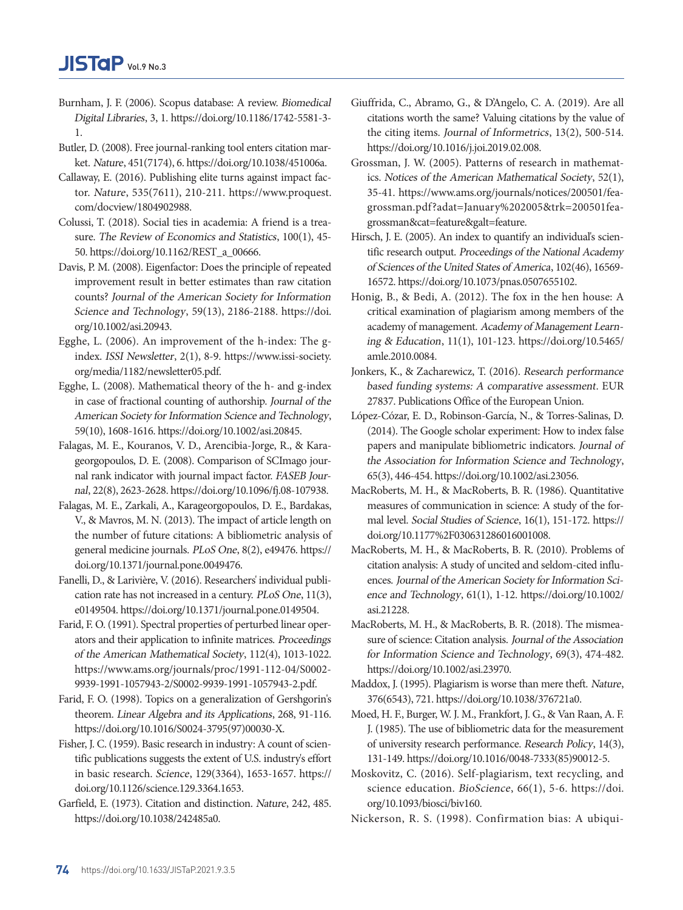Burnham, J. F. (2006). Scopus database: A review. *Biomedical Digital Libraries*, 3, 1. https://doi.org/10.1186/1742-5581-3-1.

Butler, D. (2008). Free journal-ranking tool enters citation market. *Nature*, 451(7174), 6. https://doi.org/10.1038/451006a.

Callaway, E. (2016). Publishing elite turns against impact factor. *Nature*, 535(7611), 210-211. https://www.proquest.com/docview/1804902988.

Colussi, T. (2018). Social ties in academia: A friend is a treasure. *The Review of Economics and Statistics*, 100(1), 45-50. https://doi.org/10.1162/REST_a_00666.

Davis, P. M. (2008). Eigenfactor: Does the principle of repeated improvement result in better estimates than raw citation counts? *Journal of the American Society for Information Science and Technology*, 59(13), 2186-2188. https://doi.org/10.1002/asi.20943.

Egghe, L. (2006). An improvement of the h-index: The g-index. *ISSI Newsletter*, 2(1), 8-9. https://www.issi-society.org/media/1182/newsletter05.pdf.

Egghe, L. (2008). Mathematical theory of the h- and g-index in case of fractional counting of authorship. *Journal of the American Society for Information Science and Technology*, 59(10), 1608-1616. https://doi.org/10.1002/asi.20845.

Falagas, M. E., Kouranos, V. D., Arencibia-Jorge, R., & Karageorgopoulos, D. E. (2008). Comparison of SCImago journal rank indicator with journal impact factor. *FASEB Journal*, 22(8), 2623-2628. https://doi.org/10.1096/fj.08-107938.

Falagas, M. E., Zarkali, A., Karageorgopoulos, D. E., Bardakas, V., & Mavros, M. N. (2013). The impact of article length on the number of future citations: A bibliometric analysis of general medicine journals. *PLoS One*, 8(2), e49476. https://doi.org/10.1371/journal.pone.0049476.

Fanelli, D., & Larivière, V. (2016). Researchers' individual publication rate has not increased in a century. *PLoS One*, 11(3), e0149504. https://doi.org/10.1371/journal.pone.0149504.

Farid, F. O. (1991). Spectral properties of perturbed linear operators and their application to infinite matrices. *Proceedings of the American Mathematical Society*, 112(4), 1013-1022. https://www.ams.org/journals/proc/1991-112-04/S0002-9939-1991-1057943-2/S0002-9939-1991-1057943-2.pdf.

Farid, F. O. (1998). Topics on a generalization of Gershgorin's theorem. *Linear Algebra and its Applications*, 268, 91-116. https://doi.org/10.1016/S0024-3795(97)00030-X.

Fisher, J. C. (1959). Basic research in industry: A count of scientific publications suggests the extent of U.S. industry's effort in basic research. *Science*, 129(3364), 1653-1657. https://doi.org/10.1126/science.129.3364.1653.

Garfield, E. (1973). Citation and distinction. *Nature*, 242, 485. https://doi.org/10.1038/242485a0.

Giuffrida, C., Abramo, G., & D'Angelo, C. A. (2019). Are all citations worth the same? Valuing citations by the value of the citing items. *Journal of Informetrics*, 13(2), 500-514. https://doi.org/10.1016/j.joi.2019.02.008.

Grossman, J. W. (2005). Patterns of research in mathematics. *Notices of the American Mathematical Society*, 52(1), 35-41. https://www.ams.org/journals/notices/200501/fea-grossman.pdf?adat=January%202005&trk=200501fea-grossman&cat=feature&galt=feature.

Hirsch, J. E. (2005). An index to quantify an individual's scientific research output. *Proceedings of the National Academy of Sciences of the United States of America*, 102(46), 16569-16572. https://doi.org/10.1073/pnas.0507655102.

Honig, B., & Bedi, A. (2012). The fox in the hen house: A critical examination of plagiarism among members of the academy of management. *Academy of Management Learning & Education*, 11(1), 101-123. https://doi.org/10.5465/amle.2010.0084.

Jonkers, K., & Zacharewicz, T. (2016). *Research performance based funding systems: A comparative assessment*. EUR 27837. Publications Office of the European Union.

López-Cózar, E. D., Robinson-García, N., & Torres-Salinas, D. (2014). The Google scholar experiment: How to index false papers and manipulate bibliometric indicators. *Journal of the Association for Information Science and Technology*, 65(3), 446-454. https://doi.org/10.1002/asi.23056.

MacRoberts, M. H., & MacRoberts, B. R. (1986). Quantitative measures of communication in science: A study of the formal level. *Social Studies of Science*, 16(1), 151-172. https://doi.org/10.1177%2F030631286016001008.

MacRoberts, M. H., & MacRoberts, B. R. (2010). Problems of citation analysis: A study of uncited and seldom-cited influences. *Journal of the American Society for Information Science and Technology*, 61(1), 1-12. https://doi.org/10.1002/asi.21228.

MacRoberts, M. H., & MacRoberts, B. R. (2018). The mismeasure of science: Citation analysis. *Journal of the Association for Information Science and Technology*, 69(3), 474-482. https://doi.org/10.1002/asi.23970.

Maddox, J. (1995). Plagiarism is worse than mere theft. *Nature*, 376(6543), 721. https://doi.org/10.1038/376721a0.

Moed, H. F., Burger, W. J. M., Frankfort, J. G., & Van Raan, A. F. J. (1985). The use of bibliometric data for the measurement of university research performance. *Research Policy*, 14(3), 131-149. https://doi.org/10.1016/0048-7333(85)90012-5.

Moskovitz, C. (2016). Self-plagiarism, text recycling, and science education. *BioScience*, 66(1), 5-6. https://doi.org/10.1093/biosci/biv160.

Nickerson, R. S. (1998). Confirmation bias: A ubiqui-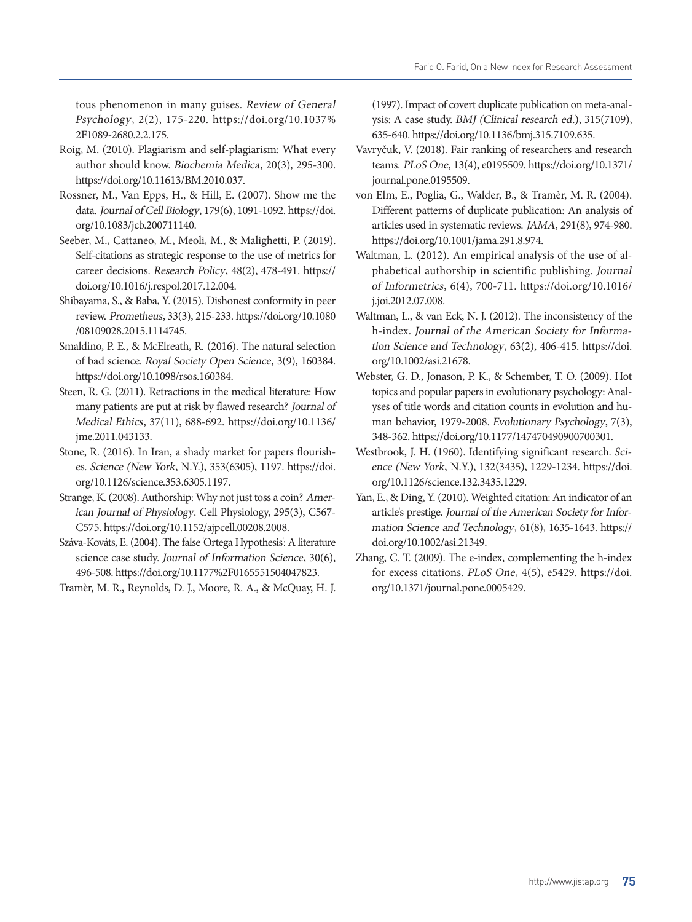tous phenomenon in many guises. *Review of General Psychology*, 2(2), 175-220. https://doi.org/10.1037%2F1089-2680.2.2.175.

Roig, M. (2010). Plagiarism and self-plagiarism: What every author should know. *Biochemia Medica*, 20(3), 295-300. https://doi.org/10.11613/BM.2010.037.

Rossner, M., Van Epps, H., & Hill, E. (2007). Show me the data. *Journal of Cell Biology*, 179(6), 1091-1092. https://doi.org/10.1083/jcb.200711140.

Seeber, M., Cattaneo, M., Meoli, M., & Malighetti, P. (2019). Self-citations as strategic response to the use of metrics for career decisions. *Research Policy*, 48(2), 478-491. https://doi.org/10.1016/j.respol.2017.12.004.

Shibayama, S., & Baba, Y. (2015). Dishonest conformity in peer review. *Prometheus*, 33(3), 215-233. https://doi.org/10.1080/08109028.2015.1114745.

Smaldino, P. E., & McElreath, R. (2016). The natural selection of bad science. *Royal Society Open Science*, 3(9), 160384. https://doi.org/10.1098/rsos.160384.

Steen, R. G. (2011). Retractions in the medical literature: How many patients are put at risk by flawed research? *Journal of Medical Ethics*, 37(11), 688-692. https://doi.org/10.1136/jme.2011.043133.

Stone, R. (2016). In Iran, a shady market for papers flourishes. *Science (New York*, N.Y.), 353(6305), 1197. https://doi.org/10.1126/science.353.6305.1197.

Strange, K. (2008). Authorship: Why not just toss a coin? *American Journal of Physiology*. Cell Physiology, 295(3), C567-C575. https://doi.org/10.1152/ajpcell.00208.2008.

Száva-Kováts, E. (2004). The false 'Ortega Hypothesis': A literature science case study. *Journal of Information Science*, 30(6), 496-508. https://doi.org/10.1177%2F0165551504047823.

Tramèr, M. R., Reynolds, D. J., Moore, R. A., & McQuay, H. J. (1997). Impact of covert duplicate publication on meta-analysis: A case study. *BMJ (Clinical research ed.*), 315(7109), 635-640. https://doi.org/10.1136/bmj.315.7109.635.

Vavryčuk, V. (2018). Fair ranking of researchers and research teams. *PLoS One*, 13(4), e0195509. https://doi.org/10.1371/journal.pone.0195509.

von Elm, E., Poglia, G., Walder, B., & Tramèr, M. R. (2004). Different patterns of duplicate publication: An analysis of articles used in systematic reviews. *JAMA*, 291(8), 974-980. https://doi.org/10.1001/jama.291.8.974.

Waltman, L. (2012). An empirical analysis of the use of alphabetical authorship in scientific publishing. *Journal of Informetrics*, 6(4), 700-711. https://doi.org/10.1016/j.joi.2012.07.008.

Waltman, L., & van Eck, N. J. (2012). The inconsistency of the h-index. *Journal of the American Society for Information Science and Technology*, 63(2), 406-415. https://doi.org/10.1002/asi.21678.

Webster, G. D., Jonason, P. K., & Schember, T. O. (2009). Hot topics and popular papers in evolutionary psychology: Analyses of title words and citation counts in evolution and human behavior, 1979-2008. *Evolutionary Psychology*, 7(3), 348-362. https://doi.org/10.1177/147470490900700301.

Westbrook, J. H. (1960). Identifying significant research. *Science (New York*, N.Y.), 132(3435), 1229-1234. https://doi.org/10.1126/science.132.3435.1229.

Yan, E., & Ding, Y. (2010). Weighted citation: An indicator of an article's prestige. *Journal of the American Society for Information Science and Technology*, 61(8), 1635-1643. https://doi.org/10.1002/asi.21349.

Zhang, C. T. (2009). The e-index, complementing the h-index for excess citations. *PLoS One*, 4(5), e5429. https://doi.org/10.1371/journal.pone.0005429.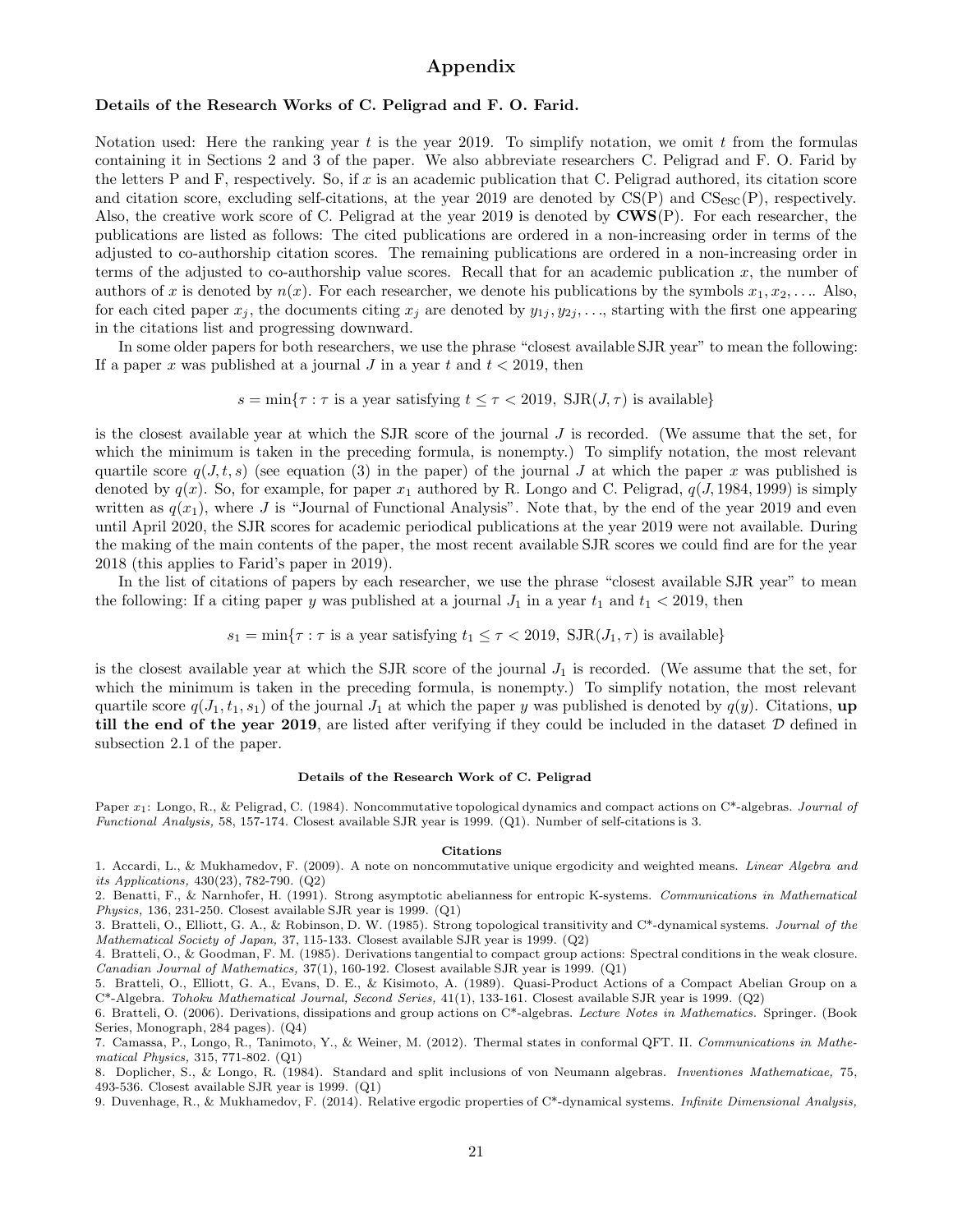# Appendix

### Details of the Research Works of C. Peligrad and F. O. Farid.

Notation used: Here the ranking year $t$ is the year 2019. To simplify notation, we omit $t$ from the formulas containing it in Sections 2 and 3 of the paper. We also abbreviate researchers C. Peligrad and F. O. Farid by the letters P and F, respectively. So, if $x$ is an academic publication that C. Peligrad authored, its citation score and citation score, excluding self-citations, at the year 2019 are denoted by CS(P) and $\text{CS}_{\text{esc}}$(P), respectively. Also, the creative work score of C. Peligrad at the year 2019 is denoted by **CWS**(P). For each researcher, the publications are listed as follows: The cited publications are ordered in a non-increasing order in terms of the adjusted to co-authorship citation scores. The remaining publications are ordered in a non-increasing order in terms of the adjusted to co-authorship value scores. Recall that for an academic publication $x$, the number of authors of $x$ is denoted by $n(x)$. For each researcher, we denote his publications by the symbols $x_1, x_2, \ldots$. Also, for each cited paper $x_j$, the documents citing $x_j$ are denoted by $y_{1j}, y_{2j}, \ldots$, starting with the first one appearing in the citations list and progressing downward.

In some older papers for both researchers, we use the phrase "closest available SJR year" to mean the following: If a paper $x$ was published at a journal $J$ in a year $t$ and $t < 2019$, then

$$s = \min\{\tau : \tau \text{ is a year satisfying } t \leq \tau < 2019, \text{ SJR}(J, \tau) \text{ is available}\}$$

is the closest available year at which the SJR score of the journal $J$ is recorded. (We assume that the set, for which the minimum is taken in the preceding formula, is nonempty.) To simplify notation, the most relevant quartile score $q(J, t, s)$ (see equation (3) in the paper) of the journal $J$ at which the paper $x$ was published is denoted by $q(x)$. So, for example, for paper $x_1$ authored by R. Longo and C. Peligrad, $q(J, 1984, 1999)$ is simply written as $q(x_1)$, where $J$ is "Journal of Functional Analysis". Note that, by the end of the year 2019 and even until April 2020, the SJR scores for academic periodical publications at the year 2019 were not available. During the making of the main contents of the paper, the most recent available SJR scores we could find are for the year 2018 (this applies to Farid's paper in 2019).

In the list of citations of papers by each researcher, we use the phrase "closest available SJR year" to mean the following: If a citing paper $y$ was published at a journal $J_1$ in a year $t_1$ and $t_1 < 2019$, then

$$s_1 = \min\{\tau : \tau \text{ is a year satisfying } t_1 \leq \tau < 2019, \text{ SJR}(J_1, \tau) \text{ is available}\}$$

is the closest available year at which the SJR score of the journal $J_1$ is recorded. (We assume that the set, for which the minimum is taken in the preceding formula, is nonempty.) To simplify notation, the most relevant quartile score $q(J_1, t_1, s_1)$ of the journal $J_1$ at which the paper $y$ was published is denoted by $q(y)$. Citations, **up till the end of the year 2019**, are listed after verifying if they could be included in the dataset $\mathcal{D}$ defined in subsection 2.1 of the paper.

#### Details of the Research Work of C. Peligrad

Paper $x_1$: Longo, R., & Peligrad, C. (1984). Noncommutative topological dynamics and compact actions on C*-algebras. *Journal of Functional Analysis,* 58, 157-174. Closest available SJR year is 1999. (Q1). Number of self-citations is 3.

#### Citations

1. Accardi, L., & Mukhamedov, F. (2009). A note on noncommutative unique ergodicity and weighted means. *Linear Algebra and its Applications,* 430(23), 782-790. (Q2)
2. Benatti, F., & Narnhofer, H. (1991). Strong asymptotic abelianness for entropic K-systems. *Communications in Mathematical Physics,* 136, 231-250. Closest available SJR year is 1999. (Q1)
3. Bratteli, O., Elliott, G. A., & Robinson, D. W. (1985). Strong topological transitivity and C*-dynamical systems. *Journal of the Mathematical Society of Japan,* 37, 115-133. Closest available SJR year is 1999. (Q2)
4. Bratteli, O., & Goodman, F. M. (1985). Derivations tangential to compact group actions: Spectral conditions in the weak closure. *Canadian Journal of Mathematics,* 37(1), 160-192. Closest available SJR year is 1999. (Q1)
5. Bratteli, O., Elliott, G. A., Evans, D. E., & Kisimoto, A. (1989). Quasi-Product Actions of a Compact Abelian Group on a C*-Algebra. *Tohoku Mathematical Journal, Second Series,* 41(1), 133-161. Closest available SJR year is 1999. (Q2)
6. Bratteli, O. (2006). Derivations, dissipations and group actions on C*-algebras. *Lecture Notes in Mathematics.* Springer. (Book Series, Monograph, 284 pages). (Q4)
7. Camassa, P., Longo, R., Tanimoto, Y., & Weiner, M. (2012). Thermal states in conformal QFT. II. *Communications in Mathematical Physics,* 315, 771-802. (Q1)
8. Doplicher, S., & Longo, R. (1984). Standard and split inclusions of von Neumann algebras. *Inventiones Mathematicae,* 75, 493-536. Closest available SJR year is 1999. (Q1)
9. Duvenhage, R., & Mukhamedov, F. (2014). Relative ergodic properties of C*-dynamical systems. *Infinite Dimensional Analysis,*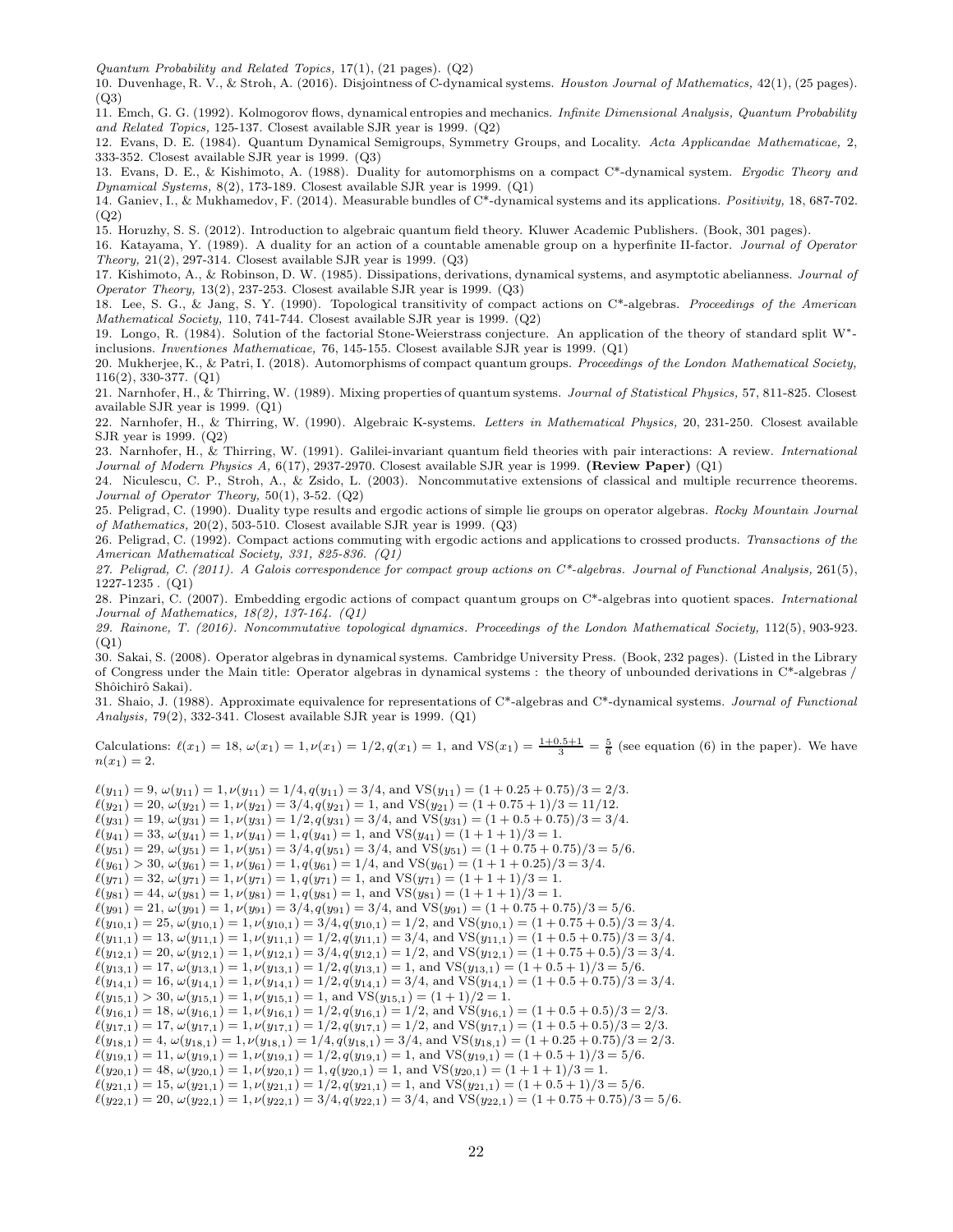*Quantum Probability and Related Topics,* 17(1), (21 pages). (Q2)

10. Duvenhage, R. V., & Stroh, A. (2016). Disjointness of C-dynamical systems. *Houston Journal of Mathematics,* 42(1), (25 pages). (Q3)

11. Emch, G. G. (1992). Kolmogorov flows, dynamical entropies and mechanics. *Infinite Dimensional Analysis, Quantum Probability and Related Topics,* 125-137. Closest available SJR year is 1999. (Q2)

12. Evans, D. E. (1984). Quantum Dynamical Semigroups, Symmetry Groups, and Locality. *Acta Applicandae Mathematicae,* 2, 333-352. Closest available SJR year is 1999. (Q3)

13. Evans, D. E., & Kishimoto, A. (1988). Duality for automorphisms on a compact C*-dynamical system. *Ergodic Theory and Dynamical Systems,* 8(2), 173-189. Closest available SJR year is 1999. (Q1)

14. Ganiev, I., & Mukhamedov, F. (2014). Measurable bundles of C*-dynamical systems and its applications. *Positivity,* 18, 687-702. (Q2)

15. Horuzhy, S. S. (2012). Introduction to algebraic quantum field theory. Kluwer Academic Publishers. (Book, 301 pages).

16. Katayama, Y. (1989). A duality for an action of a countable amenable group on a hyperfinite II-factor. *Journal of Operator Theory,* 21(2), 297-314. Closest available SJR year is 1999. (Q3)

17. Kishimoto, A., & Robinson, D. W. (1985). Dissipations, derivations, dynamical systems, and asymptotic abelianness. *Journal of Operator Theory,* 13(2), 237-253. Closest available SJR year is 1999. (Q3)

18. Lee, S. G., & Jang, S. Y. (1990). Topological transitivity of compact actions on C*-algebras. *Proceedings of the American Mathematical Society,* 110, 741-744. Closest available SJR year is 1999. (Q2)

19. Longo, R. (1984). Solution of the factorial Stone-Weierstrass conjecture. An application of the theory of standard split W*-inclusions. *Inventiones Mathematicae,* 76, 145-155. Closest available SJR year is 1999. (Q1)

20. Mukherjee, K., & Patri, I. (2018). Automorphisms of compact quantum groups. *Proceedings of the London Mathematical Society,* 116(2), 330-377. (Q1)

21. Narnhofer, H., & Thirring, W. (1989). Mixing properties of quantum systems. *Journal of Statistical Physics,* 57, 811-825. Closest available SJR year is 1999. (Q1)

22. Narnhofer, H., & Thirring, W. (1990). Algebraic K-systems. *Letters in Mathematical Physics,* 20, 231-250. Closest available SJR year is 1999. (Q2)

23. Narnhofer, H., & Thirring, W. (1991). Galilei-invariant quantum field theories with pair interactions: A review. *International Journal of Modern Physics A,* 6(17), 2937-2970. Closest available SJR year is 1999. **(Review Paper)** (Q1)

24. Niculescu, C. P., Stroh, A., & Zsido, L. (2003). Noncommutative extensions of classical and multiple recurrence theorems. *Journal of Operator Theory,* 50(1), 3-52. (Q2)

25. Peligrad, C. (1990). Duality type results and ergodic actions of simple lie groups on operator algebras. *Rocky Mountain Journal of Mathematics,* 20(2), 503-510. Closest available SJR year is 1999. (Q3)

26. Peligrad, C. (1992). Compact actions commuting with ergodic actions and applications to crossed products. *Transactions of the American Mathematical Society, 331, 825-836. (Q1)*

*27. Peligrad, C. (2011). A Galois correspondence for compact group actions on C*-algebras. Journal of Functional Analysis,* 261(5), 1227-1235 . (Q1)

28. Pinzari, C. (2007). Embedding ergodic actions of compact quantum groups on C*-algebras into quotient spaces. *International Journal of Mathematics, 18(2), 137-164. (Q1)*

*29. Rainone, T. (2016). Noncommutative topological dynamics. Proceedings of the London Mathematical Society,* 112(5), 903-923. (Q1)

30. Sakai, S. (2008). Operator algebras in dynamical systems. Cambridge University Press. (Book, 232 pages). (Listed in the Library of Congress under the Main title: Operator algebras in dynamical systems : the theory of unbounded derivations in C*-algebras / Shôichirô Sakai).

31. Shaio, J. (1988). Approximate equivalence for representations of C*-algebras and C*-dynamical systems. *Journal of Functional Analysis,* 79(2), 332-341. Closest available SJR year is 1999. (Q1)

Calculations: $\ell(x_1) = 18$, $\omega(x_1) = 1, \nu(x_1) = 1/2, q(x_1) = 1$, and $\mathrm{VS}(x_1) = \frac{1+0.5+1}{3} = \frac{5}{6}$ (see equation (6) in the paper). We have $n(x_1) = 2$.

$\ell(y_{11}) = 9$, $\omega(y_{11}) = 1, \nu(y_{11}) = 1/4, q(y_{11}) = 3/4$, and $\mathrm{VS}(y_{11}) = (1 + 0.25 + 0.75)/3 = 2/3$.
$\ell(y_{21}) = 20$, $\omega(y_{21}) = 1, \nu(y_{21}) = 3/4, q(y_{21}) = 1$, and $\mathrm{VS}(y_{21}) = (1 + 0.75 + 1)/3 = 11/12$.
$\ell(y_{31}) = 19$, $\omega(y_{31}) = 1, \nu(y_{31}) = 1/2, q(y_{31}) = 3/4$, and $\mathrm{VS}(y_{31}) = (1 + 0.5 + 0.75)/3 = 3/4$.
$\ell(y_{41}) = 33$, $\omega(y_{41}) = 1, \nu(y_{41}) = 1, q(y_{41}) = 1$, and $\mathrm{VS}(y_{41}) = (1 + 1 + 1)/3 = 1$.
$\ell(y_{51}) = 29$, $\omega(y_{51}) = 1, \nu(y_{51}) = 3/4, q(y_{51}) = 3/4$, and $\mathrm{VS}(y_{51}) = (1 + 0.75 + 0.75)/3 = 5/6$.
$\ell(y_{61}) > 30$, $\omega(y_{61}) = 1, \nu(y_{61}) = 1, q(y_{61}) = 1/4$, and $\mathrm{VS}(y_{61}) = (1 + 1 + 0.25)/3 = 3/4$.
$\ell(y_{71}) = 32$, $\omega(y_{71}) = 1, \nu(y_{71}) = 1, q(y_{71}) = 1$, and $\mathrm{VS}(y_{71}) = (1 + 1 + 1)/3 = 1$.
$\ell(y_{81}) = 44$, $\omega(y_{81}) = 1, \nu(y_{81}) = 1, q(y_{81}) = 1$, and $\mathrm{VS}(y_{81}) = (1 + 1 + 1)/3 = 1$.
$\ell(y_{91}) = 21$, $\omega(y_{91}) = 1, \nu(y_{91}) = 3/4, q(y_{91}) = 3/4$, and $\mathrm{VS}(y_{91}) = (1 + 0.75 + 0.75)/3 = 5/6$.
$\ell(y_{10,1}) = 25$, $\omega(y_{10,1}) = 1, \nu(y_{10,1}) = 3/4, q(y_{10,1}) = 1/2$, and $\mathrm{VS}(y_{10,1}) = (1 + 0.75 + 0.5)/3 = 3/4$.
$\ell(y_{11,1}) = 13$, $\omega(y_{11,1}) = 1, \nu(y_{11,1}) = 1/2, q(y_{11,1}) = 3/4$, and $\mathrm{VS}(y_{11,1}) = (1 + 0.5 + 0.75)/3 = 3/4$.
$\ell(y_{12,1}) = 20$, $\omega(y_{12,1}) = 1, \nu(y_{12,1}) = 3/4, q(y_{12,1}) = 1/2$, and $\mathrm{VS}(y_{12,1}) = (1 + 0.75 + 0.5)/3 = 3/4$.
$\ell(y_{13,1}) = 17$, $\omega(y_{13,1}) = 1, \nu(y_{13,1}) = 1/2, q(y_{13,1}) = 1$, and $\mathrm{VS}(y_{13,1}) = (1 + 0.5 + 1)/3 = 5/6$.
$\ell(y_{14,1}) = 16$, $\omega(y_{14,1}) = 1, \nu(y_{14,1}) = 1/2, q(y_{14,1}) = 3/4$, and $\mathrm{VS}(y_{14,1}) = (1 + 0.5 + 0.75)/3 = 3/4$.
$\ell(y_{15,1}) > 30$, $\omega(y_{15,1}) = 1, \nu(y_{15,1}) = 1$, and $\mathrm{VS}(y_{15,1}) = (1 + 1)/2 = 1$.
$\ell(y_{16,1}) = 18$, $\omega(y_{16,1}) = 1, \nu(y_{16,1}) = 1/2, q(y_{16,1}) = 1/2$, and $\mathrm{VS}(y_{16,1}) = (1 + 0.5 + 0.5)/3 = 2/3$.
$\ell(y_{17,1}) = 17$, $\omega(y_{17,1}) = 1, \nu(y_{17,1}) = 1/2, q(y_{17,1}) = 1/2$, and $\mathrm{VS}(y_{17,1}) = (1 + 0.5 + 0.5)/3 = 2/3$.
$\ell(y_{18,1}) = 4$, $\omega(y_{18,1}) = 1, \nu(y_{18,1}) = 1/4, q(y_{18,1}) = 3/4$, and $\mathrm{VS}(y_{18,1}) = (1 + 0.25 + 0.75)/3 = 2/3$.
$\ell(y_{19,1}) = 11$, $\omega(y_{19,1}) = 1, \nu(y_{19,1}) = 1/2, q(y_{19,1}) = 1$, and $\mathrm{VS}(y_{19,1}) = (1 + 0.5 + 1)/3 = 5/6$.
$\ell(y_{20,1}) = 48$, $\omega(y_{20,1}) = 1, \nu(y_{20,1}) = 1, q(y_{20,1}) = 1$, and $\mathrm{VS}(y_{20,1}) = (1 + 1 + 1)/3 = 1$.
$\ell(y_{21,1}) = 15$, $\omega(y_{21,1}) = 1, \nu(y_{21,1}) = 1/2, q(y_{21,1}) = 1$, and $\mathrm{VS}(y_{21,1}) = (1 + 0.5 + 1)/3 = 5/6$.
$\ell(y_{22,1}) = 20$, $\omega(y_{22,1}) = 1, \nu(y_{22,1}) = 3/4, q(y_{22,1}) = 3/4$, and $\mathrm{VS}(y_{22,1}) = (1 + 0.75 + 0.75)/3 = 5/6$.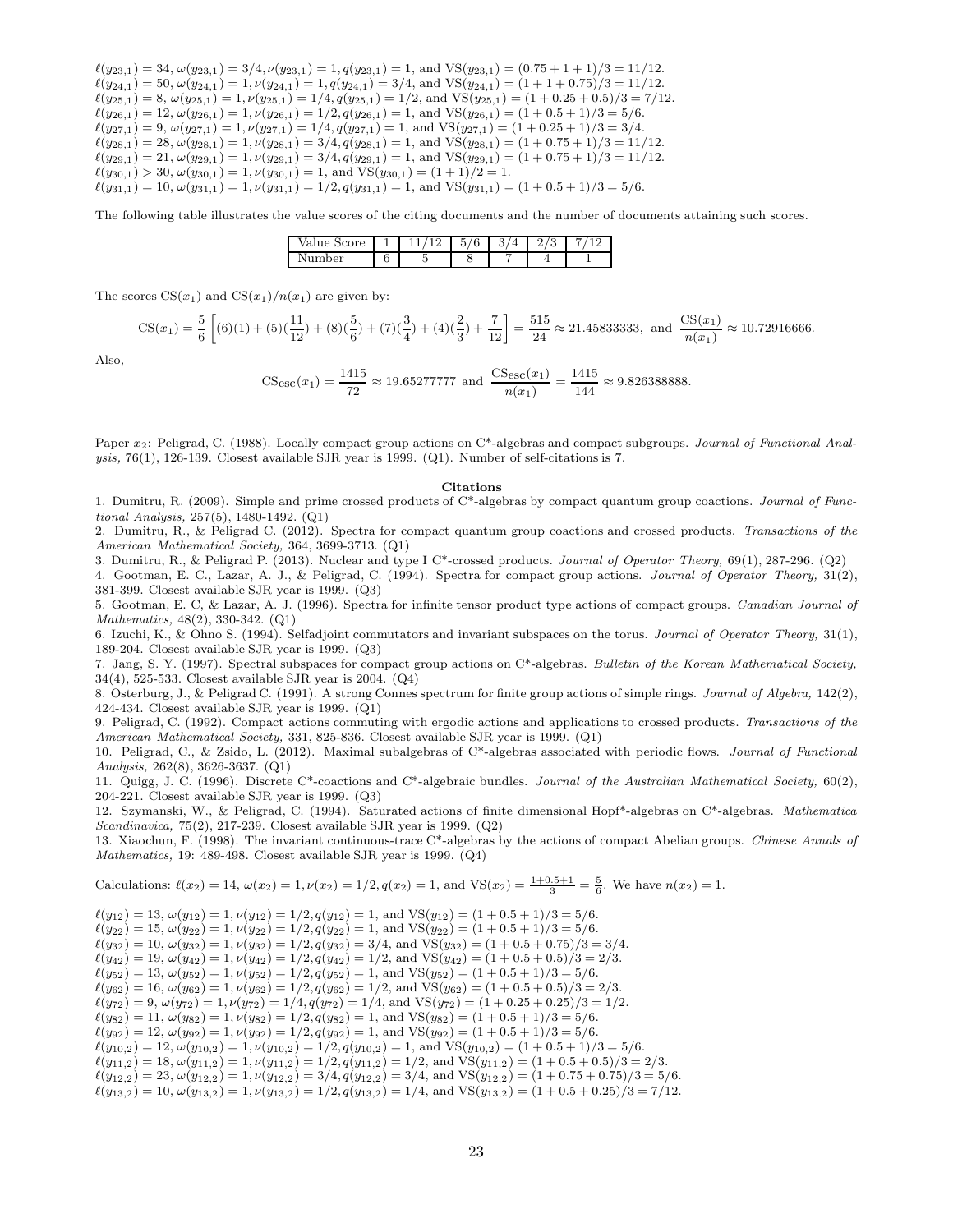$\ell(y_{23,1}) = 34$, $\omega(y_{23,1}) = 3/4, \nu(y_{23,1}) = 1, q(y_{23,1}) = 1$, and $\text{VS}(y_{23,1}) = (0.75 + 1 + 1)/3 = 11/12$.
$\ell(y_{24,1}) = 50$, $\omega(y_{24,1}) = 1, \nu(y_{24,1}) = 1, q(y_{24,1}) = 3/4$, and $\text{VS}(y_{24,1}) = (1 + 1 + 0.75)/3 = 11/12$.
$\ell(y_{25,1}) = 8$, $\omega(y_{25,1}) = 1, \nu(y_{25,1}) = 1/4, q(y_{25,1}) = 1/2$, and $\text{VS}(y_{25,1}) = (1 + 0.25 + 0.5)/3 = 7/12$.
$\ell(y_{26,1}) = 12$, $\omega(y_{26,1}) = 1, \nu(y_{26,1}) = 1/2, q(y_{26,1}) = 1$, and $\text{VS}(y_{26,1}) = (1 + 0.5 + 1)/3 = 5/6$.
$\ell(y_{27,1}) = 9$, $\omega(y_{27,1}) = 1, \nu(y_{27,1}) = 1/4, q(y_{27,1}) = 1$, and $\text{VS}(y_{27,1}) = (1 + 0.25 + 1)/3 = 3/4$.
$\ell(y_{28,1}) = 28$, $\omega(y_{28,1}) = 1, \nu(y_{28,1}) = 3/4, q(y_{28,1}) = 1$, and $\text{VS}(y_{28,1}) = (1 + 0.75 + 1)/3 = 11/12$.
$\ell(y_{29,1}) = 21$, $\omega(y_{29,1}) = 1, \nu(y_{29,1}) = 3/4, q(y_{29,1}) = 1$, and $\text{VS}(y_{29,1}) = (1 + 0.75 + 1)/3 = 11/12$.
$\ell(y_{30,1}) > 30$, $\omega(y_{30,1}) = 1, \nu(y_{30,1}) = 1$, and $\text{VS}(y_{30,1}) = (1 + 1)/2 = 1$.
$\ell(y_{31,1}) = 10$, $\omega(y_{31,1}) = 1, \nu(y_{31,1}) = 1/2, q(y_{31,1}) = 1$, and $\text{VS}(y_{31,1}) = (1 + 0.5 + 1)/3 = 5/6$.

The following table illustrates the value scores of the citing documents and the number of documents attaining such scores.

| Value Score | 1 | 11/12 | 5/6 | 3/4 | 2/3 | 7/12 |
|---|---|---|---|---|---|---|
| Number | 6 | 5 | 8 | 7 | 4 | 1 |

The scores $\text{CS}(x_1)$ and $\text{CS}(x_1)/n(x_1)$ are given by:

$$\text{CS}(x_1) = \frac{5}{6}\left[(6)(1) + (5)(\frac{11}{12}) + (8)(\frac{5}{6}) + (7)(\frac{3}{4}) + (4)(\frac{2}{3}) + \frac{7}{12}\right] = \frac{515}{24} \approx 21.45833333, \text{ and } \frac{\text{CS}(x_1)}{n(x_1)} \approx 10.72916666.$$

Also,

$$\text{CS}_{\text{esc}}(x_1) = \frac{1415}{72} \approx 19.65277777 \text{ and } \frac{\text{CS}_{\text{esc}}(x_1)}{n(x_1)} = \frac{1415}{144} \approx 9.826388888.$$

Paper $x_2$: Peligrad, C. (1988). Locally compact group actions on C*-algebras and compact subgroups. *Journal of Functional Analysis,* 76(1), 126-139. Closest available SJR year is 1999. (Q1). Number of self-citations is 7.

**Citations**

1. Dumitru, R. (2009). Simple and prime crossed products of C*-algebras by compact quantum group coactions. *Journal of Functional Analysis,* 257(5), 1480-1492. (Q1)
2. Dumitru, R., & Peligrad C. (2012). Spectra for compact quantum group coactions and crossed products. *Transactions of the American Mathematical Society,* 364, 3699-3713. (Q1)
3. Dumitru, R., & Peligrad P. (2013). Nuclear and type I C*-crossed products. *Journal of Operator Theory,* 69(1), 287-296. (Q2)
4. Gootman, E. C., Lazar, A. J., & Peligrad, C. (1994). Spectra for compact group actions. *Journal of Operator Theory,* 31(2), 381-399. Closest available SJR year is 1999. (Q3)
5. Gootman, E. C, & Lazar, A. J. (1996). Spectra for infinite tensor product type actions of compact groups. *Canadian Journal of Mathematics,* 48(2), 330-342. (Q1)
6. Izuchi, K., & Ohno S. (1994). Selfadjoint commutators and invariant subspaces on the torus. *Journal of Operator Theory,* 31(1), 189-204. Closest available SJR year is 1999. (Q3)
7. Jang, S. Y. (1997). Spectral subspaces for compact group actions on C*-algebras. *Bulletin of the Korean Mathematical Society,* 34(4), 525-533. Closest available SJR year is 2004. (Q4)
8. Osterburg, J., & Peligrad C. (1991). A strong Connes spectrum for finite group actions of simple rings. *Journal of Algebra,* 142(2), 424-434. Closest available SJR year is 1999. (Q1)
9. Peligrad, C. (1992). Compact actions commuting with ergodic actions and applications to crossed products. *Transactions of the American Mathematical Society,* 331, 825-836. Closest available SJR year is 1999. (Q1)
10. Peligrad, C., & Zsido, L. (2012). Maximal subalgebras of C*-algebras associated with periodic flows. *Journal of Functional Analysis,* 262(8), 3626-3637. (Q1)
11. Quigg, J. C. (1996). Discrete C*-coactions and C*-algebraic bundles. *Journal of the Australian Mathematical Society,* 60(2), 204-221. Closest available SJR year is 1999. (Q3)
12. Szymanski, W., & Peligrad, C. (1994). Saturated actions of finite dimensional Hopf*-algebras on C*-algebras. *Mathematica Scandinavica,* 75(2), 217-239. Closest available SJR year is 1999. (Q2)
13. Xiaochun, F. (1998). The invariant continuous-trace C*-algebras by the actions of compact Abelian groups. *Chinese Annals of Mathematics,* 19: 489-498. Closest available SJR year is 1999. (Q4)

Calculations: $\ell(x_2) = 14$, $\omega(x_2) = 1, \nu(x_2) = 1/2, q(x_2) = 1$, and $\text{VS}(x_2) = \frac{1+0.5+1}{3} = \frac{5}{6}$. We have $n(x_2) = 1$.

$\ell(y_{12}) = 13$, $\omega(y_{12}) = 1, \nu(y_{12}) = 1/2, q(y_{12}) = 1$, and $\text{VS}(y_{12}) = (1 + 0.5 + 1)/3 = 5/6$.
$\ell(y_{22}) = 15$, $\omega(y_{22}) = 1, \nu(y_{22}) = 1/2, q(y_{22}) = 1$, and $\text{VS}(y_{22}) = (1 + 0.5 + 1)/3 = 5/6$.
$\ell(y_{32}) = 10$, $\omega(y_{32}) = 1, \nu(y_{32}) = 1/2, q(y_{32}) = 3/4$, and $\text{VS}(y_{32}) = (1 + 0.5 + 0.75)/3 = 3/4$.
$\ell(y_{42}) = 19$, $\omega(y_{42}) = 1, \nu(y_{42}) = 1/2, q(y_{42}) = 1/2$, and $\text{VS}(y_{42}) = (1 + 0.5 + 0.5)/3 = 2/3$.
$\ell(y_{52}) = 13$, $\omega(y_{52}) = 1, \nu(y_{52}) = 1/2, q(y_{52}) = 1$, and $\text{VS}(y_{52}) = (1 + 0.5 + 1)/3 = 5/6$.
$\ell(y_{62}) = 16$, $\omega(y_{62}) = 1, \nu(y_{62}) = 1/2, q(y_{62}) = 1/2$, and $\text{VS}(y_{62}) = (1 + 0.5 + 0.5)/3 = 2/3$.
$\ell(y_{72}) = 9$, $\omega(y_{72}) = 1, \nu(y_{72}) = 1/4, q(y_{72}) = 1/4$, and $\text{VS}(y_{72}) = (1 + 0.25 + 0.25)/3 = 1/2$.
$\ell(y_{82}) = 11$, $\omega(y_{82}) = 1, \nu(y_{82}) = 1/2, q(y_{82}) = 1$, and $\text{VS}(y_{82}) = (1 + 0.5 + 1)/3 = 5/6$.
$\ell(y_{92}) = 12$, $\omega(y_{92}) = 1, \nu(y_{92}) = 1/2, q(y_{92}) = 1$, and $\text{VS}(y_{92}) = (1 + 0.5 + 1)/3 = 5/6$.
$\ell(y_{10,2}) = 12$, $\omega(y_{10,2}) = 1, \nu(y_{10,2}) = 1/2, q(y_{10,2}) = 1$, and $\text{VS}(y_{10,2}) = (1 + 0.5 + 1)/3 = 5/6$.
$\ell(y_{11,2}) = 18$, $\omega(y_{11,2}) = 1, \nu(y_{11,2}) = 1/2, q(y_{11,2}) = 1/2$, and $\text{VS}(y_{11,2}) = (1 + 0.5 + 0.5)/3 = 2/3$.
$\ell(y_{12,2}) = 23$, $\omega(y_{12,2}) = 1, \nu(y_{12,2}) = 3/4, q(y_{12,2}) = 3/4$, and $\text{VS}(y_{12,2}) = (1 + 0.75 + 0.75)/3 = 5/6$.
$\ell(y_{13,2}) = 10$, $\omega(y_{13,2}) = 1, \nu(y_{13,2}) = 1/2, q(y_{13,2}) = 1/4$, and $\text{VS}(y_{13,2}) = (1 + 0.5 + 0.25)/3 = 7/12$.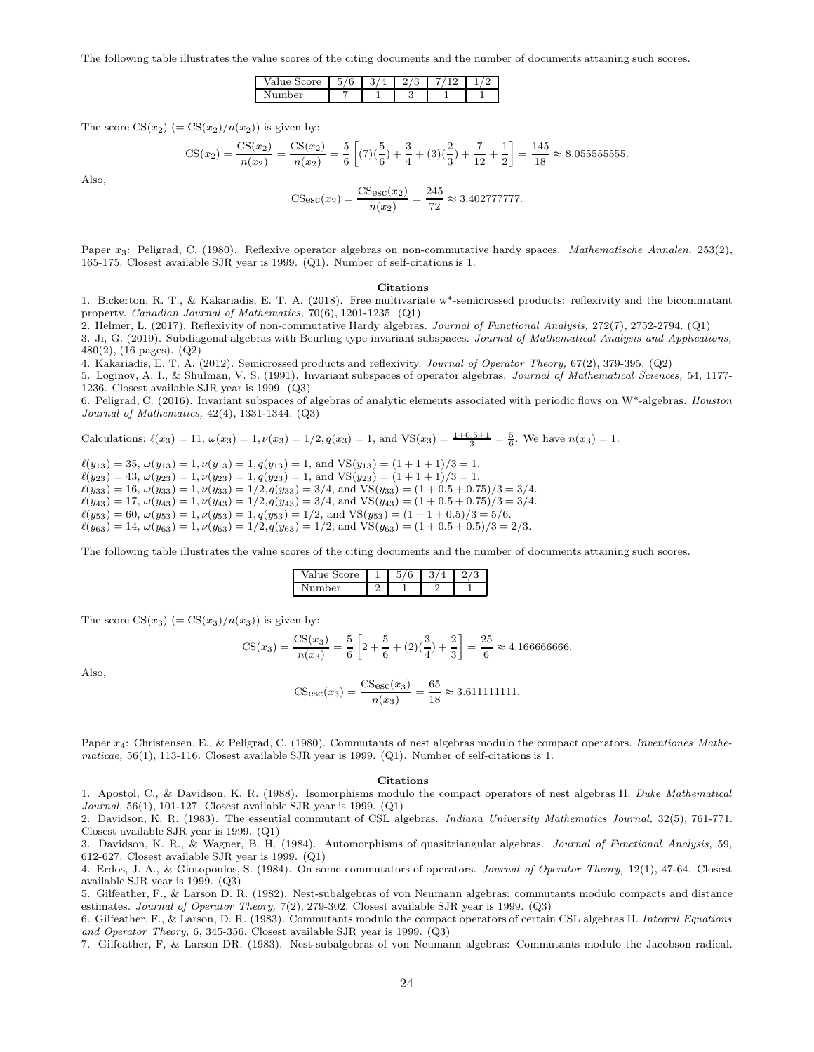The following table illustrates the value scores of the citing documents and the number of documents attaining such scores.

| Value Score | 5/6 | 3/4 | 2/3 | 7/12 | 1/2 |
|---|---|---|---|---|---|
| Number | 7 | 1 | 3 | 1 | 1 |

The score $\mathrm{CS}(x_2)$ $(= \mathrm{CS}(x_2)/n(x_2))$ is given by:

$$\mathrm{CS}(x_2) = \frac{\mathrm{CS}(x_2)}{n(x_2)} = \frac{\mathrm{CS}(x_2)}{n(x_2)} = \frac{5}{6}\left[(7)(\frac{5}{6}) + \frac{3}{4} + (3)(\frac{2}{3}) + \frac{7}{12} + \frac{1}{2}\right] = \frac{145}{18} \approx 8.055555555.$$

Also,

$$\mathrm{CSesc}(x_2) = \frac{\mathrm{CS_{esc}}(x_2)}{n(x_2)} = \frac{245}{72} \approx 3.402777777.$$

Paper $x_3$: Peligrad, C. (1980). Reflexive operator algebras on non-commutative hardy spaces. *Mathematische Annalen,* 253(2), 165-175. Closest available SJR year is 1999. (Q1). Number of self-citations is 1.

**Citations**

1. Bickerton, R. T., & Kakariadis, E. T. A. (2018). Free multivariate w*-semicrossed products: reflexivity and the bicommutant property. *Canadian Journal of Mathematics,* 70(6), 1201-1235. (Q1)
2. Helmer, L. (2017). Reflexivity of non-commutative Hardy algebras. *Journal of Functional Analysis,* 272(7), 2752-2794. (Q1)
3. Ji, G. (2019). Subdiagonal algebras with Beurling type invariant subspaces. *Journal of Mathematical Analysis and Applications,* 480(2), (16 pages). (Q2)
4. Kakariadis, E. T. A. (2012). Semicrossed products and reflexivity. *Journal of Operator Theory,* 67(2), 379-395. (Q2)
5. Loginov, A. I., & Shulman, V. S. (1991). Invariant subspaces of operator algebras. *Journal of Mathematical Sciences,* 54, 1177-1236. Closest available SJR year is 1999. (Q3)
6. Peligrad, C. (2016). Invariant subspaces of algebras of analytic elements associated with periodic flows on W*-algebras. *Houston Journal of Mathematics,* 42(4), 1331-1344. (Q3)

Calculations: $\ell(x_3) = 11$, $\omega(x_3) = 1, \nu(x_3) = 1/2, q(x_3) = 1$, and $\mathrm{VS}(x_3) = \frac{1+0.5+1}{3} = \frac{5}{6}$. We have $n(x_3) = 1$.

$\ell(y_{13}) = 35$, $\omega(y_{13}) = 1, \nu(y_{13}) = 1, q(y_{13}) = 1$, and $\mathrm{VS}(y_{13}) = (1 + 1 + 1)/3 = 1$.
$\ell(y_{23}) = 43$, $\omega(y_{23}) = 1, \nu(y_{23}) = 1, q(y_{23}) = 1$, and $\mathrm{VS}(y_{23}) = (1 + 1 + 1)/3 = 1$.
$\ell(y_{33}) = 16$, $\omega(y_{33}) = 1, \nu(y_{33}) = 1/2, q(y_{33}) = 3/4$, and $\mathrm{VS}(y_{33}) = (1 + 0.5 + 0.75)/3 = 3/4$.
$\ell(y_{43}) = 17$, $\omega(y_{43}) = 1, \nu(y_{43}) = 1/2, q(y_{43}) = 3/4$, and $\mathrm{VS}(y_{43}) = (1 + 0.5 + 0.75)/3 = 3/4$.
$\ell(y_{53}) = 60$, $\omega(y_{53}) = 1, \nu(y_{53}) = 1, q(y_{53}) = 1/2$, and $\mathrm{VS}(y_{53}) = (1 + 1 + 0.5)/3 = 5/6$.
$\ell(y_{63}) = 14$, $\omega(y_{63}) = 1, \nu(y_{63}) = 1/2, q(y_{63}) = 1/2$, and $\mathrm{VS}(y_{63}) = (1 + 0.5 + 0.5)/3 = 2/3$.

The following table illustrates the value scores of the citing documents and the number of documents attaining such scores.

| Value Score | 1 | 5/6 | 3/4 | 2/3 |
|---|---|---|---|---|
| Number | 2 | 1 | 2 | 1 |

The score $\mathrm{CS}(x_3)$ $(= \mathrm{CS}(x_3)/n(x_3))$ is given by:

$$\mathrm{CS}(x_3) = \frac{\mathrm{CS}(x_3)}{n(x_3)} = \frac{5}{6}\left[2 + \frac{5}{6} + (2)(\frac{3}{4}) + \frac{2}{3}\right] = \frac{25}{6} \approx 4.166666666.$$

Also,

$$\mathrm{CS_{esc}}(x_3) = \frac{\mathrm{CS_{esc}}(x_3)}{n(x_3)} = \frac{65}{18} \approx 3.611111111.$$

Paper $x_4$: Christensen, E., & Peligrad, C. (1980). Commutants of nest algebras modulo the compact operators. *Inventiones Mathematicae,* 56(1), 113-116. Closest available SJR year is 1999. (Q1). Number of self-citations is 1.

**Citations**

1. Apostol, C., & Davidson, K. R. (1988). Isomorphisms modulo the compact operators of nest algebras II. *Duke Mathematical Journal,* 56(1), 101-127. Closest available SJR year is 1999. (Q1)
2. Davidson, K. R. (1983). The essential commutant of CSL algebras. *Indiana University Mathematics Journal,* 32(5), 761-771. Closest available SJR year is 1999. (Q1)
3. Davidson, K. R., & Wagner, B. H. (1984). Automorphisms of quasitriangular algebras. *Journal of Functional Analysis,* 59, 612-627. Closest available SJR year is 1999. (Q1)
4. Erdos, J. A., & Giotopoulos, S. (1984). On some commutators of operators. *Journal of Operator Theory,* 12(1), 47-64. Closest available SJR year is 1999. (Q3)
5. Gilfeather, F., & Larson D. R. (1982). Nest-subalgebras of von Neumann algebras: commutants modulo compacts and distance estimates. *Journal of Operator Theory,* 7(2), 279-302. Closest available SJR year is 1999. (Q3)
6. Gilfeather, F., & Larson, D. R. (1983). Commutants modulo the compact operators of certain CSL algebras II. *Integral Equations and Operator Theory,* 6, 345-356. Closest available SJR year is 1999. (Q3)
7. Gilfeather, F, & Larson DR. (1983). Nest-subalgebras of von Neumann algebras: Commutants modulo the Jacobson radical.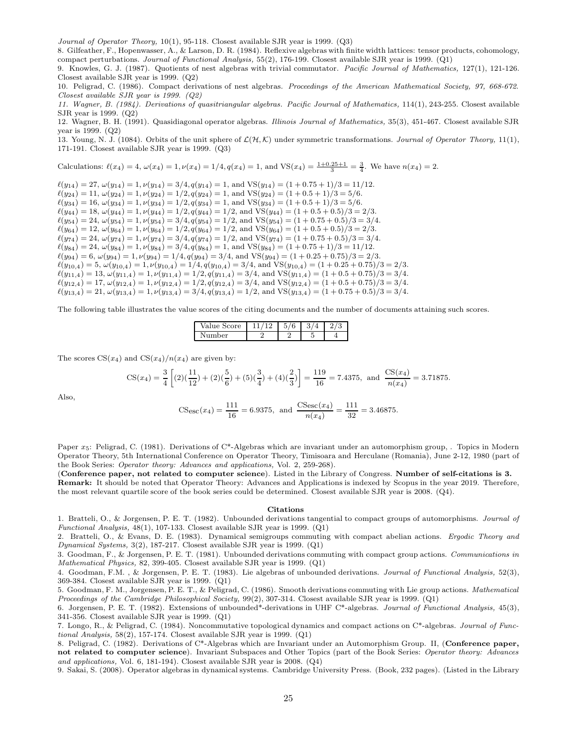*Journal of Operator Theory,* 10(1), 95-118. Closest available SJR year is 1999. (Q3)

8. Gilfeather, F., Hopenwasser, A., & Larson, D. R. (1984). Reflexive algebras with finite width lattices: tensor products, cohomology, compact perturbations. *Journal of Functional Analysis,* 55(2), 176-199. Closest available SJR year is 1999. (Q1)

9. Knowles, G. J. (1987). Quotients of nest algebras with trivial commutator. *Pacific Journal of Mathematics,* 127(1), 121-126. Closest available SJR year is 1999. (Q2)

10. Peligrad, C. (1986). Compact derivations of nest algebras. *Proceedings of the American Mathematical Society, 97, 668-672. Closest available SJR year is 1999. (Q2)*

*11. Wagner, B. (1984). Derivations of quasitriangular algebras. Pacific Journal of Mathematics,* 114(1), 243-255. Closest available SJR year is 1999. (Q2)

12. Wagner, B. H. (1991). Quasidiagonal operator algebras. *Illinois Journal of Mathematics,* 35(3), 451-467. Closest available SJR year is 1999. (Q2)

13. Young, N. J. (1084). Orbits of the unit sphere of $\mathcal{L}(\mathcal{H},\mathcal{K})$ under symmetric transformations. *Journal of Operator Theory,* 11(1), 171-191. Closest available SJR year is 1999. (Q3)

Calculations: $\ell(x_4) = 4$, $\omega(x_4) = 1, \nu(x_4) = 1/4, q(x_4) = 1$, and $\mathrm{VS}(x_4) = \frac{1+0.25+1}{3} = \frac{3}{4}$. We have $n(x_4) = 2$.

$\ell(y_{14}) = 27$, $\omega(y_{14}) = 1, \nu(y_{14}) = 3/4, q(y_{14}) = 1$, and $\mathrm{VS}(y_{14}) = (1 + 0.75 + 1)/3 = 11/12$.
$\ell(y_{24}) = 11$, $\omega(y_{24}) = 1, \nu(y_{24}) = 1/2, q(y_{24}) = 1$, and $\mathrm{VS}(y_{24}) = (1 + 0.5 + 1)/3 = 5/6$.
$\ell(y_{34}) = 16$, $\omega(y_{34}) = 1, \nu(y_{34}) = 1/2, q(y_{34}) = 1$, and $\mathrm{VS}(y_{34}) = (1 + 0.5 + 1)/3 = 5/6$.
$\ell(y_{44}) = 18$, $\omega(y_{44}) = 1, \nu(y_{44}) = 1/2, q(y_{44}) = 1/2$, and $\mathrm{VS}(y_{44}) = (1 + 0.5 + 0.5)/3 = 2/3$.
$\ell(y_{54}) = 24$, $\omega(y_{54}) = 1, \nu(y_{54}) = 3/4, q(y_{54}) = 1/2$, and $\mathrm{VS}(y_{54}) = (1 + 0.75 + 0.5)/3 = 3/4$.
$\ell(y_{64}) = 12$, $\omega(y_{64}) = 1, \nu(y_{64}) = 1/2, q(y_{64}) = 1/2$, and $\mathrm{VS}(y_{64}) = (1 + 0.5 + 0.5)/3 = 2/3$.
$\ell(y_{74}) = 24$, $\omega(y_{74}) = 1, \nu(y_{74}) = 3/4, q(y_{74}) = 1/2$, and $\mathrm{VS}(y_{74}) = (1 + 0.75 + 0.5)/3 = 3/4$.
$\ell(y_{84}) = 24$, $\omega(y_{84}) = 1, \nu(y_{84}) = 3/4, q(y_{84}) = 1$, and $\mathrm{VS}(y_{84}) = (1 + 0.75 + 1)/3 = 11/12$.
$\ell(y_{94}) = 6$, $\omega(y_{94}) = 1, \nu(y_{94}) = 1/4, q(y_{94}) = 3/4$, and $\mathrm{VS}(y_{94}) = (1 + 0.25 + 0.75)/3 = 2/3$.
$\ell(y_{10,4}) = 5$, $\omega(y_{10,4}) = 1, \nu(y_{10,4}) = 1/4, q(y_{10,4}) = 3/4$, and $\mathrm{VS}(y_{10,4}) = (1 + 0.25 + 0.75)/3 = 2/3$.
$\ell(y_{11,4}) = 13$, $\omega(y_{11,4}) = 1, \nu(y_{11,4}) = 1/2, q(y_{11,4}) = 3/4$, and $\mathrm{VS}(y_{11,4}) = (1 + 0.5 + 0.75)/3 = 3/4$.
$\ell(y_{12,4}) = 17$, $\omega(y_{12,4}) = 1, \nu(y_{12,4}) = 1/2, q(y_{12,4}) = 3/4$, and $\mathrm{VS}(y_{12,4}) = (1 + 0.5 + 0.75)/3 = 3/4$.
$\ell(y_{13,4}) = 21$, $\omega(y_{13,4}) = 1, \nu(y_{13,4}) = 3/4, q(y_{13,4}) = 1/2$, and $\mathrm{VS}(y_{13,4}) = (1 + 0.75 + 0.5)/3 = 3/4$.

The following table illustrates the value scores of the citing documents and the number of documents attaining such scores.

| Value Score | 11/12 | 5/6 | 3/4 | 2/3 |
|---|---|---|---|---|
| Number | 2 | 2 | 5 | 4 |

The scores $\mathrm{CS}(x_4)$ and $\mathrm{CS}(x_4)/n(x_4)$ are given by:

$$\mathrm{CS}(x_4) = \frac{3}{4}\left[(2)(\frac{11}{12}) + (2)(\frac{5}{6}) + (5)(\frac{3}{4}) + (4)(\frac{2}{3})\right] = \frac{119}{16} = 7.4375, \text{ and } \frac{\mathrm{CS}(x_4)}{n(x_4)} = 3.71875.$$

Also,

$$\mathrm{CS_{esc}}(x_4) = \frac{111}{16} = 6.9375, \text{ and } \frac{\mathrm{CSesc}(x_4)}{n(x_4)} = \frac{111}{32} = 3.46875.$$

Paper $x_5$: Peligrad, C. (1981). Derivations of C*-Algebras which are invariant under an automorphism group, . Topics in Modern Operator Theory, 5th International Conference on Operator Theory, Timisoara and Herculane (Romania), June 2-12, 1980 (part of the Book Series: *Operator theory: Advances and applications,* Vol. 2, 259-268).
(**Conference paper, not related to computer science**). Listed in the Library of Congress. **Number of self-citations is 3.**
**Remark:** It should be noted that Operator Theory: Advances and Applications is indexed by Scopus in the year 2019. Therefore, the most relevant quartile score of the book series could be determined. Closest available SJR year is 2008. (Q4).

**Citations**

1. Bratteli, O., & Jorgensen, P. E. T. (1982). Unbounded derivations tangential to compact groups of automorphisms. *Journal of Functional Analysis,* 48(1), 107-133. Closest available SJR year is 1999. (Q1)

2. Bratteli, O., & Evans, D. E. (1983). Dynamical semigroups commuting with compact abelian actions. *Ergodic Theory and Dynamical Systems,* 3(2), 187-217. Closest available SJR year is 1999. (Q1)

3. Goodman, F., & Jorgensen, P. E. T. (1981). Unbounded derivations commuting with compact group actions. *Communications in Mathematical Physics,* 82, 399-405. Closest available SJR year is 1999. (Q1)

4. Goodman, F.M. , & Jorgensen, P. E. T. (1983). Lie algebras of unbounded derivations. *Journal of Functional Analysis,* 52(3), 369-384. Closest available SJR year is 1999. (Q1)

5. Goodman, F. M., Jorgensen, P. E. T., & Peligrad, C. (1986). Smooth derivations commuting with Lie group actions. *Mathematical Proceedings of the Cambridge Philosophical Society,* 99(2), 307-314. Closest available SJR year is 1999. (Q1)

6. Jorgensen, P. E. T. (1982). Extensions of unbounded*-derivations in UHF C*-algebras. *Journal of Functional Analysis,* 45(3), 341-356. Closest available SJR year is 1999. (Q1)

7. Longo, R., & Peligrad, C. (1984). Noncommutative topological dynamics and compact actions on C*-algebras. *Journal of Functional Analysis,* 58(2), 157-174. Closest available SJR year is 1999. (Q1)

8. Peligrad, C. (1982). Derivations of C*-Algebras which are Invariant under an Automorphism Group. II, (**Conference paper, not related to computer science**). Invariant Subspaces and Other Topics (part of the Book Series: *Operator theory: Advances and applications,* Vol. 6, 181-194). Closest available SJR year is 2008. (Q4)

9. Sakai, S. (2008). Operator algebras in dynamical systems. Cambridge University Press. (Book, 232 pages). (Listed in the Library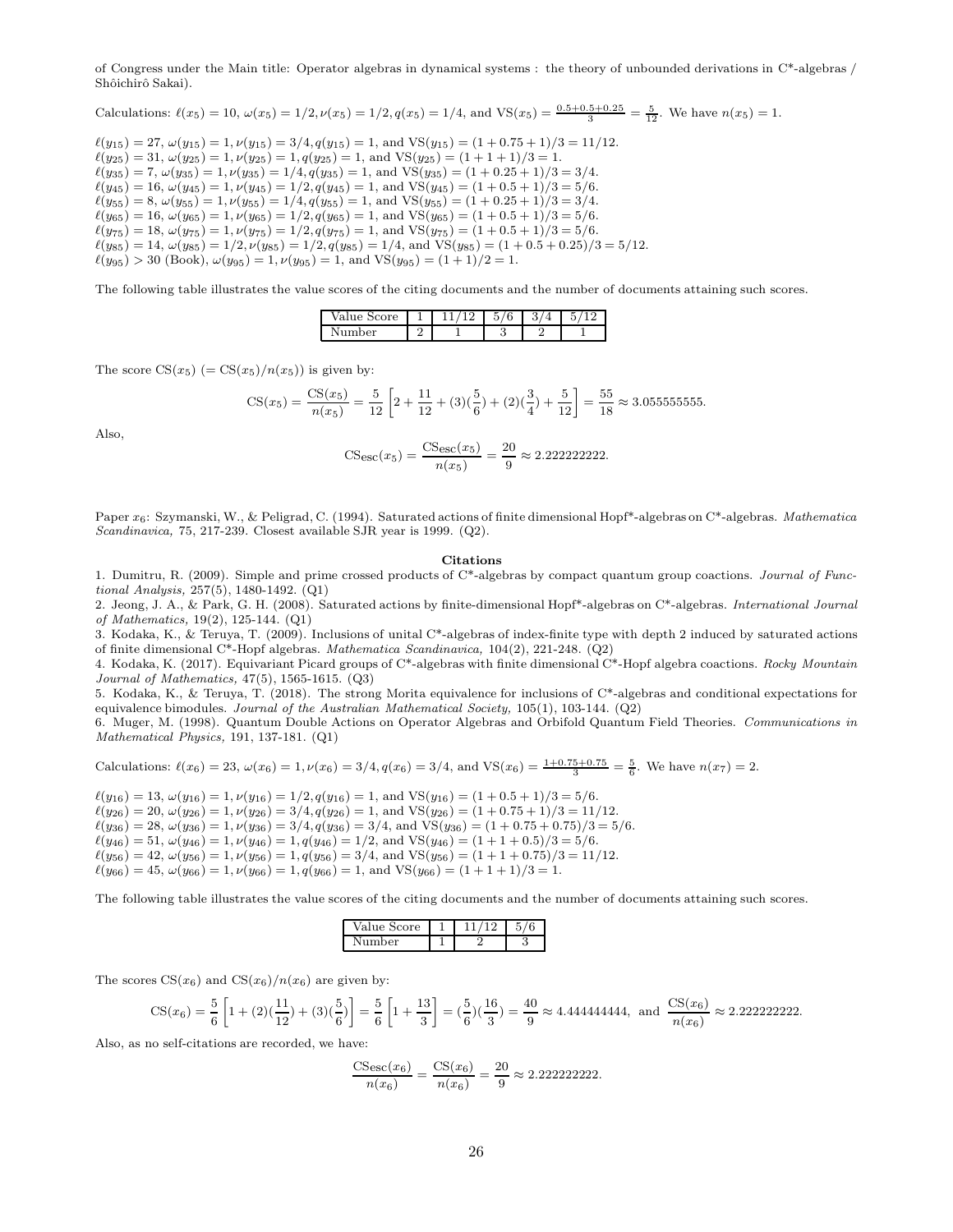of Congress under the Main title: Operator algebras in dynamical systems : the theory of unbounded derivations in C*-algebras / Shôichirô Sakai).

Calculations: $\ell(x_5) = 10$, $\omega(x_5) = 1/2, \nu(x_5) = 1/2, q(x_5) = 1/4$, and $\text{VS}(x_5) = \frac{0.5+0.5+0.25}{3} = \frac{5}{12}$. We have $n(x_5) = 1$.

$\ell(y_{15}) = 27$, $\omega(y_{15}) = 1, \nu(y_{15}) = 3/4, q(y_{15}) = 1$, and $\text{VS}(y_{15}) = (1 + 0.75 + 1)/3 = 11/12$.
$\ell(y_{25}) = 31$, $\omega(y_{25}) = 1, \nu(y_{25}) = 1, q(y_{25}) = 1$, and $\text{VS}(y_{25}) = (1 + 1 + 1)/3 = 1$.
$\ell(y_{35}) = 7$, $\omega(y_{35}) = 1, \nu(y_{35}) = 1/4, q(y_{35}) = 1$, and $\text{VS}(y_{35}) = (1 + 0.25 + 1)/3 = 3/4$.
$\ell(y_{45}) = 16$, $\omega(y_{45}) = 1, \nu(y_{45}) = 1/2, q(y_{45}) = 1$, and $\text{VS}(y_{45}) = (1 + 0.5 + 1)/3 = 5/6$.
$\ell(y_{55}) = 8$, $\omega(y_{55}) = 1, \nu(y_{55}) = 1/4, q(y_{55}) = 1$, and $\text{VS}(y_{55}) = (1 + 0.25 + 1)/3 = 3/4$.
$\ell(y_{65}) = 16$, $\omega(y_{65}) = 1, \nu(y_{65}) = 1/2, q(y_{65}) = 1$, and $\text{VS}(y_{65}) = (1 + 0.5 + 1)/3 = 5/6$.
$\ell(y_{75}) = 18$, $\omega(y_{75}) = 1, \nu(y_{75}) = 1/2, q(y_{75}) = 1$, and $\text{VS}(y_{75}) = (1 + 0.5 + 1)/3 = 5/6$.
$\ell(y_{85}) = 14$, $\omega(y_{85}) = 1/2, \nu(y_{85}) = 1/2, q(y_{85}) = 1/4$, and $\text{VS}(y_{85}) = (1 + 0.5 + 0.25)/3 = 5/12$.
$\ell(y_{95}) > 30$ (Book), $\omega(y_{95}) = 1, \nu(y_{95}) = 1$, and $\text{VS}(y_{95}) = (1 + 1)/2 = 1$.

The following table illustrates the value scores of the citing documents and the number of documents attaining such scores.

| Value Score | 1 | 11/12 | 5/6 | 3/4 | 5/12 |
|---|---|---|---|---|---|
| Number | 2 | 1 | 3 | 2 | 1 |

The score $\text{CS}(x_5)$ $(= \text{CS}(x_5)/n(x_5))$ is given by:

$$\text{CS}(x_5) = \frac{\text{CS}(x_5)}{n(x_5)} = \frac{5}{12}\left[2 + \frac{11}{12} + (3)(\frac{5}{6}) + (2)(\frac{3}{4}) + \frac{5}{12}\right] = \frac{55}{18} \approx 3.055555555.$$

Also,

$$\text{CS}_{\text{esc}}(x_5) = \frac{\text{CS}_{\text{esc}}(x_5)}{n(x_5)} = \frac{20}{9} \approx 2.222222222.$$

Paper $x_6$: Szymanski, W., & Peligrad, C. (1994). Saturated actions of finite dimensional Hopf*-algebras on C*-algebras. *Mathematica Scandinavica,* 75, 217-239. Closest available SJR year is 1999. (Q2).

**Citations**

1. Dumitru, R. (2009). Simple and prime crossed products of C*-algebras by compact quantum group coactions. *Journal of Functional Analysis,* 257(5), 1480-1492. (Q1)
2. Jeong, J. A., & Park, G. H. (2008). Saturated actions by finite-dimensional Hopf*-algebras on C*-algebras. *International Journal of Mathematics,* 19(2), 125-144. (Q1)
3. Kodaka, K., & Teruya, T. (2009). Inclusions of unital C*-algebras of index-finite type with depth 2 induced by saturated actions of finite dimensional C*-Hopf algebras. *Mathematica Scandinavica,* 104(2), 221-248. (Q2)
4. Kodaka, K. (2017). Equivariant Picard groups of C*-algebras with finite dimensional C*-Hopf algebra coactions. *Rocky Mountain Journal of Mathematics,* 47(5), 1565-1615. (Q3)
5. Kodaka, K., & Teruya, T. (2018). The strong Morita equivalence for inclusions of C*-algebras and conditional expectations for equivalence bimodules. *Journal of the Australian Mathematical Society,* 105(1), 103-144. (Q2)
6. Muger, M. (1998). Quantum Double Actions on Operator Algebras and Orbifold Quantum Field Theories. *Communications in Mathematical Physics,* 191, 137-181. (Q1)

Calculations: $\ell(x_6) = 23$, $\omega(x_6) = 1, \nu(x_6) = 3/4, q(x_6) = 3/4$, and $\text{VS}(x_6) = \frac{1+0.75+0.75}{3} = \frac{5}{6}$. We have $n(x_7) = 2$.

$\ell(y_{16}) = 13$, $\omega(y_{16}) = 1, \nu(y_{16}) = 1/2, q(y_{16}) = 1$, and $\text{VS}(y_{16}) = (1 + 0.5 + 1)/3 = 5/6$.
$\ell(y_{26}) = 20$, $\omega(y_{26}) = 1, \nu(y_{26}) = 3/4, q(y_{26}) = 1$, and $\text{VS}(y_{26}) = (1 + 0.75 + 1)/3 = 11/12$.
$\ell(y_{36}) = 28$, $\omega(y_{36}) = 1, \nu(y_{36}) = 3/4, q(y_{36}) = 3/4$, and $\text{VS}(y_{36}) = (1 + 0.75 + 0.75)/3 = 5/6$.
$\ell(y_{46}) = 51$, $\omega(y_{46}) = 1, \nu(y_{46}) = 1, q(y_{46}) = 1/2$, and $\text{VS}(y_{46}) = (1 + 1 + 0.5)/3 = 5/6$.
$\ell(y_{56}) = 42$, $\omega(y_{56}) = 1, \nu(y_{56}) = 1, q(y_{56}) = 3/4$, and $\text{VS}(y_{56}) = (1 + 1 + 0.75)/3 = 11/12$.
$\ell(y_{66}) = 45$, $\omega(y_{66}) = 1, \nu(y_{66}) = 1, q(y_{66}) = 1$, and $\text{VS}(y_{66}) = (1 + 1 + 1)/3 = 1$.

The following table illustrates the value scores of the citing documents and the number of documents attaining such scores.

| Value Score | 1 | 11/12 | 5/6 |
|---|---|---|---|
| Number | 1 | 2 | 3 |

The scores $\text{CS}(x_6)$ and $\text{CS}(x_6)/n(x_6)$ are given by:

$$\text{CS}(x_6) = \frac{5}{6}\left[1 + (2)(\frac{11}{12}) + (3)(\frac{5}{6})\right] = \frac{5}{6}\left[1 + \frac{13}{3}\right] = (\frac{5}{6})(\frac{16}{3}) = \frac{40}{9} \approx 4.444444444, \text{ and } \frac{\text{CS}(x_6)}{n(x_6)} \approx 2.222222222.$$

Also, as no self-citations are recorded, we have:

$$\frac{\text{CSesc}(x_6)}{n(x_6)} = \frac{\text{CS}(x_6)}{n(x_6)} = \frac{20}{9} \approx 2.222222222.$$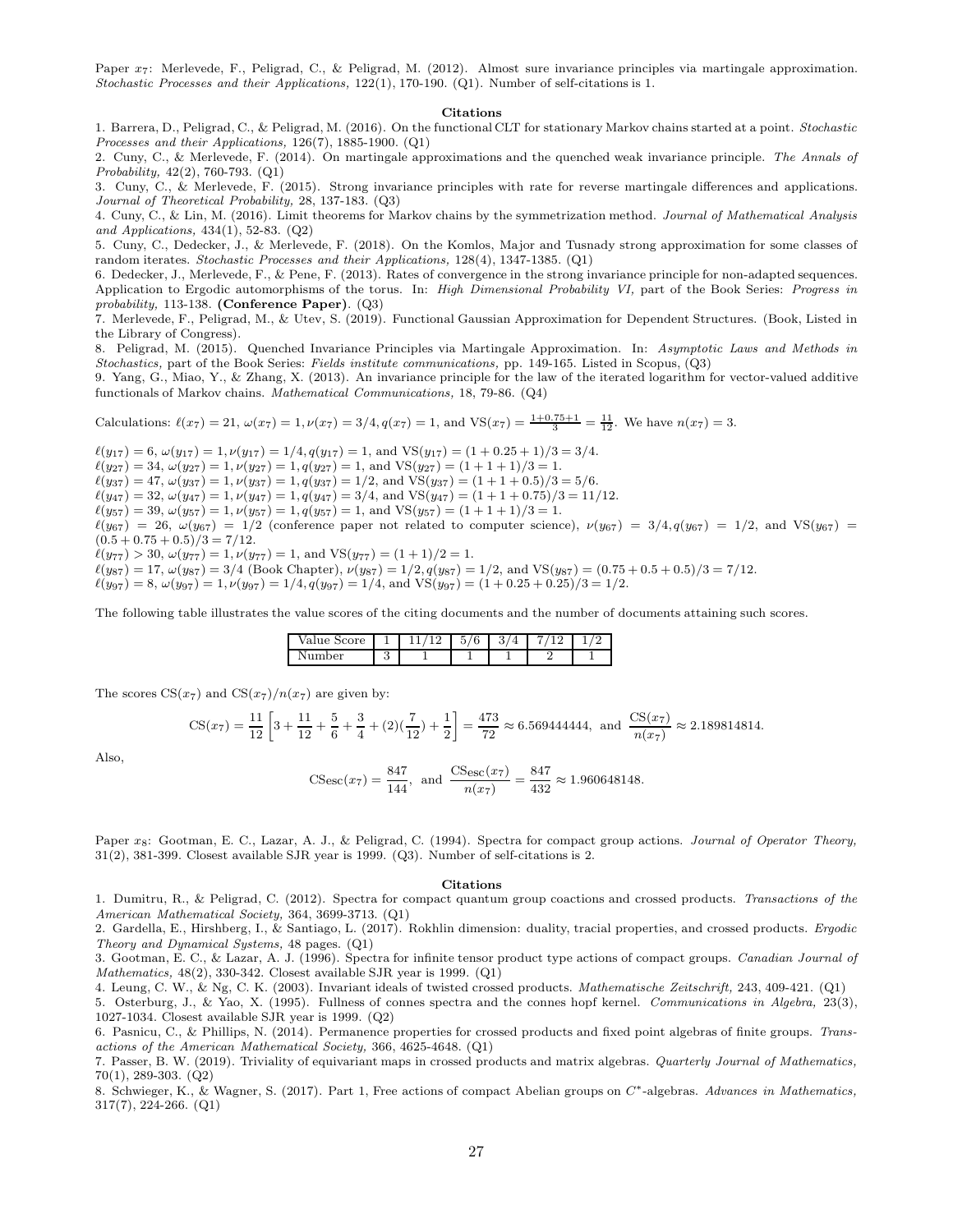Paper $x_7$: Merlevede, F., Peligrad, C., & Peligrad, M. (2012). Almost sure invariance principles via martingale approximation. *Stochastic Processes and their Applications,* 122(1), 170-190. (Q1). Number of self-citations is 1.

**Citations**

1. Barrera, D., Peligrad, C., & Peligrad, M. (2016). On the functional CLT for stationary Markov chains started at a point. *Stochastic Processes and their Applications,* 126(7), 1885-1900. (Q1)
2. Cuny, C., & Merlevede, F. (2014). On martingale approximations and the quenched weak invariance principle. *The Annals of Probability,* 42(2), 760-793. (Q1)
3. Cuny, C., & Merlevede, F. (2015). Strong invariance principles with rate for reverse martingale differences and applications. *Journal of Theoretical Probability,* 28, 137-183. (Q3)
4. Cuny, C., & Lin, M. (2016). Limit theorems for Markov chains by the symmetrization method. *Journal of Mathematical Analysis and Applications,* 434(1), 52-83. (Q2)
5. Cuny, C., Dedecker, J., & Merlevede, F. (2018). On the Komlos, Major and Tusnady strong approximation for some classes of random iterates. *Stochastic Processes and their Applications,* 128(4), 1347-1385. (Q1)
6. Dedecker, J., Merlevede, F., & Pene, F. (2013). Rates of convergence in the strong invariance principle for non-adapted sequences. Application to Ergodic automorphisms of the torus. In: *High Dimensional Probability VI,* part of the Book Series: *Progress in probability,* 113-138. **(Conference Paper)**. (Q3)
7. Merlevede, F., Peligrad, M., & Utev, S. (2019). Functional Gaussian Approximation for Dependent Structures. (Book, Listed in the Library of Congress).
8. Peligrad, M. (2015). Quenched Invariance Principles via Martingale Approximation. In: *Asymptotic Laws and Methods in Stochastics,* part of the Book Series: *Fields institute communications,* pp. 149-165. Listed in Scopus, (Q3)
9. Yang, G., Miao, Y., & Zhang, X. (2013). An invariance principle for the law of the iterated logarithm for vector-valued additive functionals of Markov chains. *Mathematical Communications,* 18, 79-86. (Q4)

Calculations: $\ell(x_7) = 21$, $\omega(x_7) = 1, \nu(x_7) = 3/4, q(x_7) = 1$, and $\text{VS}(x_7) = \frac{1+0.75+1}{3} = \frac{11}{12}$. We have $n(x_7) = 3$.

$\ell(y_{17}) = 6$, $\omega(y_{17}) = 1, \nu(y_{17}) = 1/4, q(y_{17}) = 1$, and $\text{VS}(y_{17}) = (1 + 0.25 + 1)/3 = 3/4$.
$\ell(y_{27}) = 34$, $\omega(y_{27}) = 1, \nu(y_{27}) = 1, q(y_{27}) = 1$, and $\text{VS}(y_{27}) = (1 + 1 + 1)/3 = 1$.
$\ell(y_{37}) = 47$, $\omega(y_{37}) = 1, \nu(y_{37}) = 1, q(y_{37}) = 1/2$, and $\text{VS}(y_{37}) = (1 + 1 + 0.5)/3 = 5/6$.
$\ell(y_{47}) = 32$, $\omega(y_{47}) = 1, \nu(y_{47}) = 1, q(y_{47}) = 3/4$, and $\text{VS}(y_{47}) = (1 + 1 + 0.75)/3 = 11/12$.
$\ell(y_{57}) = 39$, $\omega(y_{57}) = 1, \nu(y_{57}) = 1, q(y_{57}) = 1$, and $\text{VS}(y_{57}) = (1 + 1 + 1)/3 = 1$.
$\ell(y_{67}) = 26$, $\omega(y_{67}) = 1/2$ (conference paper not related to computer science), $\nu(y_{67}) = 3/4, q(y_{67}) = 1/2$, and $\text{VS}(y_{67}) = (0.5 + 0.75 + 0.5)/3 = 7/12$.
$\ell(y_{77}) > 30$, $\omega(y_{77}) = 1, \nu(y_{77}) = 1$, and $\text{VS}(y_{77}) = (1 + 1)/2 = 1$.
$\ell(y_{87}) = 17$, $\omega(y_{87}) = 3/4$ (Book Chapter), $\nu(y_{87}) = 1/2, q(y_{87}) = 1/2$, and $\text{VS}(y_{87}) = (0.75 + 0.5 + 0.5)/3 = 7/12$.
$\ell(y_{97}) = 8$, $\omega(y_{97}) = 1, \nu(y_{97}) = 1/4, q(y_{97}) = 1/4$, and $\text{VS}(y_{97}) = (1 + 0.25 + 0.25)/3 = 1/2$.

The following table illustrates the value scores of the citing documents and the number of documents attaining such scores.

| Value Score | 1 | 11/12 | 5/6 | 3/4 | 7/12 | 1/2 |
|---|---|---|---|---|---|---|
| Number | 3 | 1 | 1 | 1 | 2 | 1 |

The scores $\text{CS}(x_7)$ and $\text{CS}(x_7)/n(x_7)$ are given by:

$$\text{CS}(x_7) = \frac{11}{12}\left[3 + \frac{11}{12} + \frac{5}{6} + \frac{3}{4} + (2)(\frac{7}{12}) + \frac{1}{2}\right] = \frac{473}{72} \approx 6.569444444, \text{ and } \frac{\text{CS}(x_7)}{n(x_7)} \approx 2.189814814.$$

Also,

$$\text{CSesc}(x_7) = \frac{847}{144}, \text{ and } \frac{\text{CSesc}(x_7)}{n(x_7)} = \frac{847}{432} \approx 1.960648148.$$

Paper $x_8$: Gootman, E. C., Lazar, A. J., & Peligrad, C. (1994). Spectra for compact group actions. *Journal of Operator Theory,* 31(2), 381-399. Closest available SJR year is 1999. (Q3). Number of self-citations is 2.

**Citations**

1. Dumitru, R., & Peligrad, C. (2012). Spectra for compact quantum group coactions and crossed products. *Transactions of the American Mathematical Society,* 364, 3699-3713. (Q1)
2. Gardella, E., Hirshberg, I., & Santiago, L. (2017). Rokhlin dimension: duality, tracial properties, and crossed products. *Ergodic Theory and Dynamical Systems,* 48 pages. (Q1)
3. Gootman, E. C., & Lazar, A. J. (1996). Spectra for infinite tensor product type actions of compact groups. *Canadian Journal of Mathematics,* 48(2), 330-342. Closest available SJR year is 1999. (Q1)
4. Leung, C. W., & Ng, C. K. (2003). Invariant ideals of twisted crossed products. *Mathematische Zeitschrift,* 243, 409-421. (Q1)
5. Osterburg, J., & Yao, X. (1995). Fullness of connes spectra and the connes hopf kernel. *Communications in Algebra,* 23(3), 1027-1034. Closest available SJR year is 1999. (Q2)
6. Pasnicu, C., & Phillips, N. (2014). Permanence properties for crossed products and fixed point algebras of finite groups. *Transactions of the American Mathematical Society,* 366, 4625-4648. (Q1)
7. Passer, B. W. (2019). Triviality of equivariant maps in crossed products and matrix algebras. *Quarterly Journal of Mathematics,* 70(1), 289-303. (Q2)
8. Schwieger, K., & Wagner, S. (2017). Part 1, Free actions of compact Abelian groups on $C^*$-algebras. *Advances in Mathematics,* 317(7), 224-266. (Q1)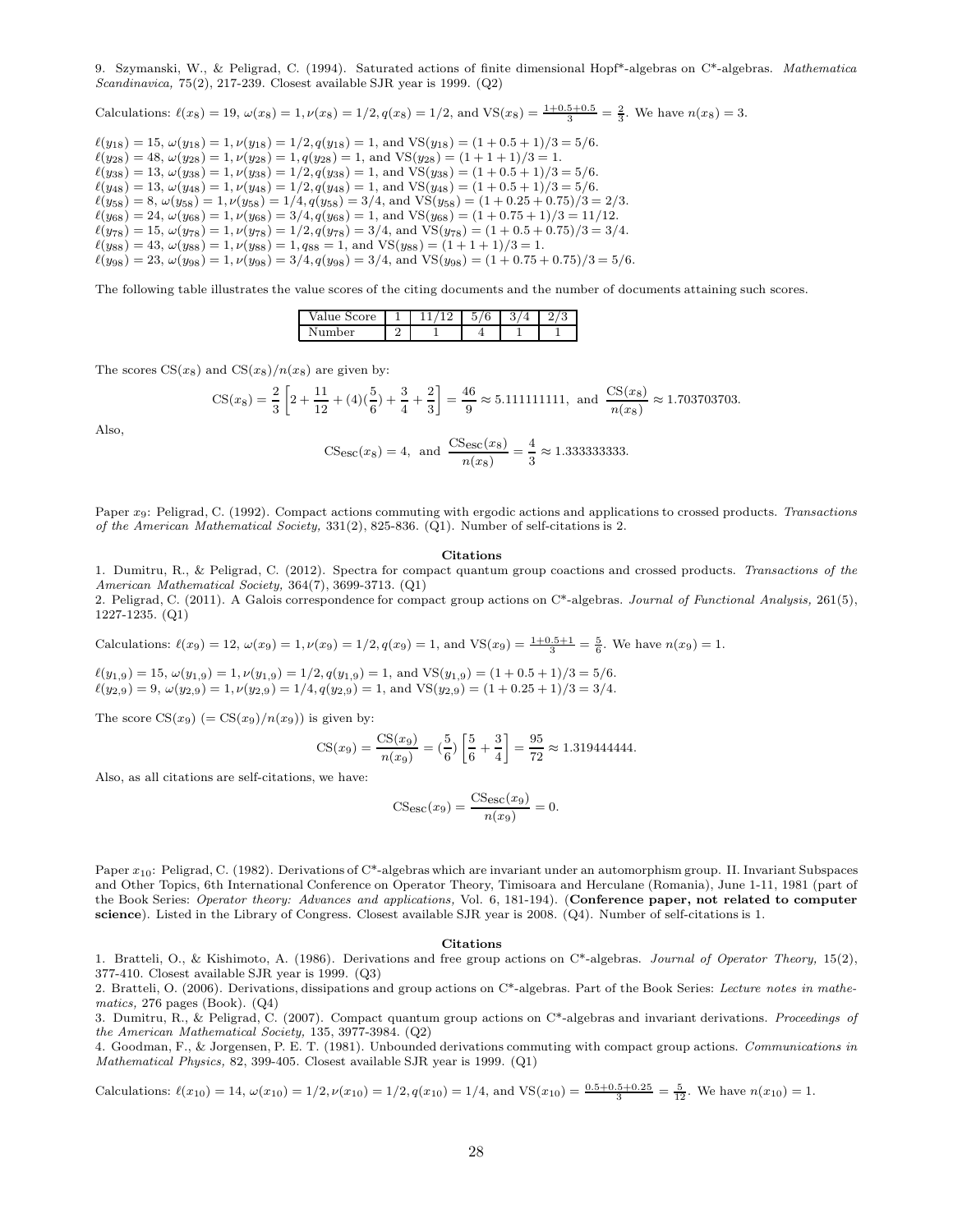9. Szymanski, W., & Peligrad, C. (1994). Saturated actions of finite dimensional Hopf*-algebras on C*-algebras. *Mathematica Scandinavica,* 75(2), 217-239. Closest available SJR year is 1999. (Q2)

Calculations: $\ell(x_8) = 19$, $\omega(x_8) = 1, \nu(x_8) = 1/2, q(x_8) = 1/2$, and $\text{VS}(x_8) = \frac{1+0.5+0.5}{3} = \frac{2}{3}$. We have $n(x_8) = 3$.

$\ell(y_{18}) = 15$, $\omega(y_{18}) = 1, \nu(y_{18}) = 1/2, q(y_{18}) = 1$, and $\text{VS}(y_{18}) = (1 + 0.5 + 1)/3 = 5/6$.
$\ell(y_{28}) = 48$, $\omega(y_{28}) = 1, \nu(y_{28}) = 1, q(y_{28}) = 1$, and $\text{VS}(y_{28}) = (1 + 1 + 1)/3 = 1$.
$\ell(y_{38}) = 13$, $\omega(y_{38}) = 1, \nu(y_{38}) = 1/2, q(y_{38}) = 1$, and $\text{VS}(y_{38}) = (1 + 0.5 + 1)/3 = 5/6$.
$\ell(y_{48}) = 13$, $\omega(y_{48}) = 1, \nu(y_{48}) = 1/2, q(y_{48}) = 1$, and $\text{VS}(y_{48}) = (1 + 0.5 + 1)/3 = 5/6$.
$\ell(y_{58}) = 8$, $\omega(y_{58}) = 1, \nu(y_{58}) = 1/4, q(y_{58}) = 3/4$, and $\text{VS}(y_{58}) = (1 + 0.25 + 0.75)/3 = 2/3$.
$\ell(y_{68}) = 24$, $\omega(y_{68}) = 1, \nu(y_{68}) = 3/4, q(y_{68}) = 1$, and $\text{VS}(y_{68}) = (1 + 0.75 + 1)/3 = 11/12$.
$\ell(y_{78}) = 15$, $\omega(y_{78}) = 1, \nu(y_{78}) = 1/2, q(y_{78}) = 3/4$, and $\text{VS}(y_{78}) = (1 + 0.5 + 0.75)/3 = 3/4$.
$\ell(y_{88}) = 43$, $\omega(y_{88}) = 1, \nu(y_{88}) = 1, q_{88} = 1$, and $\text{VS}(y_{88}) = (1 + 1 + 1)/3 = 1$.
$\ell(y_{98}) = 23$, $\omega(y_{98}) = 1, \nu(y_{98}) = 3/4, q(y_{98}) = 3/4$, and $\text{VS}(y_{98}) = (1 + 0.75 + 0.75)/3 = 5/6$.

The following table illustrates the value scores of the citing documents and the number of documents attaining such scores.

| Value Score | 1 | 11/12 | 5/6 | 3/4 | 2/3 |
|---|---|---|---|---|---|
| Number | 2 | 1 | 4 | 1 | 1 |

The scores $\text{CS}(x_8)$ and $\text{CS}(x_8)/n(x_8)$ are given by:

$$\text{CS}(x_8) = \frac{2}{3}\left[2 + \frac{11}{12} + (4)(\frac{5}{6}) + \frac{3}{4} + \frac{2}{3}\right] = \frac{46}{9} \approx 5.111111111, \text{ and } \frac{\text{CS}(x_8)}{n(x_8)} \approx 1.703703703.$$

Also,

$$\text{CS}_{\text{esc}}(x_8) = 4, \text{ and } \frac{\text{CS}_{\text{esc}}(x_8)}{n(x_8)} = \frac{4}{3} \approx 1.333333333.$$

Paper $x_9$: Peligrad, C. (1992). Compact actions commuting with ergodic actions and applications to crossed products. *Transactions of the American Mathematical Society,* 331(2), 825-836. (Q1). Number of self-citations is 2.

**Citations**

1. Dumitru, R., & Peligrad, C. (2012). Spectra for compact quantum group coactions and crossed products. *Transactions of the American Mathematical Society,* 364(7), 3699-3713. (Q1)
2. Peligrad, C. (2011). A Galois correspondence for compact group actions on C*-algebras. *Journal of Functional Analysis,* 261(5), 1227-1235. (Q1)

Calculations: $\ell(x_9) = 12$, $\omega(x_9) = 1, \nu(x_9) = 1/2, q(x_9) = 1$, and $\text{VS}(x_9) = \frac{1+0.5+1}{3} = \frac{5}{6}$. We have $n(x_9) = 1$.

$\ell(y_{1,9}) = 15$, $\omega(y_{1,9}) = 1, \nu(y_{1,9}) = 1/2, q(y_{1,9}) = 1$, and $\text{VS}(y_{1,9}) = (1 + 0.5 + 1)/3 = 5/6$.
$\ell(y_{2,9}) = 9$, $\omega(y_{2,9}) = 1, \nu(y_{2,9}) = 1/4, q(y_{2,9}) = 1$, and $\text{VS}(y_{2,9}) = (1 + 0.25 + 1)/3 = 3/4$.

The score $\text{CS}(x_9)$ $(= \text{CS}(x_9)/n(x_9))$ is given by:

$$\text{CS}(x_9) = \frac{\text{CS}(x_9)}{n(x_9)} = (\frac{5}{6})\left[\frac{5}{6} + \frac{3}{4}\right] = \frac{95}{72} \approx 1.319444444.$$

Also, as all citations are self-citations, we have:

$$\text{CS}_{\text{esc}}(x_9) = \frac{\text{CS}_{\text{esc}}(x_9)}{n(x_9)} = 0.$$

Paper $x_{10}$: Peligrad, C. (1982). Derivations of C*-algebras which are invariant under an automorphism group. II. Invariant Subspaces and Other Topics, 6th International Conference on Operator Theory, Timisoara and Herculane (Romania), June 1-11, 1981 (part of the Book Series: *Operator theory: Advances and applications,* Vol. 6, 181-194). (**Conference paper, not related to computer science**). Listed in the Library of Congress. Closest available SJR year is 2008. (Q4). Number of self-citations is 1.

**Citations**

1. Bratteli, O., & Kishimoto, A. (1986). Derivations and free group actions on C*-algebras. *Journal of Operator Theory,* 15(2), 377-410. Closest available SJR year is 1999. (Q3)
2. Bratteli, O. (2006). Derivations, dissipations and group actions on C*-algebras. Part of the Book Series: *Lecture notes in mathematics,* 276 pages (Book). (Q4)
3. Dumitru, R., & Peligrad, C. (2007). Compact quantum group actions on C*-algebras and invariant derivations. *Proceedings of the American Mathematical Society,* 135, 3977-3984. (Q2)
4. Goodman, F., & Jorgensen, P. E. T. (1981). Unbounded derivations commuting with compact group actions. *Communications in Mathematical Physics,* 82, 399-405. Closest available SJR year is 1999. (Q1)

Calculations: $\ell(x_{10}) = 14$, $\omega(x_{10}) = 1/2, \nu(x_{10}) = 1/2, q(x_{10}) = 1/4$, and $\text{VS}(x_{10}) = \frac{0.5+0.5+0.25}{3} = \frac{5}{12}$. We have $n(x_{10}) = 1$.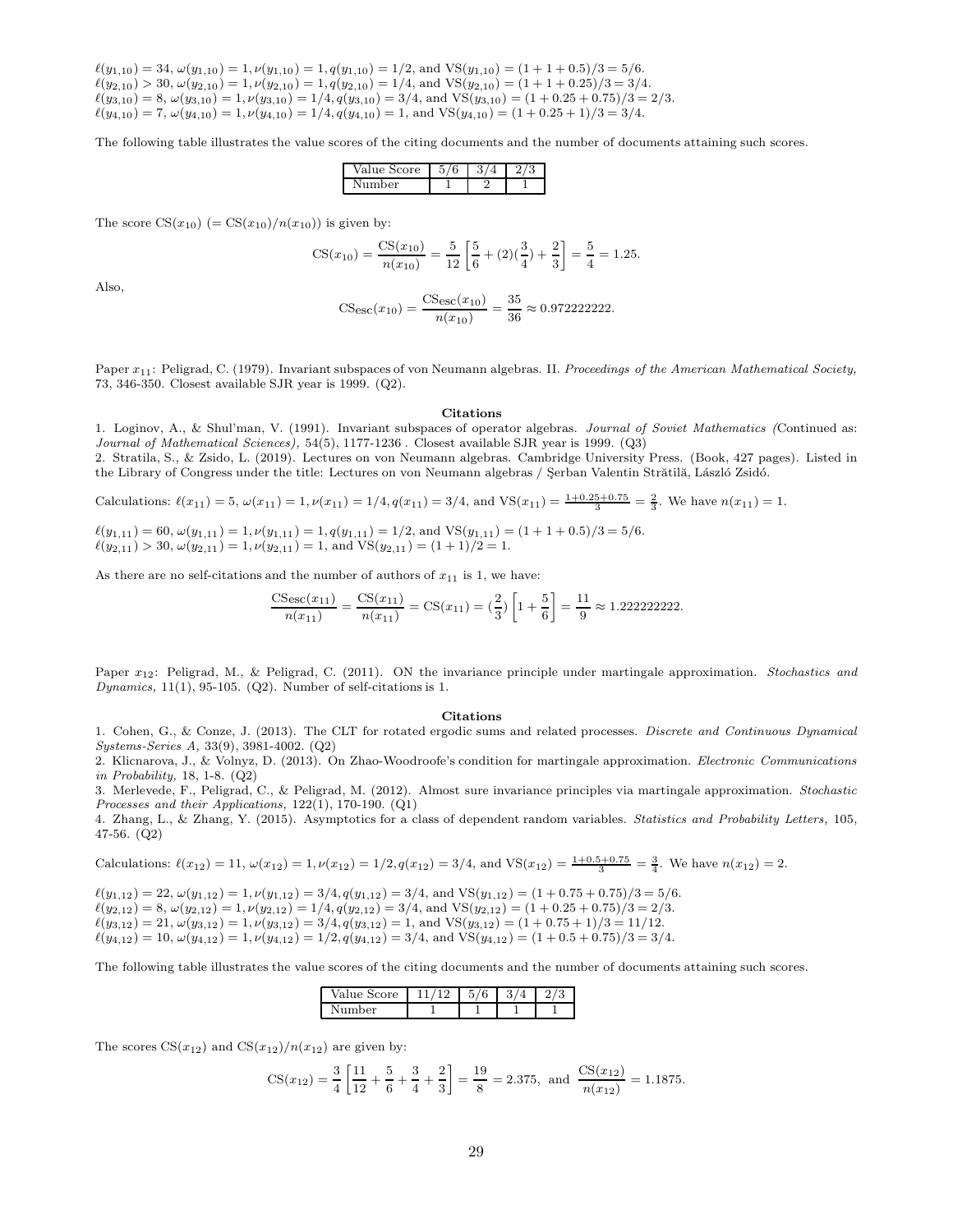$\ell(y_{1,10}) = 34$, $\omega(y_{1,10}) = 1, \nu(y_{1,10}) = 1, q(y_{1,10}) = 1/2$, and $\mathrm{VS}(y_{1,10}) = (1 + 1 + 0.5)/3 = 5/6$.
$\ell(y_{2,10}) > 30$, $\omega(y_{2,10}) = 1, \nu(y_{2,10}) = 1, q(y_{2,10}) = 1/4$, and $\mathrm{VS}(y_{2,10}) = (1 + 1 + 0.25)/3 = 3/4$.
$\ell(y_{3,10}) = 8$, $\omega(y_{3,10}) = 1, \nu(y_{3,10}) = 1/4, q(y_{3,10}) = 3/4$, and $\mathrm{VS}(y_{3,10}) = (1 + 0.25 + 0.75)/3 = 2/3$.
$\ell(y_{4,10}) = 7$, $\omega(y_{4,10}) = 1, \nu(y_{4,10}) = 1/4, q(y_{4,10}) = 1$, and $\mathrm{VS}(y_{4,10}) = (1 + 0.25 + 1)/3 = 3/4$.

The following table illustrates the value scores of the citing documents and the number of documents attaining such scores.

| Value Score | 5/6 | 3/4 | 2/3 |
|---|---|---|---|
| Number | 1 | 2 | 1 |

The score $\mathrm{CS}(x_{10})$ $(= \mathrm{CS}(x_{10})/n(x_{10}))$ is given by:

$$\mathrm{CS}(x_{10}) = \frac{\mathrm{CS}(x_{10})}{n(x_{10})} = \frac{5}{12}\left[\frac{5}{6} + (2)(\frac{3}{4}) + \frac{2}{3}\right] = \frac{5}{4} = 1.25.$$

Also,

$$\mathrm{CS}_{\mathrm{esc}}(x_{10}) = \frac{\mathrm{CS}_{\mathrm{esc}}(x_{10})}{n(x_{10})} = \frac{35}{36} \approx 0.972222222.$$

Paper $x_{11}$: Peligrad, C. (1979). Invariant subspaces of von Neumann algebras. II. *Proceedings of the American Mathematical Society,* 73, 346-350. Closest available SJR year is 1999. (Q2).

**Citations**

1. Loginov, A., & Shul'man, V. (1991). Invariant subspaces of operator algebras. *Journal of Soviet Mathematics (*Continued as: *Journal of Mathematical Sciences),* 54(5), 1177-1236 . Closest available SJR year is 1999. (Q3)
2. Stratila, S., & Zsido, L. (2019). Lectures on von Neumann algebras. Cambridge University Press. (Book, 427 pages). Listed in the Library of Congress under the title: Lectures on von Neumann algebras / Şerban Valentin Strătilă, László Zsidó.

Calculations: $\ell(x_{11}) = 5$, $\omega(x_{11}) = 1, \nu(x_{11}) = 1/4, q(x_{11}) = 3/4$, and $\mathrm{VS}(x_{11}) = \frac{1+0.25+0.75}{3} = \frac{2}{3}$. We have $n(x_{11}) = 1$.

$\ell(y_{1,11}) = 60$, $\omega(y_{1,11}) = 1, \nu(y_{1,11}) = 1, q(y_{1,11}) = 1/2$, and $\mathrm{VS}(y_{1,11}) = (1 + 1 + 0.5)/3 = 5/6$.
$\ell(y_{2,11}) > 30$, $\omega(y_{2,11}) = 1, \nu(y_{2,11}) = 1$, and $\mathrm{VS}(y_{2,11}) = (1 + 1)/2 = 1$.

As there are no self-citations and the number of authors of $x_{11}$ is 1, we have:

$$\frac{\mathrm{CS}_{\mathrm{esc}}(x_{11})}{n(x_{11})} = \frac{\mathrm{CS}(x_{11})}{n(x_{11})} = \mathrm{CS}(x_{11}) = (\frac{2}{3})\left[1 + \frac{5}{6}\right] = \frac{11}{9} \approx 1.222222222.$$

Paper $x_{12}$: Peligrad, M., & Peligrad, C. (2011). ON the invariance principle under martingale approximation. *Stochastics and Dynamics,* 11(1), 95-105. (Q2). Number of self-citations is 1.

**Citations**

1. Cohen, G., & Conze, J. (2013). The CLT for rotated ergodic sums and related processes. *Discrete and Continuous Dynamical Systems-Series A,* 33(9), 3981-4002. (Q2)
2. Klicnarova, J., & Volnyz, D. (2013). On Zhao-Woodroofe's condition for martingale approximation. *Electronic Communications in Probability,* 18, 1-8. (Q2)
3. Merlevede, F., Peligrad, C., & Peligrad, M. (2012). Almost sure invariance principles via martingale approximation. *Stochastic Processes and their Applications,* 122(1), 170-190. (Q1)
4. Zhang, L., & Zhang, Y. (2015). Asymptotics for a class of dependent random variables. *Statistics and Probability Letters,* 105, 47-56. (Q2)

Calculations: $\ell(x_{12}) = 11$, $\omega(x_{12}) = 1, \nu(x_{12}) = 1/2, q(x_{12}) = 3/4$, and $\mathrm{VS}(x_{12}) = \frac{1+0.5+0.75}{3} = \frac{3}{4}$. We have $n(x_{12}) = 2$.

$\ell(y_{1,12}) = 22$, $\omega(y_{1,12}) = 1, \nu(y_{1,12}) = 3/4, q(y_{1,12}) = 3/4$, and $\mathrm{VS}(y_{1,12}) = (1 + 0.75 + 0.75)/3 = 5/6$.
$\ell(y_{2,12}) = 8$, $\omega(y_{2,12}) = 1, \nu(y_{2,12}) = 1/4, q(y_{2,12}) = 3/4$, and $\mathrm{VS}(y_{2,12}) = (1 + 0.25 + 0.75)/3 = 2/3$.
$\ell(y_{3,12}) = 21$, $\omega(y_{3,12}) = 1, \nu(y_{3,12}) = 3/4, q(y_{3,12}) = 1$, and $\mathrm{VS}(y_{3,12}) = (1 + 0.75 + 1)/3 = 11/12$.
$\ell(y_{4,12}) = 10$, $\omega(y_{4,12}) = 1, \nu(y_{4,12}) = 1/2, q(y_{4,12}) = 3/4$, and $\mathrm{VS}(y_{4,12}) = (1 + 0.5 + 0.75)/3 = 3/4$.

The following table illustrates the value scores of the citing documents and the number of documents attaining such scores.

| Value Score | 11/12 | 5/6 | 3/4 | 2/3 |
|---|---|---|---|---|
| Number | 1 | 1 | 1 | 1 |

The scores $\mathrm{CS}(x_{12})$ and $\mathrm{CS}(x_{12})/n(x_{12})$ are given by:

$$\mathrm{CS}(x_{12}) = \frac{3}{4}\left[\frac{11}{12} + \frac{5}{6} + \frac{3}{4} + \frac{2}{3}\right] = \frac{19}{8} = 2.375, \text{ and } \frac{\mathrm{CS}(x_{12})}{n(x_{12})} = 1.1875.$$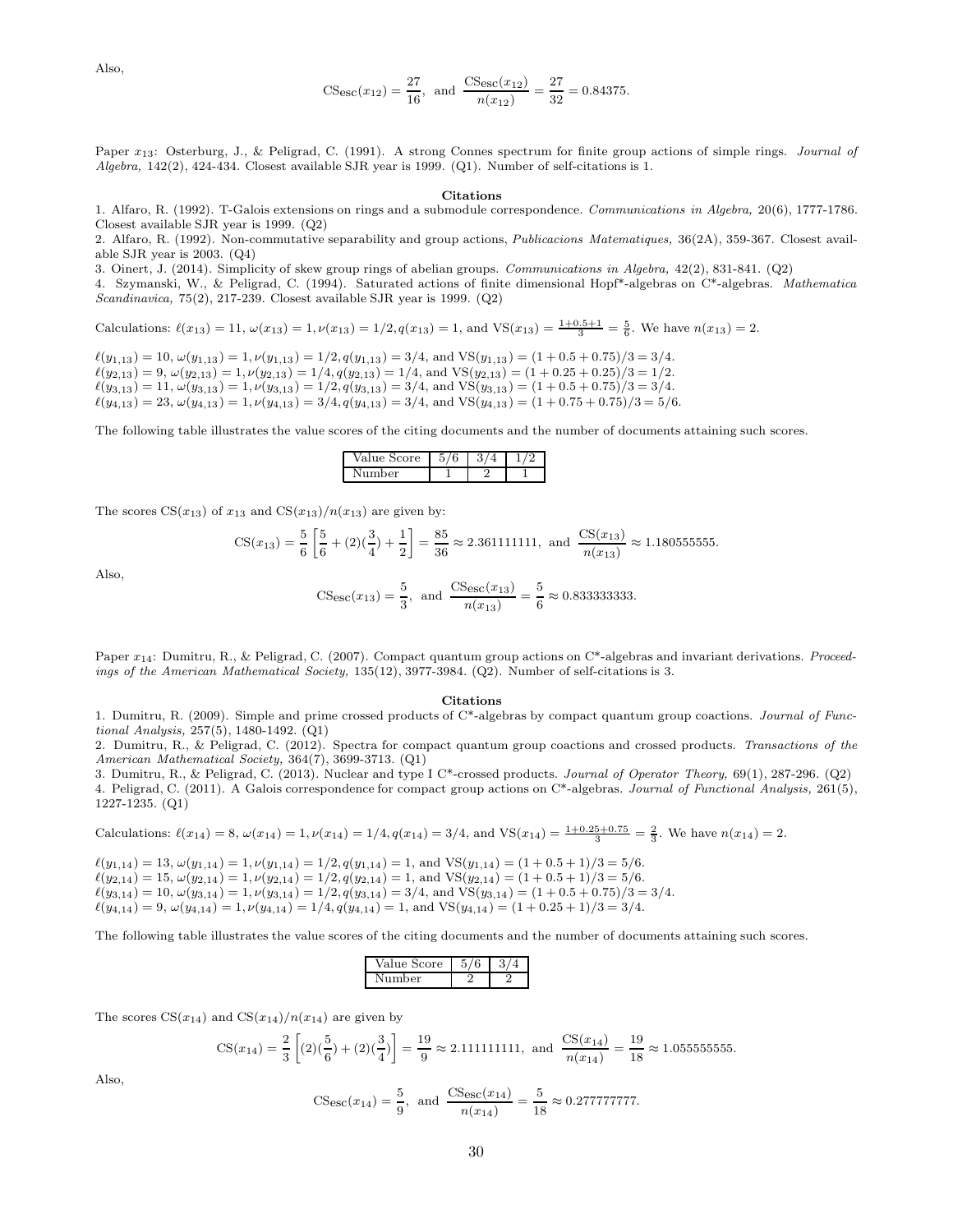Also,

$$\text{CS}_{\text{esc}}(x_{12}) = \frac{27}{16}, \text{ and } \frac{\text{CS}_{\text{esc}}(x_{12})}{n(x_{12})} = \frac{27}{32} = 0.84375.$$

Paper $x_{13}$: Osterburg, J., & Peligrad, C. (1991). A strong Connes spectrum for finite group actions of simple rings. *Journal of Algebra,* 142(2), 424-434. Closest available SJR year is 1999. (Q1). Number of self-citations is 1.

**Citations**

1. Alfaro, R. (1992). T-Galois extensions on rings and a submodule correspondence. *Communications in Algebra,* 20(6), 1777-1786. Closest available SJR year is 1999. (Q2)
2. Alfaro, R. (1992). Non-commutative separability and group actions, *Publicacions Matematiques,* 36(2A), 359-367. Closest available SJR year is 2003. (Q4)
3. Oinert, J. (2014). Simplicity of skew group rings of abelian groups. *Communications in Algebra,* 42(2), 831-841. (Q2)
4. Szymanski, W., & Peligrad, C. (1994). Saturated actions of finite dimensional Hopf*-algebras on C*-algebras. *Mathematica Scandinavica,* 75(2), 217-239. Closest available SJR year is 1999. (Q2)

Calculations: $\ell(x_{13}) = 11$, $\omega(x_{13}) = 1, \nu(x_{13}) = 1/2, q(x_{13}) = 1$, and $\text{VS}(x_{13}) = \frac{1+0.5+1}{3} = \frac{5}{6}$. We have $n(x_{13}) = 2$.

$\ell(y_{1,13}) = 10$, $\omega(y_{1,13}) = 1, \nu(y_{1,13}) = 1/2, q(y_{1,13}) = 3/4$, and $\text{VS}(y_{1,13}) = (1 + 0.5 + 0.75)/3 = 3/4$.
$\ell(y_{2,13}) = 9$, $\omega(y_{2,13}) = 1, \nu(y_{2,13}) = 1/4, q(y_{2,13}) = 1/4$, and $\text{VS}(y_{2,13}) = (1 + 0.25 + 0.25)/3 = 1/2$.
$\ell(y_{3,13}) = 11$, $\omega(y_{3,13}) = 1, \nu(y_{3,13}) = 1/2, q(y_{3,13}) = 3/4$, and $\text{VS}(y_{3,13}) = (1 + 0.5 + 0.75)/3 = 3/4$.
$\ell(y_{4,13}) = 23$, $\omega(y_{4,13}) = 1, \nu(y_{4,13}) = 3/4, q(y_{4,13}) = 3/4$, and $\text{VS}(y_{4,13}) = (1 + 0.75 + 0.75)/3 = 5/6$.

The following table illustrates the value scores of the citing documents and the number of documents attaining such scores.

| Value Score | 5/6 | 3/4 | 1/2 |
|---|---|---|---|
| Number | 1 | 2 | 1 |

The scores $\text{CS}(x_{13})$ of $x_{13}$ and $\text{CS}(x_{13})/n(x_{13})$ are given by:

$$\text{CS}(x_{13}) = \frac{5}{6}\left[\frac{5}{6} + (2)(\frac{3}{4}) + \frac{1}{2}\right] = \frac{85}{36} \approx 2.361111111, \text{ and } \frac{\text{CS}(x_{13})}{n(x_{13})} \approx 1.180555555.$$

Also,

$$\text{CS}_{\text{esc}}(x_{13}) = \frac{5}{3}, \text{ and } \frac{\text{CS}_{\text{esc}}(x_{13})}{n(x_{13})} = \frac{5}{6} \approx 0.833333333.$$

Paper $x_{14}$: Dumitru, R., & Peligrad, C. (2007). Compact quantum group actions on C*-algebras and invariant derivations. *Proceedings of the American Mathematical Society,* 135(12), 3977-3984. (Q2). Number of self-citations is 3.

**Citations**

1. Dumitru, R. (2009). Simple and prime crossed products of C*-algebras by compact quantum group coactions. *Journal of Functional Analysis,* 257(5), 1480-1492. (Q1)
2. Dumitru, R., & Peligrad, C. (2012). Spectra for compact quantum group coactions and crossed products. *Transactions of the American Mathematical Society,* 364(7), 3699-3713. (Q1)
3. Dumitru, R., & Peligrad, C. (2013). Nuclear and type I C*-crossed products. *Journal of Operator Theory,* 69(1), 287-296. (Q2)
4. Peligrad, C. (2011). A Galois correspondence for compact group actions on C*-algebras. *Journal of Functional Analysis,* 261(5), 1227-1235. (Q1)

Calculations: $\ell(x_{14}) = 8$, $\omega(x_{14}) = 1, \nu(x_{14}) = 1/4, q(x_{14}) = 3/4$, and $\text{VS}(x_{14}) = \frac{1+0.25+0.75}{3} = \frac{2}{3}$. We have $n(x_{14}) = 2$.

$\ell(y_{1,14}) = 13$, $\omega(y_{1,14}) = 1, \nu(y_{1,14}) = 1/2, q(y_{1,14}) = 1$, and $\text{VS}(y_{1,14}) = (1 + 0.5 + 1)/3 = 5/6$.
$\ell(y_{2,14}) = 15$, $\omega(y_{2,14}) = 1, \nu(y_{2,14}) = 1/2, q(y_{2,14}) = 1$, and $\text{VS}(y_{2,14}) = (1 + 0.5 + 1)/3 = 5/6$.
$\ell(y_{3,14}) = 10$, $\omega(y_{3,14}) = 1, \nu(y_{3,14}) = 1/2, q(y_{3,14}) = 3/4$, and $\text{VS}(y_{3,14}) = (1 + 0.5 + 0.75)/3 = 3/4$.
$\ell(y_{4,14}) = 9$, $\omega(y_{4,14}) = 1, \nu(y_{4,14}) = 1/4, q(y_{4,14}) = 1$, and $\text{VS}(y_{4,14}) = (1 + 0.25 + 1)/3 = 3/4$.

The following table illustrates the value scores of the citing documents and the number of documents attaining such scores.

| Value Score | 5/6 | 3/4 |
|---|---|---|
| Number | 2 | 2 |

The scores $\text{CS}(x_{14})$ and $\text{CS}(x_{14})/n(x_{14})$ are given by

$$\text{CS}(x_{14}) = \frac{2}{3}\left[(2)(\frac{5}{6}) + (2)(\frac{3}{4})\right] = \frac{19}{9} \approx 2.111111111, \text{ and } \frac{\text{CS}(x_{14})}{n(x_{14})} = \frac{19}{18} \approx 1.055555555.$$

Also,

$$\text{CS}_{\text{esc}}(x_{14}) = \frac{5}{9}, \text{ and } \frac{\text{CS}_{\text{esc}}(x_{14})}{n(x_{14})} = \frac{5}{18} \approx 0.277777777.$$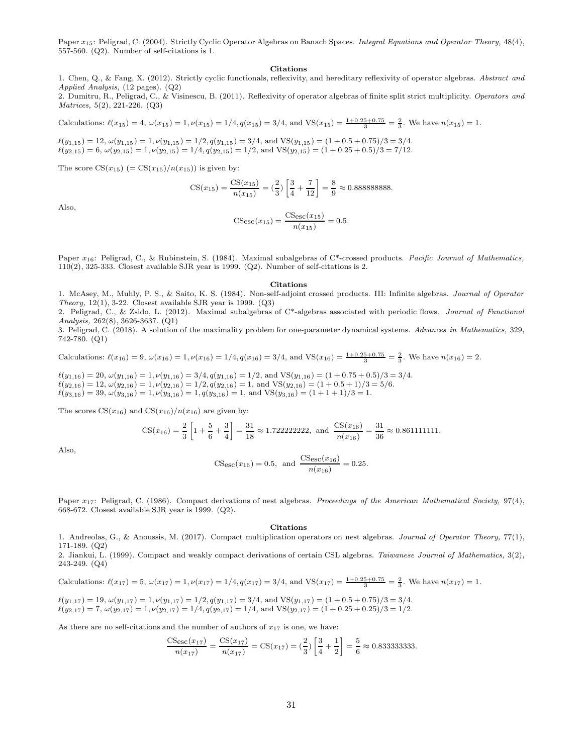Paper $x_{15}$: Peligrad, C. (2004). Strictly Cyclic Operator Algebras on Banach Spaces. *Integral Equations and Operator Theory,* 48(4), 557-560. (Q2). Number of self-citations is 1.

**Citations**

1. Chen, Q., & Fang, X. (2012). Strictly cyclic functionals, reflexivity, and hereditary reflexivity of operator algebras. *Abstract and Applied Analysis,* (12 pages). (Q2)
2. Dumitru, R., Peligrad, C., & Visinescu, B. (2011). Reflexivity of operator algebras of finite split strict multiplicity. *Operators and Matrices,* 5(2), 221-226. (Q3)

Calculations: $\ell(x_{15}) = 4$, $\omega(x_{15}) = 1, \nu(x_{15}) = 1/4, q(x_{15}) = 3/4$, and $\mathrm{VS}(x_{15}) = \frac{1+0.25+0.75}{3} = \frac{2}{3}$. We have $n(x_{15}) = 1$.

$\ell(y_{1,15}) = 12$, $\omega(y_{1,15}) = 1, \nu(y_{1,15}) = 1/2, q(y_{1,15}) = 3/4$, and $\mathrm{VS}(y_{1,15}) = (1 + 0.5 + 0.75)/3 = 3/4$.
$\ell(y_{2,15}) = 6$, $\omega(y_{2,15}) = 1, \nu(y_{2,15}) = 1/4, q(y_{2,15}) = 1/2$, and $\mathrm{VS}(y_{2,15}) = (1 + 0.25 + 0.5)/3 = 7/12$.

The score $\mathrm{CS}(x_{15})$ $(= \mathrm{CS}(x_{15})/n(x_{15}))$ is given by:

$$\mathrm{CS}(x_{15}) = \frac{\mathrm{CS}(x_{15})}{n(x_{15})} = (\frac{2}{3}) \left[\frac{3}{4} + \frac{7}{12}\right] = \frac{8}{9} \approx 0.888888888.$$

Also,

$$\mathrm{CSesc}(x_{15}) = \frac{\mathrm{CS}_{\mathrm{esc}}(x_{15})}{n(x_{15})} = 0.5.$$

Paper $x_{16}$: Peligrad, C., & Rubinstein, S. (1984). Maximal subalgebras of C*-crossed products. *Pacific Journal of Mathematics,* 110(2), 325-333. Closest available SJR year is 1999. (Q2). Number of self-citations is 2.

**Citations**

1. McAsey, M., Muhly, P. S., & Saito, K. S. (1984). Non-self-adjoint crossed products. III: Infinite algebras. *Journal of Operator Theory,* 12(1), 3-22. Closest available SJR year is 1999. (Q3)
2. Peligrad, C., & Zsido, L. (2012). Maximal subalgebras of C*-algebras associated with periodic flows. *Journal of Functional Analysis,* 262(8), 3626-3637. (Q1)
3. Peligrad, C. (2018). A solution of the maximality problem for one-parameter dynamical systems. *Advances in Mathematics,* 329, 742-780. (Q1)

Calculations: $\ell(x_{16}) = 9$, $\omega(x_{16}) = 1, \nu(x_{16}) = 1/4, q(x_{16}) = 3/4$, and $\mathrm{VS}(x_{16}) = \frac{1+0.25+0.75}{3} = \frac{2}{3}$. We have $n(x_{16}) = 2$.

$\ell(y_{1,16}) = 20$, $\omega(y_{1,16}) = 1, \nu(y_{1,16}) = 3/4, q(y_{1,16}) = 1/2$, and $\mathrm{VS}(y_{1,16}) = (1 + 0.75 + 0.5)/3 = 3/4$.
$\ell(y_{2,16}) = 12$, $\omega(y_{2,16}) = 1, \nu(y_{2,16}) = 1/2, q(y_{2,16}) = 1$, and $\mathrm{VS}(y_{2,16}) = (1 + 0.5 + 1)/3 = 5/6$.
$\ell(y_{3,16}) = 39$, $\omega(y_{3,16}) = 1, \nu(y_{3,16}) = 1, q(y_{3,16}) = 1$, and $\mathrm{VS}(y_{3,16}) = (1 + 1 + 1)/3 = 1$.

The scores $\mathrm{CS}(x_{16})$ and $\mathrm{CS}(x_{16})/n(x_{16})$ are given by:

$$\mathrm{CS}(x_{16}) = \frac{2}{3}\left[1 + \frac{5}{6} + \frac{3}{4}\right] = \frac{31}{18} \approx 1.722222222, \text{ and } \frac{\mathrm{CS}(x_{16})}{n(x_{16})} = \frac{31}{36} \approx 0.861111111.$$

Also,

$$\mathrm{CS}_{\mathrm{esc}}(x_{16}) = 0.5, \text{ and } \frac{\mathrm{CS}_{\mathrm{esc}}(x_{16})}{n(x_{16})} = 0.25.$$

Paper $x_{17}$: Peligrad, C. (1986). Compact derivations of nest algebras. *Proceedings of the American Mathematical Society,* 97(4), 668-672. Closest available SJR year is 1999. (Q2).

**Citations**

1. Andreolas, G., & Anoussis, M. (2017). Compact multiplication operators on nest algebras. *Journal of Operator Theory,* 77(1), 171-189. (Q2)
2. Jiankui, L. (1999). Compact and weakly compact derivations of certain CSL algebras. *Taiwanese Journal of Mathematics,* 3(2), 243-249. (Q4)

Calculations: $\ell(x_{17}) = 5$, $\omega(x_{17}) = 1, \nu(x_{17}) = 1/4, q(x_{17}) = 3/4$, and $\mathrm{VS}(x_{17}) = \frac{1+0.25+0.75}{3} = \frac{2}{3}$. We have $n(x_{17}) = 1$.

$\ell(y_{1,17}) = 19$, $\omega(y_{1,17}) = 1, \nu(y_{1,17}) = 1/2, q(y_{1,17}) = 3/4$, and $\mathrm{VS}(y_{1,17}) = (1 + 0.5 + 0.75)/3 = 3/4$.
$\ell(y_{2,17}) = 7$, $\omega(y_{2,17}) = 1, \nu(y_{2,17}) = 1/4, q(y_{2,17}) = 1/4$, and $\mathrm{VS}(y_{2,17}) = (1 + 0.25 + 0.25)/3 = 1/2$.

As there are no self-citations and the number of authors of $x_{17}$ is one, we have:

$$\frac{\mathrm{CS}_{\mathrm{esc}}(x_{17})}{n(x_{17})} = \frac{\mathrm{CS}(x_{17})}{n(x_{17})} = \mathrm{CS}(x_{17}) = (\frac{2}{3})\left[\frac{3}{4} + \frac{1}{2}\right] = \frac{5}{6} \approx 0.833333333.$$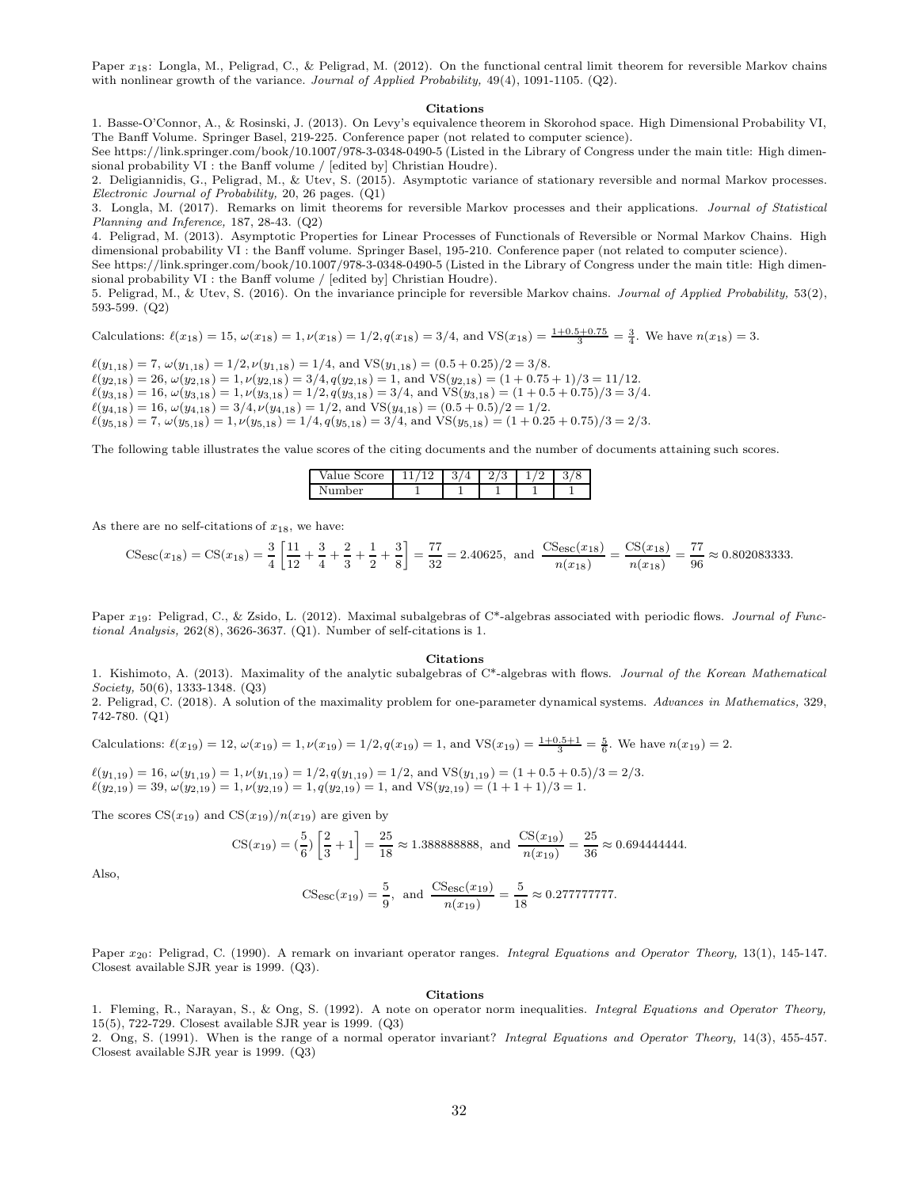Paper $x_{18}$: Longla, M., Peligrad, C., & Peligrad, M. (2012). On the functional central limit theorem for reversible Markov chains with nonlinear growth of the variance. *Journal of Applied Probability,* 49(4), 1091-1105. (Q2).

**Citations**

1. Basse-O'Connor, A., & Rosinski, J. (2013). On Levy's equivalence theorem in Skorohod space. High Dimensional Probability VI, The Banff Volume. Springer Basel, 219-225. Conference paper (not related to computer science).
See https://link.springer.com/book/10.1007/978-3-0348-0490-5 (Listed in the Library of Congress under the main title: High dimensional probability VI : the Banff volume / [edited by] Christian Houdre).
2. Deligiannidis, G., Peligrad, M., & Utev, S. (2015). Asymptotic variance of stationary reversible and normal Markov processes. *Electronic Journal of Probability,* 20, 26 pages. (Q1)
3. Longla, M. (2017). Remarks on limit theorems for reversible Markov processes and their applications. *Journal of Statistical Planning and Inference,* 187, 28-43. (Q2)
4. Peligrad, M. (2013). Asymptotic Properties for Linear Processes of Functionals of Reversible or Normal Markov Chains. High dimensional probability VI : the Banff volume. Springer Basel, 195-210. Conference paper (not related to computer science).
See https://link.springer.com/book/10.1007/978-3-0348-0490-5 (Listed in the Library of Congress under the main title: High dimensional probability VI : the Banff volume / [edited by] Christian Houdre).
5. Peligrad, M., & Utev, S. (2016). On the invariance principle for reversible Markov chains. *Journal of Applied Probability,* 53(2), 593-599. (Q2)

Calculations: $\ell(x_{18}) = 15$, $\omega(x_{18}) = 1, \nu(x_{18}) = 1/2, q(x_{18}) = 3/4$, and $\mathrm{VS}(x_{18}) = \frac{1+0.5+0.75}{3} = \frac{3}{4}$. We have $n(x_{18}) = 3$.

$\ell(y_{1,18}) = 7$, $\omega(y_{1,18}) = 1/2, \nu(y_{1,18}) = 1/4$, and $\mathrm{VS}(y_{1,18}) = (0.5 + 0.25)/2 = 3/8$.
$\ell(y_{2,18}) = 26$, $\omega(y_{2,18}) = 1, \nu(y_{2,18}) = 3/4, q(y_{2,18}) = 1$, and $\mathrm{VS}(y_{2,18}) = (1 + 0.75 + 1)/3 = 11/12$.
$\ell(y_{3,18}) = 16$, $\omega(y_{3,18}) = 1, \nu(y_{3,18}) = 1/2, q(y_{3,18}) = 3/4$, and $\mathrm{VS}(y_{3,18}) = (1 + 0.5 + 0.75)/3 = 3/4$.
$\ell(y_{4,18}) = 16$, $\omega(y_{4,18}) = 3/4, \nu(y_{4,18}) = 1/2$, and $\mathrm{VS}(y_{4,18}) = (0.5 + 0.5)/2 = 1/2$.
$\ell(y_{5,18}) = 7$, $\omega(y_{5,18}) = 1, \nu(y_{5,18}) = 1/4, q(y_{5,18}) = 3/4$, and $\mathrm{VS}(y_{5,18}) = (1 + 0.25 + 0.75)/3 = 2/3$.

The following table illustrates the value scores of the citing documents and the number of documents attaining such scores.

| Value Score | 11/12 | 3/4 | 2/3 | 1/2 | 3/8 |
|---|---|---|---|---|---|
| Number | 1 | 1 | 1 | 1 | 1 |

As there are no self-citations of $x_{18}$, we have:

$$\mathrm{CS}_{\mathrm{esc}}(x_{18}) = \mathrm{CS}(x_{18}) = \frac{3}{4}\left[\frac{11}{12} + \frac{3}{4} + \frac{2}{3} + \frac{1}{2} + \frac{3}{8}\right] = \frac{77}{32} = 2.40625, \text{ and } \frac{\mathrm{CS}_{\mathrm{esc}}(x_{18})}{n(x_{18})} = \frac{\mathrm{CS}(x_{18})}{n(x_{18})} = \frac{77}{96} \approx 0.802083333.$$

Paper $x_{19}$: Peligrad, C., & Zsido, L. (2012). Maximal subalgebras of C*-algebras associated with periodic flows. *Journal of Functional Analysis,* 262(8), 3626-3637. (Q1). Number of self-citations is 1.

**Citations**

1. Kishimoto, A. (2013). Maximality of the analytic subalgebras of C*-algebras with flows. *Journal of the Korean Mathematical Society,* 50(6), 1333-1348. (Q3)
2. Peligrad, C. (2018). A solution of the maximality problem for one-parameter dynamical systems. *Advances in Mathematics,* 329, 742-780. (Q1)

Calculations: $\ell(x_{19}) = 12$, $\omega(x_{19}) = 1, \nu(x_{19}) = 1/2, q(x_{19}) = 1$, and $\mathrm{VS}(x_{19}) = \frac{1+0.5+1}{3} = \frac{5}{6}$. We have $n(x_{19}) = 2$.

$\ell(y_{1,19}) = 16$, $\omega(y_{1,19}) = 1, \nu(y_{1,19}) = 1/2, q(y_{1,19}) = 1/2$, and $\mathrm{VS}(y_{1,19}) = (1 + 0.5 + 0.5)/3 = 2/3$.
$\ell(y_{2,19}) = 39$, $\omega(y_{2,19}) = 1, \nu(y_{2,19}) = 1, q(y_{2,19}) = 1$, and $\mathrm{VS}(y_{2,19}) = (1 + 1 + 1)/3 = 1$.

The scores $\mathrm{CS}(x_{19})$ and $\mathrm{CS}(x_{19})/n(x_{19})$ are given by

$$\mathrm{CS}(x_{19}) = (\frac{5}{6})\left[\frac{2}{3} + 1\right] = \frac{25}{18} \approx 1.388888888, \text{ and } \frac{\mathrm{CS}(x_{19})}{n(x_{19})} = \frac{25}{36} \approx 0.694444444.$$

Also,

$$\mathrm{CS}_{\mathrm{esc}}(x_{19}) = \frac{5}{9}, \text{ and } \frac{\mathrm{CS}_{\mathrm{esc}}(x_{19})}{n(x_{19})} = \frac{5}{18} \approx 0.277777777.$$

Paper $x_{20}$: Peligrad, C. (1990). A remark on invariant operator ranges. *Integral Equations and Operator Theory,* 13(1), 145-147. Closest available SJR year is 1999. (Q3).

**Citations**

1. Fleming, R., Narayan, S., & Ong, S. (1992). A note on operator norm inequalities. *Integral Equations and Operator Theory,* 15(5), 722-729. Closest available SJR year is 1999. (Q3)
2. Ong, S. (1991). When is the range of a normal operator invariant? *Integral Equations and Operator Theory,* 14(3), 455-457. Closest available SJR year is 1999. (Q3)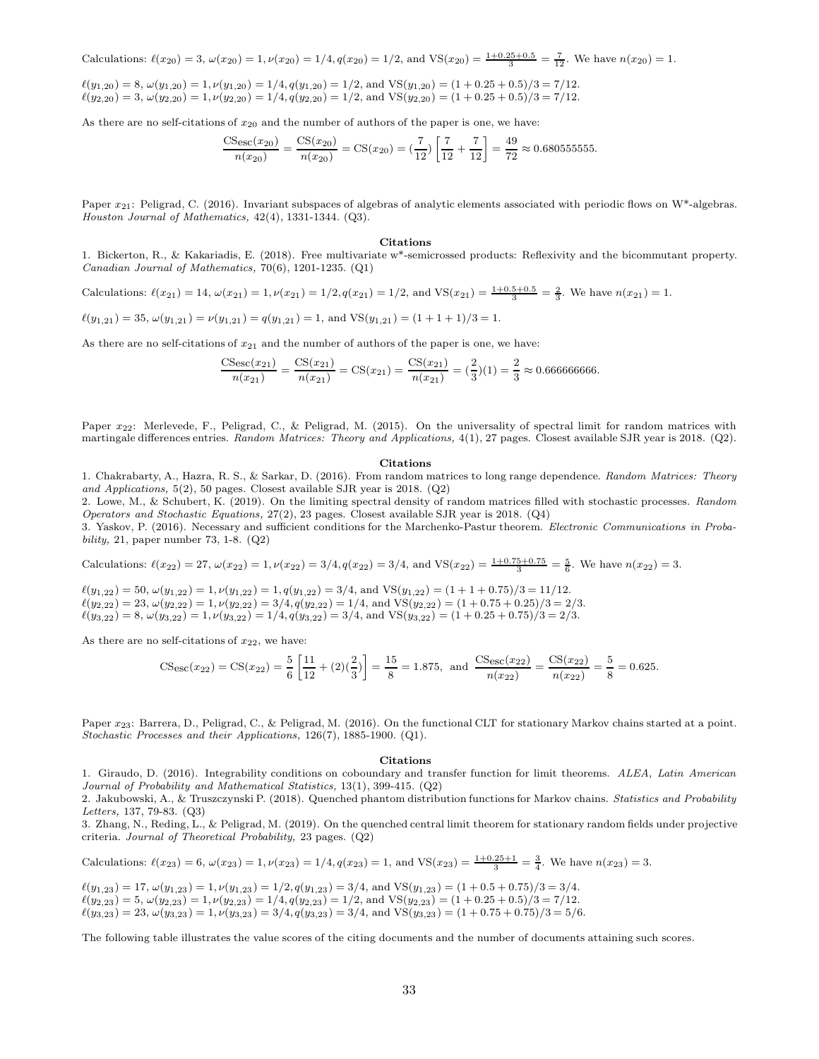Calculations: $\ell(x_{20}) = 3$, $\omega(x_{20}) = 1, \nu(x_{20}) = 1/4, q(x_{20}) = 1/2$, and $\mathrm{VS}(x_{20}) = \frac{1+0.25+0.5}{3} = \frac{7}{12}$. We have $n(x_{20}) = 1$.

$\ell(y_{1,20}) = 8$, $\omega(y_{1,20}) = 1, \nu(y_{1,20}) = 1/4, q(y_{1,20}) = 1/2$, and $\mathrm{VS}(y_{1,20}) = (1 + 0.25 + 0.5)/3 = 7/12$.
$\ell(y_{2,20}) = 3$, $\omega(y_{2,20}) = 1, \nu(y_{2,20}) = 1/4, q(y_{2,20}) = 1/2$, and $\mathrm{VS}(y_{2,20}) = (1 + 0.25 + 0.5)/3 = 7/12$.

As there are no self-citations of $x_{20}$ and the number of authors of the paper is one, we have:

$$\frac{\mathrm{CS}_{\mathrm{esc}}(x_{20})}{n(x_{20})} = \frac{\mathrm{CS}(x_{20})}{n(x_{20})} = \mathrm{CS}(x_{20}) = (\frac{7}{12})\left[\frac{7}{12} + \frac{7}{12}\right] = \frac{49}{72} \approx 0.680555555.$$

Paper $x_{21}$: Peligrad, C. (2016). Invariant subspaces of algebras of analytic elements associated with periodic flows on W*-algebras. *Houston Journal of Mathematics,* 42(4), 1331-1344. (Q3).

**Citations**

1. Bickerton, R., & Kakariadis, E. (2018). Free multivariate w*-semicrossed products: Reflexivity and the bicommutant property. *Canadian Journal of Mathematics,* 70(6), 1201-1235. (Q1)

Calculations: $\ell(x_{21}) = 14$, $\omega(x_{21}) = 1, \nu(x_{21}) = 1/2, q(x_{21}) = 1/2$, and $\mathrm{VS}(x_{21}) = \frac{1+0.5+0.5}{3} = \frac{2}{3}$. We have $n(x_{21}) = 1$.

$\ell(y_{1,21}) = 35$, $\omega(y_{1,21}) = \nu(y_{1,21}) = q(y_{1,21}) = 1$, and $\mathrm{VS}(y_{1,21}) = (1 + 1 + 1)/3 = 1$.

As there are no self-citations of $x_{21}$ and the number of authors of the paper is one, we have:

$$\frac{\mathrm{CS}_{\mathrm{esc}}(x_{21})}{n(x_{21})} = \frac{\mathrm{CS}(x_{21})}{n(x_{21})} = \mathrm{CS}(x_{21}) = \frac{\mathrm{CS}(x_{21})}{n(x_{21})} = (\frac{2}{3})(1) = \frac{2}{3} \approx 0.666666666.$$

Paper $x_{22}$: Merlevede, F., Peligrad, C., & Peligrad, M. (2015). On the universality of spectral limit for random matrices with martingale differences entries. *Random Matrices: Theory and Applications,* 4(1), 27 pages. Closest available SJR year is 2018. (Q2).

**Citations**

1. Chakrabarty, A., Hazra, R. S., & Sarkar, D. (2016). From random matrices to long range dependence. *Random Matrices: Theory and Applications,* 5(2), 50 pages. Closest available SJR year is 2018. (Q2)
2. Lowe, M., & Schubert, K. (2019). On the limiting spectral density of random matrices filled with stochastic processes. *Random Operators and Stochastic Equations,* 27(2), 23 pages. Closest available SJR year is 2018. (Q4)
3. Yaskov, P. (2016). Necessary and sufficient conditions for the Marchenko-Pastur theorem. *Electronic Communications in Probability,* 21, paper number 73, 1-8. (Q2)

Calculations: $\ell(x_{22}) = 27$, $\omega(x_{22}) = 1, \nu(x_{22}) = 3/4, q(x_{22}) = 3/4$, and $\mathrm{VS}(x_{22}) = \frac{1+0.75+0.75}{3} = \frac{5}{6}$. We have $n(x_{22}) = 3$.

$\ell(y_{1,22}) = 50$, $\omega(y_{1,22}) = 1, \nu(y_{1,22}) = 1, q(y_{1,22}) = 3/4$, and $\mathrm{VS}(y_{1,22}) = (1 + 1 + 0.75)/3 = 11/12$.
$\ell(y_{2,22}) = 23$, $\omega(y_{2,22}) = 1, \nu(y_{2,22}) = 3/4, q(y_{2,22}) = 1/4$, and $\mathrm{VS}(y_{2,22}) = (1 + 0.75 + 0.25)/3 = 2/3$.
$\ell(y_{3,22}) = 8$, $\omega(y_{3,22}) = 1, \nu(y_{3,22}) = 1/4, q(y_{3,22}) = 3/4$, and $\mathrm{VS}(y_{3,22}) = (1 + 0.25 + 0.75)/3 = 2/3$.

As there are no self-citations of $x_{22}$, we have:

$$\mathrm{CS}_{\mathrm{esc}}(x_{22}) = \mathrm{CS}(x_{22}) = \frac{5}{6}\left[\frac{11}{12} + (2)(\frac{2}{3})\right] = \frac{15}{8} = 1.875, \text{ and } \frac{\mathrm{CS}_{\mathrm{esc}}(x_{22})}{n(x_{22})} = \frac{\mathrm{CS}(x_{22})}{n(x_{22})} = \frac{5}{8} = 0.625.$$

Paper $x_{23}$: Barrera, D., Peligrad, C., & Peligrad, M. (2016). On the functional CLT for stationary Markov chains started at a point. *Stochastic Processes and their Applications,* 126(7), 1885-1900. (Q1).

**Citations**

1. Giraudo, D. (2016). Integrability conditions on coboundary and transfer function for limit theorems. *ALEA, Latin American Journal of Probability and Mathematical Statistics,* 13(1), 399-415. (Q2)
2. Jakubowski, A., & Truszczynski P. (2018). Quenched phantom distribution functions for Markov chains. *Statistics and Probability Letters,* 137, 79-83. (Q3)
3. Zhang, N., Reding, L., & Peligrad, M. (2019). On the quenched central limit theorem for stationary random fields under projective criteria. *Journal of Theoretical Probability,* 23 pages. (Q2)

Calculations: $\ell(x_{23}) = 6$, $\omega(x_{23}) = 1, \nu(x_{23}) = 1/4, q(x_{23}) = 1$, and $\mathrm{VS}(x_{23}) = \frac{1+0.25+1}{3} = \frac{3}{4}$. We have $n(x_{23}) = 3$.

$\ell(y_{1,23}) = 17$, $\omega(y_{1,23}) = 1, \nu(y_{1,23}) = 1/2, q(y_{1,23}) = 3/4$, and $\mathrm{VS}(y_{1,23}) = (1 + 0.5 + 0.75)/3 = 3/4$.
$\ell(y_{2,23}) = 5$, $\omega(y_{2,23}) = 1, \nu(y_{2,23}) = 1/4, q(y_{2,23}) = 1/2$, and $\mathrm{VS}(y_{2,23}) = (1 + 0.25 + 0.5)/3 = 7/12$.
$\ell(y_{3,23}) = 23$, $\omega(y_{3,23}) = 1, \nu(y_{3,23}) = 3/4, q(y_{3,23}) = 3/4$, and $\mathrm{VS}(y_{3,23}) = (1 + 0.75 + 0.75)/3 = 5/6$.

The following table illustrates the value scores of the citing documents and the number of documents attaining such scores.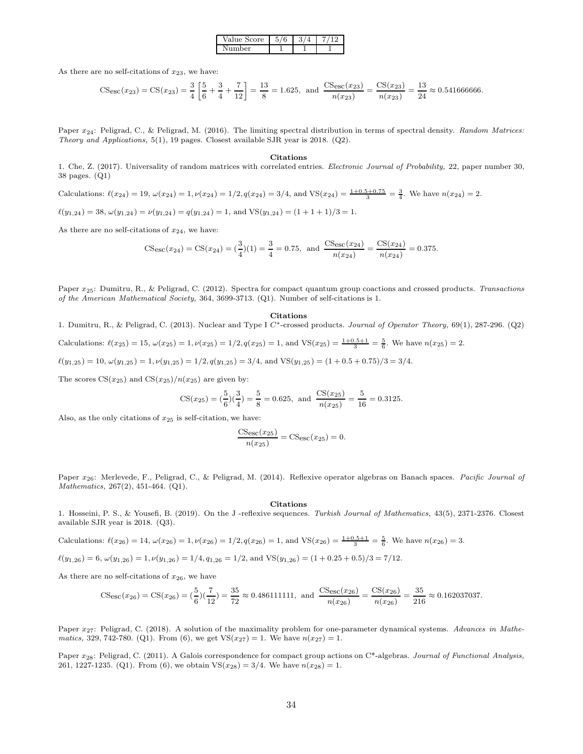| Value Score | 5/6 | 3/4 | 7/12 |
|---|---|---|---|
| Number | 1 | 1 | 1 |

As there are no self-citations of $x_{23}$, we have:

$$\text{CS}_{\text{esc}}(x_{23}) = \text{CS}(x_{23}) = \frac{3}{4}\left[\frac{5}{6} + \frac{3}{4} + \frac{7}{12}\right] = \frac{13}{8} = 1.625, \text{ and } \frac{\text{CS}_{\text{esc}}(x_{23})}{n(x_{23})} = \frac{\text{CS}(x_{23})}{n(x_{23})} = \frac{13}{24} \approx 0.541666666.$$

Paper $x_{24}$: Peligrad, C., & Peligrad, M. (2016). The limiting spectral distribution in terms of spectral density. *Random Matrices: Theory and Applications,* 5(1), 19 pages. Closest available SJR year is 2018. (Q2).

**Citations**

1. Che, Z. (2017). Universality of random matrices with correlated entries. *Electronic Journal of Probability,* 22, paper number 30, 38 pages. (Q1)

Calculations: $\ell(x_{24}) = 19$, $\omega(x_{24}) = 1, \nu(x_{24}) = 1/2, q(x_{24}) = 3/4$, and $\text{VS}(x_{24}) = \frac{1+0.5+0.75}{3} = \frac{3}{4}$. We have $n(x_{24}) = 2$.

$\ell(y_{1,24}) = 38$, $\omega(y_{1,24}) = \nu(y_{1,24}) = q(y_{1,24}) = 1$, and $\text{VS}(y_{1,24}) = (1+1+1)/3 = 1$.

As there are no self-citations of $x_{24}$, we have:

$$\text{CS}_{\text{esc}}(x_{24}) = \text{CS}(x_{24}) = (\frac{3}{4})(1) = \frac{3}{4} = 0.75, \text{ and } \frac{\text{CS}_{\text{esc}}(x_{24})}{n(x_{24})} = \frac{\text{CS}(x_{24})}{n(x_{24})} = 0.375.$$

Paper $x_{25}$: Dumitru, R., & Peligrad, C. (2012). Spectra for compact quantum group coactions and crossed products. *Transactions of the American Mathematical Society,* 364, 3699-3713. (Q1). Number of self-citations is 1.

**Citations**

1. Dumitru, R., & Peligrad, C. (2013). Nuclear and Type I $C^*$-crossed products. *Journal of Operator Theory,* 69(1), 287-296. (Q2)

Calculations: $\ell(x_{25}) = 15$, $\omega(x_{25}) = 1, \nu(x_{25}) = 1/2, q(x_{25}) = 1$, and $\text{VS}(x_{25}) = \frac{1+0.5+1}{3} = \frac{5}{6}$. We have $n(x_{25}) = 2$.

$\ell(y_{1,25}) = 10$, $\omega(y_{1,25}) = 1, \nu(y_{1,25}) = 1/2, q(y_{1,25}) = 3/4$, and $\text{VS}(y_{1,25}) = (1+0.5+0.75)/3 = 3/4$.

The scores $\text{CS}(x_{25})$ and $\text{CS}(x_{25})/n(x_{25})$ are given by:

$$\text{CS}(x_{25}) = (\frac{5}{6})(\frac{3}{4}) = \frac{5}{8} = 0.625, \text{ and } \frac{\text{CS}(x_{25})}{n(x_{25})} = \frac{5}{16} = 0.3125.$$

Also, as the only citations of $x_{25}$ is self-citation, we have:

$$\frac{\text{CS}_{\text{esc}}(x_{25})}{n(x_{25})} = \text{CS}_{\text{esc}}(x_{25}) = 0.$$

Paper $x_{26}$: Merlevede, F., Peligrad, C., & Peligrad, M. (2014). Reflexive operator algebras on Banach spaces. *Pacific Journal of Mathematics,* 267(2), 451-464. (Q1).

**Citations**

1. Hosseini, P. S., & Yousefi, B. (2019). On the J -reflexive sequences. *Turkish Journal of Mathematics,* 43(5), 2371-2376. Closest available SJR year is 2018. (Q3).

Calculations: $\ell(x_{26}) = 14$, $\omega(x_{26}) = 1, \nu(x_{26}) = 1/2, q(x_{26}) = 1$, and $\text{VS}(x_{26}) = \frac{1+0.5+1}{3} = \frac{5}{6}$. We have $n(x_{26}) = 3$.

$\ell(y_{1,26}) = 6$, $\omega(y_{1,26}) = 1, \nu(y_{1,26}) = 1/4, q_{1,26} = 1/2$, and $\text{VS}(y_{1,26}) = (1+0.25+0.5)/3 = 7/12$.

As there are no self-citations of $x_{26}$, we have

$$\text{CS}_{\text{esc}}(x_{26}) = \text{CS}(x_{26}) = (\frac{5}{6})(\frac{7}{12}) = \frac{35}{72} \approx 0.486111111, \text{ and } \frac{\text{CS}_{\text{esc}}(x_{26})}{n(x_{26})} = \frac{\text{CS}(x_{26})}{n(x_{26})} = \frac{35}{216} \approx 0.162037037.$$

Paper $x_{27}$: Peligrad, C. (2018). A solution of the maximality problem for one-parameter dynamical systems. *Advances in Mathematics,* 329, 742-780. (Q1). From (6), we get $\text{VS}(x_{27}) = 1$. We have $n(x_{27}) = 1$.

Paper $x_{28}$: Peligrad, C. (2011). A Galois correspondence for compact group actions on C*-algebras. *Journal of Functional Analysis,* 261, 1227-1235. (Q1). From (6), we obtain $\text{VS}(x_{28}) = 3/4$. We have $n(x_{28}) = 1$.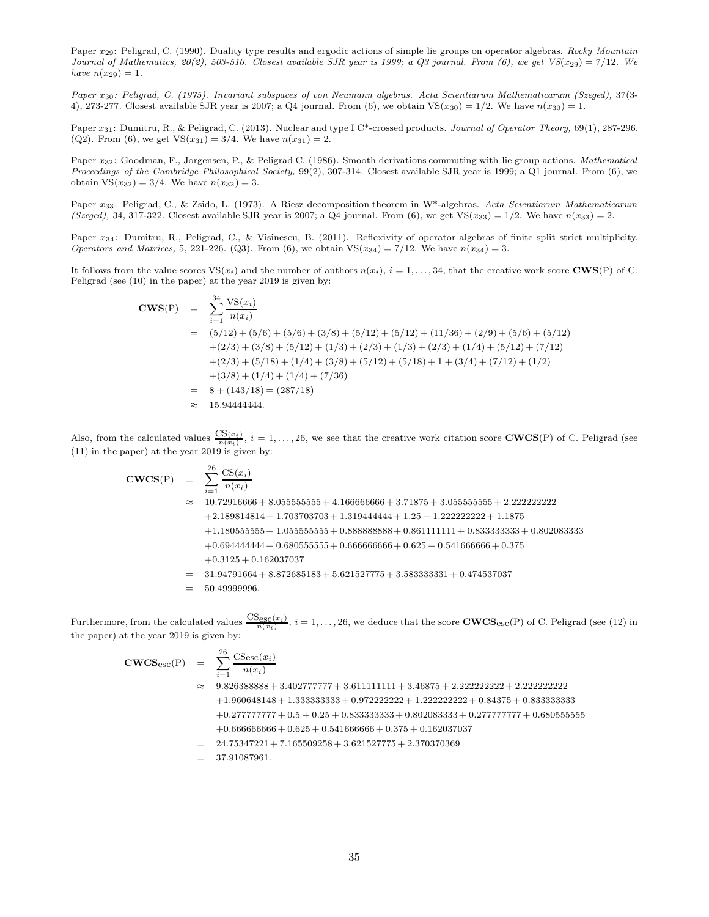Paper $x_{29}$: Peligrad, C. (1990). Duality type results and ergodic actions of simple lie groups on operator algebras. *Rocky Mountain Journal of Mathematics, 20(2), 503-510. Closest available SJR year is 1999; a Q3 journal. From (6), we get* $VS(x_{29}) = 7/12$. *We have* $n(x_{29}) = 1$.

*Paper* $x_{30}$*: Peligrad, C. (1975). Invariant subspaces of von Neumann algebras. Acta Scientiarum Mathematicarum (Szeged),* 37(3-4), 273-277. Closest available SJR year is 2007; a Q4 journal. From (6), we obtain $\text{VS}(x_{30}) = 1/2$. We have $n(x_{30}) = 1$.

Paper $x_{31}$: Dumitru, R., & Peligrad, C. (2013). Nuclear and type I C*-crossed products. *Journal of Operator Theory,* 69(1), 287-296. (Q2). From (6), we get $\text{VS}(x_{31}) = 3/4$. We have $n(x_{31}) = 2$.

Paper $x_{32}$: Goodman, F., Jorgensen, P., & Peligrad C. (1986). Smooth derivations commuting with lie group actions. *Mathematical Proceedings of the Cambridge Philosophical Society,* 99(2), 307-314. Closest available SJR year is 1999; a Q1 journal. From (6), we obtain $\text{VS}(x_{32}) = 3/4$. We have $n(x_{32}) = 3$.

Paper $x_{33}$: Peligrad, C., & Zsido, L. (1973). A Riesz decomposition theorem in W*-algebras. *Acta Scientiarum Mathematicarum (Szeged),* 34, 317-322. Closest available SJR year is 2007; a Q4 journal. From (6), we get $\text{VS}(x_{33}) = 1/2$. We have $n(x_{33}) = 2$.

Paper $x_{34}$: Dumitru, R., Peligrad, C., & Visinescu, B. (2011). Reflexivity of operator algebras of finite split strict multiplicity. *Operators and Matrices,* 5, 221-226. (Q3). From (6), we obtain $\text{VS}(x_{34}) = 7/12$. We have $n(x_{34}) = 3$.

It follows from the value scores $\text{VS}(x_i)$ and the number of authors $n(x_i)$, $i = 1, \ldots, 34$, that the creative work score $\mathbf{CWS}(\text{P})$ of C. Peligrad (see (10) in the paper) at the year 2019 is given by:

$$
\begin{aligned}
\mathbf{CWS}(\text{P}) &= \sum_{i=1}^{34} \frac{\text{VS}(x_i)}{n(x_i)} \\
&= (5/12) + (5/6) + (5/6) + (3/8) + (5/12) + (5/12) + (11/36) + (2/9) + (5/6) + (5/12) \\
&\quad + (2/3) + (3/8) + (5/12) + (1/3) + (2/3) + (1/3) + (2/3) + (1/4) + (5/12) + (7/12) \\
&\quad + (2/3) + (5/18) + (1/4) + (3/8) + (5/12) + (5/18) + 1 + (3/4) + (7/12) + (1/2) \\
&\quad + (3/8) + (1/4) + (1/4) + (7/36) \\
&= 8 + (143/18) = (287/18) \\
&\approx 15.94444444.
\end{aligned}
$$

Also, from the calculated values $\frac{\text{CS}(x_i)}{n(x_i)}$, $i = 1, \ldots, 26$, we see that the creative work citation score $\mathbf{CWCS}(\text{P})$ of C. Peligrad (see (11) in the paper) at the year 2019 is given by:

$$
\begin{aligned}
\mathbf{CWCS}(\text{P}) &= \sum_{i=1}^{26} \frac{\text{CS}(x_i)}{n(x_i)} \\
&\approx 10.72916666 + 8.055555555 + 4.166666666 + 3.71875 + 3.055555555 + 2.222222222 \\
&\quad + 2.189814814 + 1.703703703 + 1.319444444 + 1.25 + 1.222222222 + 1.1875 \\
&\quad + 1.180555555 + 1.055555555 + 0.888888888 + 0.861111111 + 0.833333333 + 0.802083333 \\
&\quad + 0.694444444 + 0.680555555 + 0.666666666 + 0.625 + 0.541666666 + 0.375 \\
&\quad + 0.3125 + 0.162037037 \\
&= 31.94791664 + 8.872685183 + 5.621527775 + 3.583333331 + 0.474537037 \\
&= 50.49999996.
\end{aligned}
$$

Furthermore, from the calculated values $\frac{\text{CS}_{\text{esc}}(x_i)}{n(x_i)}$, $i = 1, \ldots, 26$, we deduce that the score $\mathbf{CWCS}_{\text{esc}}(\text{P})$ of C. Peligrad (see (12) in the paper) at the year 2019 is given by:

$$
\begin{aligned}
\mathbf{CWCS}_{\text{esc}}(\text{P}) &= \sum_{i=1}^{26} \frac{\text{CSesc}(x_i)}{n(x_i)} \\
&\approx 9.826388888 + 3.402777777 + 3.611111111 + 3.46875 + 2.222222222 + 2.222222222 \\
&\quad + 1.960648148 + 1.333333333 + 0.972222222 + 1.222222222 + 0.84375 + 0.833333333 \\
&\quad + 0.277777777 + 0.5 + 0.25 + 0.833333333 + 0.802083333 + 0.277777777 + 0.680555555 \\
&\quad + 0.666666666 + 0.625 + 0.541666666 + 0.375 + 0.162037037 \\
&= 24.75347221 + 7.165509258 + 3.621527775 + 2.370370369 \\
&= 37.91087961.
\end{aligned}
$$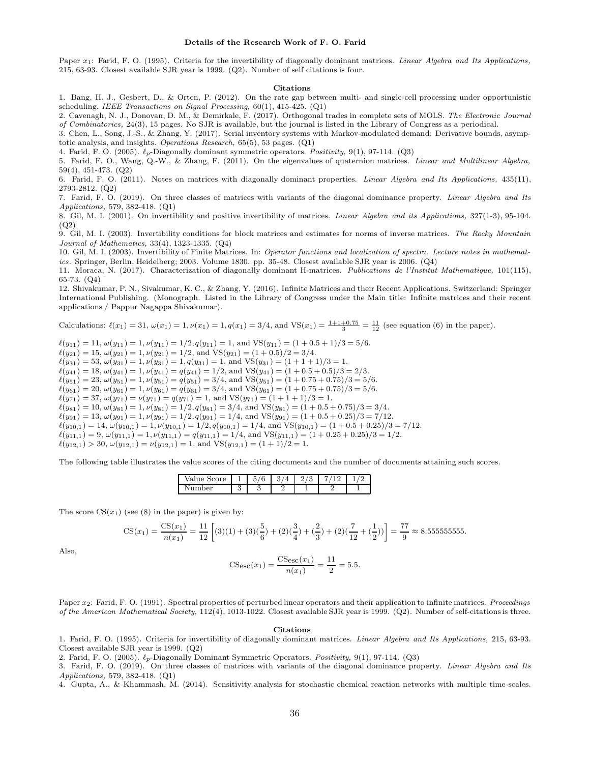## Details of the Research Work of F. O. Farid

Paper $x_1$: Farid, F. O. (1995). Criteria for the invertibility of diagonally dominant matrices. *Linear Algebra and Its Applications,* 215, 63-93. Closest available SJR year is 1999. (Q2). Number of self citations is four.

### Citations

1. Bang, H. J., Gesbert, D., & Orten, P. (2012). On the rate gap between multi- and single-cell processing under opportunistic scheduling. *IEEE Transactions on Signal Processing,* 60(1), 415-425. (Q1)
2. Cavenagh, N. J., Donovan, D. M., & Demirkale, F. (2017). Orthogonal trades in complete sets of MOLS. *The Electronic Journal of Combinatorics,* 24(3), 15 pages. No SJR is available, but the journal is listed in the Library of Congress as a periodical.
3. Chen, L., Song, J.-S., & Zhang, Y. (2017). Serial inventory systems with Markov-modulated demand: Derivative bounds, asymptotic analysis, and insights. *Operations Research,* 65(5), 53 pages. (Q1)
4. Farid, F. O. (2005). $\ell_p$-Diagonally dominant symmetric operators. *Positivity,* 9(1), 97-114. (Q3)
5. Farid, F. O., Wang, Q.-W., & Zhang, F. (2011). On the eigenvalues of quaternion matrices. *Linear and Multilinear Algebra,* 59(4), 451-473. (Q2)
6. Farid, F. O. (2011). Notes on matrices with diagonally dominant properties. *Linear Algebra and Its Applications,* 435(11), 2793-2812. (Q2)
7. Farid, F. O. (2019). On three classes of matrices with variants of the diagonal dominance property. *Linear Algebra and Its Applications,* 579, 382-418. (Q1)
8. Gil, M. I. (2001). On invertibility and positive invertibility of matrices. *Linear Algebra and its Applications,* 327(1-3), 95-104. (Q2)
9. Gil, M. I. (2003). Invertibility conditions for block matrices and estimates for norms of inverse matrices. *The Rocky Mountain Journal of Mathematics,* 33(4), 1323-1335. (Q4)
10. Gil, M. I. (2003). Invertibility of Finite Matrices. In: *Operator functions and localization of spectra. Lecture notes in mathematics.* Springer, Berlin, Heidelberg; 2003. Volume 1830. pp. 35-48. Closest available SJR year is 2006. (Q4)
11. Moraca, N. (2017). Characterization of diagonally dominant H-matrices. *Publications de l'Institut Mathematique,* 101(115), 65-73. (Q4)
12. Shivakumar, P. N., Sivakumar, K. C., & Zhang, Y. (2016). Infinite Matrices and their Recent Applications. Switzerland: Springer International Publishing. (Monograph. Listed in the Library of Congress under the Main title: Infinite matrices and their recent applications / Pappur Nagappa Shivakumar).

Calculations: $\ell(x_1) = 31$, $\omega(x_1) = 1, \nu(x_1) = 1, q(x_1) = 3/4$, and $\text{VS}(x_1) = \frac{1+1+0.75}{3} = \frac{11}{12}$ (see equation (6) in the paper).

$\ell(y_{11}) = 11$, $\omega(y_{11}) = 1, \nu(y_{11}) = 1/2, q(y_{11}) = 1$, and $\text{VS}(y_{11}) = (1 + 0.5 + 1)/3 = 5/6$.
$\ell(y_{21}) = 15$, $\omega(y_{21}) = 1, \nu(y_{21}) = 1/2$, and $\text{VS}(y_{21}) = (1 + 0.5)/2 = 3/4$.
$\ell(y_{31}) = 53$, $\omega(y_{31}) = 1, \nu(y_{31}) = 1, q(y_{31}) = 1$, and $\text{VS}(y_{31}) = (1 + 1 + 1)/3 = 1$.
$\ell(y_{41}) = 18$, $\omega(y_{41}) = 1, \nu(y_{41}) = q(y_{41}) = 1/2$, and $\text{VS}(y_{41}) = (1 + 0.5 + 0.5)/3 = 2/3$.
$\ell(y_{51}) = 23$, $\omega(y_{51}) = 1, \nu(y_{51}) = q(y_{51}) = 3/4$, and $\text{VS}(y_{51}) = (1 + 0.75 + 0.75)/3 = 5/6$.
$\ell(y_{61}) = 20$, $\omega(y_{61}) = 1, \nu(y_{61}) = q(y_{61}) = 3/4$, and $\text{VS}(y_{61}) = (1 + 0.75 + 0.75)/3 = 5/6$.
$\ell(y_{71}) = 37$, $\omega(y_{71}) = \nu(y_{71}) = q(y_{71}) = 1$, and $\text{VS}(y_{71}) = (1 + 1 + 1)/3 = 1$.
$\ell(y_{81}) = 10$, $\omega(y_{81}) = 1, \nu(y_{81}) = 1/2, q(y_{81}) = 3/4$, and $\text{VS}(y_{81}) = (1 + 0.5 + 0.75)/3 = 3/4$.
$\ell(y_{91}) = 13$, $\omega(y_{91}) = 1, \nu(y_{91}) = 1/2, q(y_{91}) = 1/4$, and $\text{VS}(y_{91}) = (1 + 0.5 + 0.25)/3 = 7/12$.
$\ell(y_{10,1}) = 14$, $\omega(y_{10,1}) = 1, \nu(y_{10,1}) = 1/2, q(y_{10,1}) = 1/4$, and $\text{VS}(y_{10,1}) = (1 + 0.5 + 0.25)/3 = 7/12$.
$\ell(y_{11,1}) = 9$, $\omega(y_{11,1}) = 1, \nu(y_{11,1}) = q(y_{11,1}) = 1/4$, and $\text{VS}(y_{11,1}) = (1 + 0.25 + 0.25)/3 = 1/2$.
$\ell(y_{12,1}) > 30$, $\omega(y_{12,1}) = \nu(y_{12,1}) = 1$, and $\text{VS}(y_{12,1}) = (1 + 1)/2 = 1$.

The following table illustrates the value scores of the citing documents and the number of documents attaining such scores.

| Value Score | 1 | 5/6 | 3/4 | 2/3 | 7/12 | 1/2 |
|---|---|---|---|---|---|---|
| Number | 3 | 3 | 2 | 1 | 2 | 1 |

The score $\text{CS}(x_1)$ (see (8) in the paper) is given by:

$$\text{CS}(x_1) = \frac{\text{CS}(x_1)}{n(x_1)} = \frac{11}{12}\left[(3)(1) + (3)(\frac{5}{6}) + (2)(\frac{3}{4}) + (\frac{2}{3}) + (2)(\frac{7}{12} + (\frac{1}{2}))\right] = \frac{77}{9} \approx 8.555555555.$$

Also,

$$\text{CS}_{\text{esc}}(x_1) = \frac{\text{CS}_{\text{esc}}(x_1)}{n(x_1)} = \frac{11}{2} = 5.5.$$

Paper $x_2$: Farid, F. O. (1991). Spectral properties of perturbed linear operators and their application to infinite matrices. *Proceedings of the American Mathematical Society,* 112(4), 1013-1022. Closest available SJR year is 1999. (Q2). Number of self-citations is three.

### Citations

1. Farid, F. O. (1995). Criteria for invertibility of diagonally dominant matrices. *Linear Algebra and Its Applications,* 215, 63-93. Closest available SJR year is 1999. (Q2)
2. Farid, F. O. (2005). $\ell_p$-Diagonally Dominant Symmetric Operators. *Positivity,* 9(1), 97-114. (Q3)
3. Farid, F. O. (2019). On three classes of matrices with variants of the diagonal dominance property. *Linear Algebra and Its Applications,* 579, 382-418. (Q1)
4. Gupta, A., & Khammash, M. (2014). Sensitivity analysis for stochastic chemical reaction networks with multiple time-scales.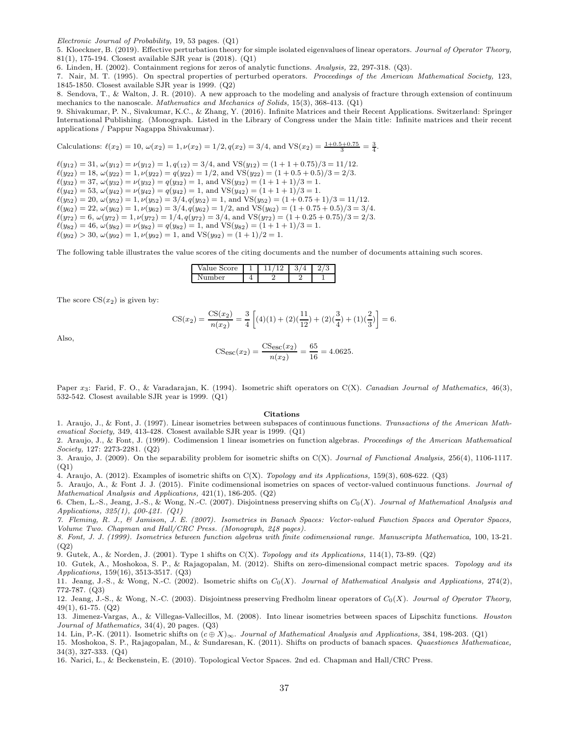*Electronic Journal of Probability,* 19, 53 pages. (Q1)

5. Kloeckner, B. (2019). Effective perturbation theory for simple isolated eigenvalues of linear operators. *Journal of Operator Theory,* 81(1), 175-194. Closest available SJR year is (2018). (Q1)

6. Linden, H. (2002). Containment regions for zeros of analytic functions. *Analysis,* 22, 297-318. (Q3).

7. Nair, M. T. (1995). On spectral properties of perturbed operators. *Proceedings of the American Mathematical Society,* 123, 1845-1850. Closest available SJR year is 1999. (Q2)

8. Sendova, T., & Walton, J. R. (2010). A new approach to the modeling and analysis of fracture through extension of continuum mechanics to the nanoscale. *Mathematics and Mechanics of Solids,* 15(3), 368-413. (Q1)

9. Shivakumar, P. N., Sivakumar, K.C., & Zhang, Y. (2016). Infinite Matrices and their Recent Applications. Switzerland: Springer International Publishing. (Monograph. Listed in the Library of Congress under the Main title: Infinite matrices and their recent applications / Pappur Nagappa Shivakumar).

Calculations: $\ell(x_2) = 10$, $\omega(x_2) = 1, \nu(x_2) = 1/2, q(x_2) = 3/4$, and $\mathrm{VS}(x_2) = \frac{1+0.5+0.75}{3} = \frac{3}{4}$.

$\ell(y_{12}) = 31$, $\omega(y_{12}) = \nu(y_{12}) = 1, q(_{12}) = 3/4$, and $\mathrm{VS}(y_{12}) = (1+1+0.75)/3 = 11/12$.
$\ell(y_{22}) = 18$, $\omega(y_{22}) = 1, \nu(y_{22}) = q(y_{22}) = 1/2$, and $\mathrm{VS}(y_{22}) = (1+0.5+0.5)/3 = 2/3$.
$\ell(y_{32}) = 37$, $\omega(y_{32}) = \nu(y_{32}) = q(y_{32}) = 1$, and $\mathrm{VS}(y_{32}) = (1+1+1)/3 = 1$.
$\ell(y_{42}) = 53$, $\omega(y_{42}) = \nu(y_{42}) = q(y_{42}) = 1$, and $\mathrm{VS}(y_{42}) = (1+1+1)/3 = 1$.
$\ell(y_{52}) = 20$, $\omega(y_{52}) = 1, \nu(y_{52}) = 3/4, q(y_{52}) = 1$, and $\mathrm{VS}(y_{52}) = (1+0.75+1)/3 = 11/12$.
$\ell(y_{62}) = 22$, $\omega(y_{62}) = 1, \nu(y_{62}) = 3/4, q(y_{62}) = 1/2$, and $\mathrm{VS}(y_{62}) = (1+0.75+0.5)/3 = 3/4$.
$\ell(y_{72}) = 6$, $\omega(y_{72}) = 1, \nu(y_{72}) = 1/4, q(y_{72}) = 3/4$, and $\mathrm{VS}(y_{72}) = (1+0.25+0.75)/3 = 2/3$.
$\ell(y_{82}) = 46$, $\omega(y_{82}) = \nu(y_{82}) = q(y_{82}) = 1$, and $\mathrm{VS}(y_{82}) = (1+1+1)/3 = 1$.
$\ell(y_{92}) > 30$, $\omega(y_{92}) = 1, \nu(y_{92}) = 1$, and $\mathrm{VS}(y_{92}) = (1+1)/2 = 1$.

The following table illustrates the value scores of the citing documents and the number of documents attaining such scores.

| Value Score | 1 | 11/12 | 3/4 | 2/3 |
|---|---|---|---|---|
| Number | 4 | 2 | 2 | 1 |

The score $\mathrm{CS}(x_2)$ is given by:

$$\mathrm{CS}(x_2) = \frac{\mathrm{CS}(x_2)}{n(x_2)} = \frac{3}{4}\left[(4)(1) + (2)(\frac{11}{12}) + (2)(\frac{3}{4}) + (1)(\frac{2}{3})\right] = 6.$$

Also,

$$\mathrm{CS}_{\mathrm{esc}}(x_2) = \frac{\mathrm{CS}_{\mathrm{esc}}(x_2)}{n(x_2)} = \frac{65}{16} = 4.0625.$$

Paper $x_3$: Farid, F. O., & Varadarajan, K. (1994). Isometric shift operators on C(X). *Canadian Journal of Mathematics,* 46(3), 532-542. Closest available SJR year is 1999. (Q1)

**Citations**

1. Araujo, J., & Font, J. (1997). Linear isometries between subspaces of continuous functions. *Transactions of the American Mathematical Society,* 349, 413-428. Closest available SJR year is 1999. (Q1)

2. Araujo, J., & Font, J. (1999). Codimension 1 linear isometries on function algebras. *Proceedings of the American Mathematical Society,* 127: 2273-2281. (Q2)

3. Araujo, J. (2009). On the separability problem for isometric shifts on C(X). *Journal of Functional Analysis,* 256(4), 1106-1117. (Q1)

4. Araujo, A. (2012). Examples of isometric shifts on C(X). *Topology and its Applications,* 159(3), 608-622. (Q3)

5. Araujo, A., & Font J. J. (2015). Finite codimensional isometries on spaces of vector-valued continuous functions. *Journal of Mathematical Analysis and Applications,* 421(1), 186-205. (Q2)

6. Chen, L.-S., Jeang, J.-S., & Wong, N.-C. (2007). Disjointness preserving shifts on $C_0(X)$. *Journal of Mathematical Analysis and Applications, 325(1), 400-421. (Q1)*

*7. Fleming, R. J., & Jamison, J. E. (2007). Isometries in Banach Spaces: Vector-valued Function Spaces and Operator Spaces, Volume Two. Chapman and Hall/CRC Press. (Monograph, 248 pages).*

*8. Font, J. J. (1999). Isometries between function algebras with finite codimensional range. Manuscripta Mathematica,* 100, 13-21. (Q2)

9. Gutek, A., & Norden, J. (2001). Type 1 shifts on C(X). *Topology and its Applications,* 114(1), 73-89. (Q2)

10. Gutek, A., Moshokoa, S. P., & Rajagopalan, M. (2012). Shifts on zero-dimensional compact metric spaces. *Topology and its Applications,* 159(16), 3513-3517. (Q3)

11. Jeang, J.-S., & Wong, N.-C. (2002). Isometric shifts on $C_0(X)$. *Journal of Mathematical Analysis and Applications,* 274(2), 772-787. (Q3)

12. Jeang, J.-S., & Wong, N.-C. (2003). Disjointness preserving Fredholm linear operators of $C_0(X)$. *Journal of Operator Theory,* 49(1), 61-75. (Q2)

13. Jimenez-Vargas, A., & Villegas-Vallecillos, M. (2008). Into linear isometries between spaces of Lipschitz functions. *Houston Journal of Mathematics,* 34(4), 20 pages. (Q3)

14. Lin, P.-K. (2011). Isometric shifts on $(c \oplus X)_\infty$. *Journal of Mathematical Analysis and Applications,* 384, 198-203. (Q1)

15. Moshokoa, S. P., Rajagopalan, M., & Sundaresan, K. (2011). Shifts on products of banach spaces. *Quaestiones Mathematicae,* 34(3), 327-333. (Q4)

16. Narici, L., & Beckenstein, E. (2010). Topological Vector Spaces. 2nd ed. Chapman and Hall/CRC Press.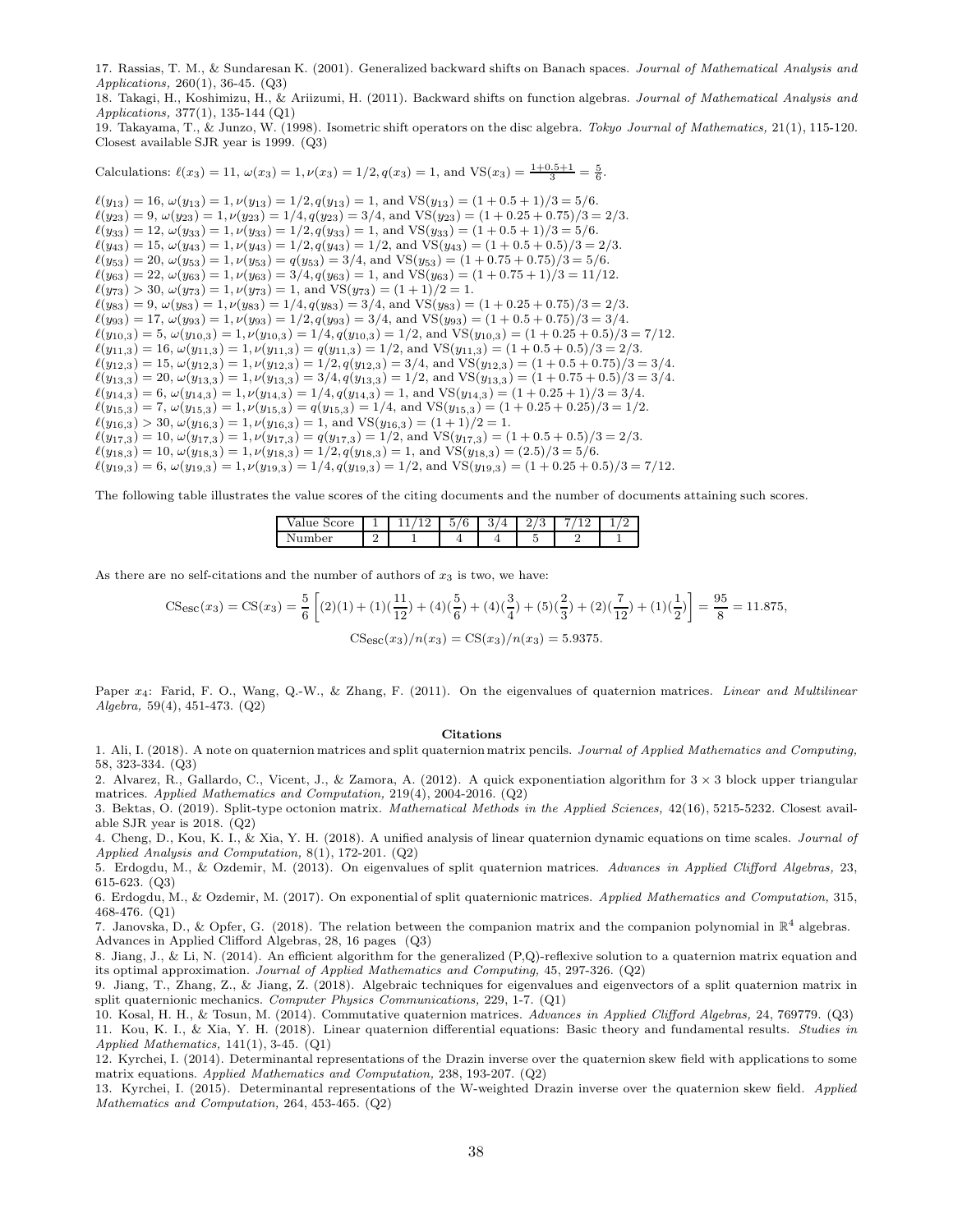17. Rassias, T. M., & Sundaresan K. (2001). Generalized backward shifts on Banach spaces. *Journal of Mathematical Analysis and Applications,* 260(1), 36-45. (Q3)

18. Takagi, H., Koshimizu, H., & Ariizumi, H. (2011). Backward shifts on function algebras. *Journal of Mathematical Analysis and Applications,* 377(1), 135-144 (Q1)

19. Takayama, T., & Junzo, W. (1998). Isometric shift operators on the disc algebra. *Tokyo Journal of Mathematics,* 21(1), 115-120. Closest available SJR year is 1999. (Q3)

Calculations: $\ell(x_3) = 11$, $\omega(x_3) = 1, \nu(x_3) = 1/2, q(x_3) = 1$, and $\text{VS}(x_3) = \frac{1+0.5+1}{3} = \frac{5}{6}$.

$\ell(y_{13}) = 16$, $\omega(y_{13}) = 1, \nu(y_{13}) = 1/2, q(y_{13}) = 1$, and $\text{VS}(y_{13}) = (1 + 0.5 + 1)/3 = 5/6$.
$\ell(y_{23}) = 9$, $\omega(y_{23}) = 1, \nu(y_{23}) = 1/4, q(y_{23}) = 3/4$, and $\text{VS}(y_{23}) = (1 + 0.25 + 0.75)/3 = 2/3$.
$\ell(y_{33}) = 12$, $\omega(y_{33}) = 1, \nu(y_{33}) = 1/2, q(y_{33}) = 1$, and $\text{VS}(y_{33}) = (1 + 0.5 + 1)/3 = 5/6$.
$\ell(y_{43}) = 15$, $\omega(y_{43}) = 1, \nu(y_{43}) = 1/2, q(y_{43}) = 1/2$, and $\text{VS}(y_{43}) = (1 + 0.5 + 0.5)/3 = 2/3$.
$\ell(y_{53}) = 20$, $\omega(y_{53}) = 1, \nu(y_{53}) = q(y_{53}) = 3/4$, and $\text{VS}(y_{53}) = (1 + 0.75 + 0.75)/3 = 5/6$.
$\ell(y_{63}) = 22$, $\omega(y_{63}) = 1, \nu(y_{63}) = 3/4, q(y_{63}) = 1$, and $\text{VS}(y_{63}) = (1 + 0.75 + 1)/3 = 11/12$.
$\ell(y_{73}) > 30$, $\omega(y_{73}) = 1, \nu(y_{73}) = 1$, and $\text{VS}(y_{73}) = (1 + 1)/2 = 1$.
$\ell(y_{83}) = 9$, $\omega(y_{83}) = 1, \nu(y_{83}) = 1/4, q(y_{83}) = 3/4$, and $\text{VS}(y_{83}) = (1 + 0.25 + 0.75)/3 = 2/3$.
$\ell(y_{93}) = 17$, $\omega(y_{93}) = 1, \nu(y_{93}) = 1/2, q(y_{93}) = 3/4$, and $\text{VS}(y_{93}) = (1 + 0.5 + 0.75)/3 = 3/4$.
$\ell(y_{10,3}) = 5$, $\omega(y_{10,3}) = 1, \nu(y_{10,3}) = 1/4, q(y_{10,3}) = 1/2$, and $\text{VS}(y_{10,3}) = (1 + 0.25 + 0.5)/3 = 7/12$.
$\ell(y_{11,3}) = 16$, $\omega(y_{11,3}) = 1, \nu(y_{11,3}) = q(y_{11,3}) = 1/2$, and $\text{VS}(y_{11,3}) = (1 + 0.5 + 0.5)/3 = 2/3$.
$\ell(y_{12,3}) = 15$, $\omega(y_{12,3}) = 1, \nu(y_{12,3}) = 1/2, q(y_{12,3}) = 3/4$, and $\text{VS}(y_{12,3}) = (1 + 0.5 + 0.75)/3 = 3/4$.
$\ell(y_{13,3}) = 20$, $\omega(y_{13,3}) = 1, \nu(y_{13,3}) = 3/4, q(y_{13,3}) = 1/2$, and $\text{VS}(y_{13,3}) = (1 + 0.75 + 0.5)/3 = 3/4$.
$\ell(y_{14,3}) = 6$, $\omega(y_{14,3}) = 1, \nu(y_{14,3}) = 1/4, q(y_{14,3}) = 1$, and $\text{VS}(y_{14,3}) = (1 + 0.25 + 1)/3 = 3/4$.
$\ell(y_{15,3}) = 7$, $\omega(y_{15,3}) = 1, \nu(y_{15,3}) = q(y_{15,3}) = 1/4$, and $\text{VS}(y_{15,3}) = (1 + 0.25 + 0.25)/3 = 1/2$.
$\ell(y_{16,3}) > 30$, $\omega(y_{16,3}) = 1, \nu(y_{16,3}) = 1$, and $\text{VS}(y_{16,3}) = (1 + 1)/2 = 1$.
$\ell(y_{17,3}) = 10$, $\omega(y_{17,3}) = 1, \nu(y_{17,3}) = q(y_{17,3}) = 1/2$, and $\text{VS}(y_{17,3}) = (1 + 0.5 + 0.5)/3 = 2/3$.
$\ell(y_{18,3}) = 10$, $\omega(y_{18,3}) = 1, \nu(y_{18,3}) = 1/2, q(y_{18,3}) = 1$, and $\text{VS}(y_{18,3}) = (2.5)/3 = 5/6$.
$\ell(y_{19,3}) = 6$, $\omega(y_{19,3}) = 1, \nu(y_{19,3}) = 1/4, q(y_{19,3}) = 1/2$, and $\text{VS}(y_{19,3}) = (1 + 0.25 + 0.5)/3 = 7/12$.

The following table illustrates the value scores of the citing documents and the number of documents attaining such scores.

| Value Score | 1 | 11/12 | 5/6 | 3/4 | 2/3 | 7/12 | 1/2 |
|---|---|---|---|---|---|---|---|
| Number | 2 | 1 | 4 | 4 | 5 | 2 | 1 |

As there are no self-citations and the number of authors of $x_3$ is two, we have:

$$\text{CS}_{\text{esc}}(x_3) = \text{CS}(x_3) = \frac{5}{6}\left[(2)(1) + (1)(\frac{11}{12}) + (4)(\frac{5}{6}) + (4)(\frac{3}{4}) + (5)(\frac{2}{3}) + (2)(\frac{7}{12}) + (1)(\frac{1}{2})\right] = \frac{95}{8} = 11.875,$$

$$\text{CS}_{\text{esc}}(x_3)/n(x_3) = \text{CS}(x_3)/n(x_3) = 5.9375.$$

Paper $x_4$: Farid, F. O., Wang, Q.-W., & Zhang, F. (2011). On the eigenvalues of quaternion matrices. *Linear and Multilinear Algebra,* 59(4), 451-473. (Q2)

### Citations

1. Ali, I. (2018). A note on quaternion matrices and split quaternion matrix pencils. *Journal of Applied Mathematics and Computing,* 58, 323-334. (Q3)

2. Alvarez, R., Gallardo, C., Vicent, J., & Zamora, A. (2012). A quick exponentiation algorithm for $3 \times 3$ block upper triangular matrices. *Applied Mathematics and Computation,* 219(4), 2004-2016. (Q2)

3. Bektas, O. (2019). Split-type octonion matrix. *Mathematical Methods in the Applied Sciences,* 42(16), 5215-5232. Closest available SJR year is 2018. (Q2)

4. Cheng, D., Kou, K. I., & Xia, Y. H. (2018). A unified analysis of linear quaternion dynamic equations on time scales. *Journal of Applied Analysis and Computation,* 8(1), 172-201. (Q2)

5. Erdogdu, M., & Ozdemir, M. (2013). On eigenvalues of split quaternion matrices. *Advances in Applied Clifford Algebras,* 23, 615-623. (Q3)

6. Erdogdu, M., & Ozdemir, M. (2017). On exponential of split quaternionic matrices. *Applied Mathematics and Computation,* 315, 468-476. (Q1)

7. Janovska, D., & Opfer, G. (2018). The relation between the companion matrix and the companion polynomial in $\mathbb{R}^4$ algebras. Advances in Applied Clifford Algebras, 28, 16 pages (Q3)

8. Jiang, J., & Li, N. (2014). An efficient algorithm for the generalized (P,Q)-reflexive solution to a quaternion matrix equation and its optimal approximation. *Journal of Applied Mathematics and Computing,* 45, 297-326. (Q2)

9. Jiang, T., Zhang, Z., & Jiang, Z. (2018). Algebraic techniques for eigenvalues and eigenvectors of a split quaternion matrix in split quaternionic mechanics. *Computer Physics Communications,* 229, 1-7. (Q1)

10. Kosal, H. H., & Tosun, M. (2014). Commutative quaternion matrices. *Advances in Applied Clifford Algebras,* 24, 769779. (Q3)

11. Kou, K. I., & Xia, Y. H. (2018). Linear quaternion differential equations: Basic theory and fundamental results. *Studies in Applied Mathematics,* 141(1), 3-45. (Q1)

12. Kyrchei, I. (2014). Determinantal representations of the Drazin inverse over the quaternion skew field with applications to some matrix equations. *Applied Mathematics and Computation,* 238, 193-207. (Q2)

13. Kyrchei, I. (2015). Determinantal representations of the W-weighted Drazin inverse over the quaternion skew field. *Applied Mathematics and Computation,* 264, 453-465. (Q2)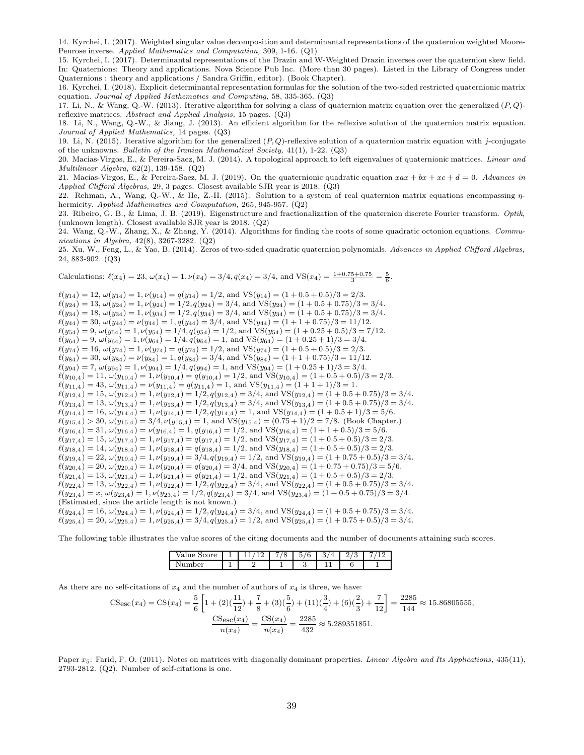14. Kyrchei, I. (2017). Weighted singular value decomposition and determinantal representations of the quaternion weighted Moore-Penrose inverse. *Applied Mathematics and Computation,* 309, 1-16. (Q1)

15. Kyrchei, I. (2017). Determinantal representations of the Drazin and W-Weighted Drazin inverses over the quaternion skew field. In: Quaternions: Theory and applications. Nova Science Pub Inc. (More than 30 pages). Listed in the Library of Congress under Quaternions : theory and applications / Sandra Griffin, editor). (Book Chapter).

16. Kyrchei, I. (2018). Explicit determinantal representation formulas for the solution of the two-sided restricted quaternionic matrix equation. *Journal of Applied Mathematics and Computing,* 58, 335-365. (Q3)

17. Li, N., & Wang, Q.-W. (2013). Iterative algorithm for solving a class of quaternion matrix equation over the generalized $(P, Q)$-reflexive matrices. *Abstract and Applied Analysis,* 15 pages. (Q3)

18. Li, N., Wang, Q.-W., & Jiang, J. (2013). An efficient algorithm for the reflexive solution of the quaternion matrix equation. *Journal of Applied Mathematics,* 14 pages. (Q3)

19. Li, N. (2015). Iterative algorithm for the generalized $(P, Q)$-reflexive solution of a quaternion matrix equation with $j$-conjugate of the unknowns. *Bulletin of the Iranian Mathematical Society,* 41(1), 1-22. (Q3)

20. Macias-Virgos, E., & Pereira-Saez, M. J. (2014). A topological approach to left eigenvalues of quaternionic matrices. *Linear and Multilinear Algebra,* 62(2), 139-158. (Q2)

21. Macias-Virgos, E., & Pereira-Saez, M. J. (2019). On the quaternionic quadratic equation $xax + bx + xc + d = 0$. *Advances in Applied Clifford Algebras,* 29, 3 pages. Closest available SJR year is 2018. (Q3)

22. Rehman, A., Wang, Q.-W., & He, Z.-H. (2015). Solution to a system of real quaternion matrix equations encompassing $\eta$-hermicity. *Applied Mathematics and Computation,* 265, 945-957. (Q2)

23. Ribeiro, G. B., & Lima, J. B. (2019). Eigenstructure and fractionalization of the quaternion discrete Fourier transform. *Optik,* (unknown length). Closest available SJR year is 2018. (Q2)

24. Wang, Q.-W., Zhang, X., & Zhang, Y. (2014). Algorithms for finding the roots of some quadratic octonion equations. *Communications in Algebra,* 42(8), 3267-3282. (Q2)

25. Xu, W., Feng, L., & Yao, B. (2014). Zeros of two-sided quadratic quaternion polynomials. *Advances in Applied Clifford Algebras,* 24, 883-902. (Q3)

Calculations: $\ell(x_4) = 23$, $\omega(x_4) = 1, \nu(x_4) = 3/4, q(x_4) = 3/4$, and $\text{VS}(x_4) = \frac{1+0.75+0.75}{3} = \frac{5}{6}$.

$\ell(y_{14}) = 12$, $\omega(y_{14}) = 1, \nu(y_{14}) = q(y_{14}) = 1/2$, and $\text{VS}(y_{14}) = (1 + 0.5 + 0.5)/3 = 2/3$.
$\ell(y_{24}) = 13$, $\omega(y_{24}) = 1, \nu(y_{24}) = 1/2, q(y_{24}) = 3/4$, and $\text{VS}(y_{24}) = (1 + 0.5 + 0.75)/3 = 3/4$.
$\ell(y_{34}) = 18$, $\omega(y_{34}) = 1, \nu(y_{34}) = 1/2, q(y_{34}) = 3/4$, and $\text{VS}(y_{34}) = (1 + 0.5 + 0.75)/3 = 3/4$.
$\ell(y_{44}) = 30$, $\omega(y_{44}) = \nu(y_{44}) = 1, q(y_{44}) = 3/4$, and $\text{VS}(y_{44}) = (1 + 1 + 0.75)/3 = 11/12$.
$\ell(y_{54}) = 9$, $\omega(y_{54}) = 1, \nu(y_{54}) = 1/4, q(y_{54}) = 1/2$, and $\text{VS}(y_{54}) = (1 + 0.25 + 0.5)/3 = 7/12$.
$\ell(y_{64}) = 9$, $\omega(y_{64}) = 1, \nu(y_{64}) = 1/4, q(y_{64}) = 1$, and $\text{VS}(y_{64}) = (1 + 0.25 + 1)/3 = 3/4$.
$\ell(y_{74}) = 16$, $\omega(y_{74}) = 1, \nu(y_{74}) = q(y_{74}) = 1/2$, and $\text{VS}(y_{74}) = (1 + 0.5 + 0.5)/3 = 2/3$.
$\ell(y_{84}) = 30$, $\omega(y_{84}) = \nu(y_{84}) = 1, q(y_{84}) = 3/4$, and $\text{VS}(y_{84}) = (1 + 1 + 0.75)/3 = 11/12$.
$\ell(y_{94}) = 7$, $\omega(y_{94}) = 1, \nu(y_{94}) = 1/4, q(y_{94}) = 1$, and $\text{VS}(y_{94}) = (1 + 0.25 + 1)/3 = 3/4$.
$\ell(y_{10,4}) = 11$, $\omega(y_{10,4}) = 1, \nu(y_{10,4}) = q(y_{10,4}) = 1/2$, and $\text{VS}(y_{10,4}) = (1 + 0.5 + 0.5)/3 = 2/3$.
$\ell(y_{11,4}) = 43$, $\omega(y_{11,4}) = \nu(y_{11,4}) = q(y_{11,4}) = 1$, and $\text{VS}(y_{11,4}) = (1 + 1 + 1)/3 = 1$.
$\ell(y_{12,4}) = 15$, $\omega(y_{12,4}) = 1, \nu(y_{12,4}) = 1/2, q(y_{12,4}) = 3/4$, and $\text{VS}(y_{12,4}) = (1 + 0.5 + 0.75)/3 = 3/4$.
$\ell(y_{13,4}) = 13$, $\omega(y_{13,4}) = 1, \nu(y_{13,4}) = 1/2, q(y_{13,4}) = 3/4$, and $\text{VS}(y_{13,4}) = (1 + 0.5 + 0.75)/3 = 3/4$.
$\ell(y_{14,4}) = 16$, $\omega(y_{14,4}) = 1, \nu(y_{14,4}) = 1/2, q(y_{14,4}) = 1$, and $\text{VS}(y_{14,4}) = (1 + 0.5 + 1)/3 = 5/6$.
$\ell(y_{15,4}) > 30$, $\omega(y_{15,4}) = 3/4, \nu(y_{15,4}) = 1$, and $\text{VS}(y_{15,4}) = (0.75 + 1)/2 = 7/8$. (Book Chapter.)
$\ell(y_{16,4}) = 31$, $\omega(y_{16,4}) = \nu(y_{16,4}) = 1, q(y_{16,4}) = 1/2$, and $\text{VS}(y_{16,4}) = (1 + 1 + 0.5)/3 = 5/6$.
$\ell(y_{17,4}) = 15$, $\omega(y_{17,4}) = 1, \nu(y_{17,4}) = q(y_{17,4}) = 1/2$, and $\text{VS}(y_{17,4}) = (1 + 0.5 + 0.5)/3 = 2/3$.
$\ell(y_{18,4}) = 14$, $\omega(y_{18,4}) = 1, \nu(y_{18,4}) = q(y_{18,4}) = 1/2$, and $\text{VS}(y_{18,4}) = (1 + 0.5 + 0.5)/3 = 2/3$.
$\ell(y_{19,4}) = 22$, $\omega(y_{19,4}) = 1, \nu(y_{19,4}) = 3/4, q(y_{19,4}) = 1/2$, and $\text{VS}(y_{19,4}) = (1 + 0.75 + 0.5)/3 = 3/4$.
$\ell(y_{20,4}) = 20$, $\omega(y_{20,4}) = 1, \nu(y_{20,4}) = q(y_{20,4}) = 3/4$, and $\text{VS}(y_{20,4}) = (1 + 0.75 + 0.75)/3 = 5/6$.
$\ell(y_{21,4}) = 13$, $\omega(y_{21,4}) = 1, \nu(y_{21,4}) = q(y_{21,4}) = 1/2$, and $\text{VS}(y_{21,4}) = (1 + 0.5 + 0.5)/3 = 2/3$.
$\ell(y_{22,4}) = 13$, $\omega(y_{22,4}) = 1, \nu(y_{22,4}) = 1/2, q(y_{22,4}) = 3/4$, and $\text{VS}(y_{22,4}) = (1 + 0.5 + 0.75)/3 = 3/4$.
$\ell(y_{23,4}) = x$, $\omega(y_{23,4}) = 1, \nu(y_{23,4}) = 1/2, q(y_{23,4}) = 3/4$, and $\text{VS}(y_{23,4}) = (1 + 0.5 + 0.75)/3 = 3/4$.
(Estimated, since the article length is not known.)
$\ell(y_{24,4}) = 16$, $\omega(y_{24,4}) = 1, \nu(y_{24,4}) = 1/2, q(y_{24,4}) = 3/4$, and $\text{VS}(y_{24,4}) = (1 + 0.5 + 0.75)/3 = 3/4$.
$\ell(y_{25,4}) = 20$, $\omega(y_{25,4}) = 1, \nu(y_{25,4}) = 3/4, q(y_{25,4}) = 1/2$, and $\text{VS}(y_{25,4}) = (1 + 0.75 + 0.5)/3 = 3/4$.

The following table illustrates the value scores of the citing documents and the number of documents attaining such scores.

| Value Score | 1 | 11/12 | 7/8 | 5/6 | 3/4 | 2/3 | 7/12 |
|---|---|---|---|---|---|---|---|
| Number | 1 | 2 | 1 | 3 | 11 | 6 | 1 |

As there are no self-citations of $x_4$ and the number of authors of $x_4$ is three, we have:

$$\text{CS}_{\text{esc}}(x_4) = \text{CS}(x_4) = \frac{5}{6}\left[1 + (2)(\frac{11}{12}) + \frac{7}{8} + (3)(\frac{5}{6}) + (11)(\frac{3}{4}) + (6)(\frac{2}{3}) + \frac{7}{12}\right] = \frac{2285}{144} \approx 15.86805555,$$

$$\frac{\text{CS}_{\text{esc}}(x_4)}{n(x_4)} = \frac{\text{CS}(x_4)}{n(x_4)} = \frac{2285}{432} \approx 5.289351851.$$

Paper $x_5$: Farid, F. O. (2011). Notes on matrices with diagonally dominant properties. *Linear Algebra and Its Applications,* 435(11), 2793-2812. (Q2). Number of self-citations is one.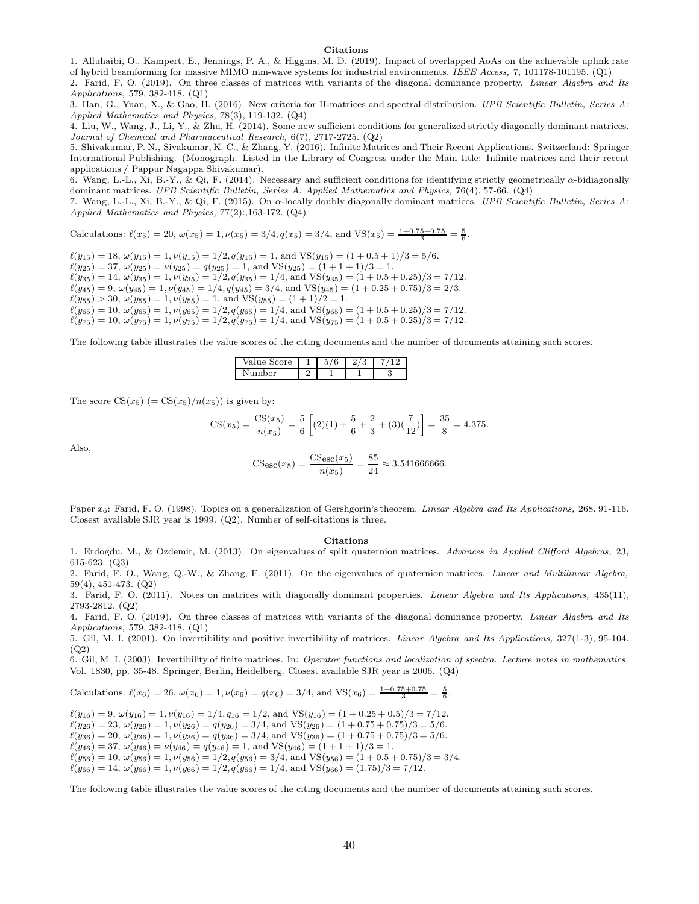**Citations**

1. Alluhaibi, O., Kampert, E., Jennings, P. A., & Higgins, M. D. (2019). Impact of overlapped AoAs on the achievable uplink rate of hybrid beamforming for massive MIMO mm-wave systems for industrial environments. *IEEE Access,* 7, 101178-101195. (Q1)
2. Farid, F. O. (2019). On three classes of matrices with variants of the diagonal dominance property. *Linear Algebra and Its Applications,* 579, 382-418. (Q1)
3. Han, G., Yuan, X., & Gao, H. (2016). New criteria for H-matrices and spectral distribution. *UPB Scientific Bulletin, Series A: Applied Mathematics and Physics,* 78(3), 119-132. (Q4)
4. Liu, W., Wang, J., Li, Y., & Zhu, H. (2014). Some new sufficient conditions for generalized strictly diagonally dominant matrices. *Journal of Chemical and Pharmaceutical Research,* 6(7), 2717-2725. (Q2)
5. Shivakumar, P. N., Sivakumar, K. C., & Zhang, Y. (2016). Infinite Matrices and Their Recent Applications. Switzerland: Springer International Publishing. (Monograph. Listed in the Library of Congress under the Main title: Infinite matrices and their recent applications / Pappur Nagappa Shivakumar).
6. Wang, L.-L., Xi, B.-Y., & Qi, F. (2014). Necessary and sufficient conditions for identifying strictly geometrically $\alpha$-bidiagonally dominant matrices. *UPB Scientific Bulletin, Series A: Applied Mathematics and Physics,* 76(4), 57-66. (Q4)
7. Wang, L.-L., Xi, B.-Y., & Qi, F. (2015). On $\alpha$-locally doubly diagonally dominant matrices. *UPB Scientific Bulletin, Series A: Applied Mathematics and Physics,* 77(2):,163-172. (Q4)

Calculations: $\ell(x_5) = 20$, $\omega(x_5) = 1, \nu(x_5) = 3/4, q(x_5) = 3/4$, and $\text{VS}(x_5) = \frac{1+0.75+0.75}{3} = \frac{5}{6}$.

$\ell(y_{15}) = 18$, $\omega(y_{15}) = 1, \nu(y_{15}) = 1/2, q(y_{15}) = 1$, and $\text{VS}(y_{15}) = (1 + 0.5 + 1)/3 = 5/6$.
$\ell(y_{25}) = 37$, $\omega(y_{25}) = \nu(y_{25}) = q(y_{25}) = 1$, and $\text{VS}(y_{25}) = (1 + 1 + 1)/3 = 1$.
$\ell(y_{35}) = 14$, $\omega(y_{35}) = 1, \nu(y_{35}) = 1/2, q(y_{35}) = 1/4$, and $\text{VS}(y_{35}) = (1 + 0.5 + 0.25)/3 = 7/12$.
$\ell(y_{45}) = 9$, $\omega(y_{45}) = 1, \nu(y_{45}) = 1/4, q(y_{45}) = 3/4$, and $\text{VS}(y_{45}) = (1 + 0.25 + 0.75)/3 = 2/3$.
$\ell(y_{55}) > 30$, $\omega(y_{55}) = 1, \nu(y_{55}) = 1$, and $\text{VS}(y_{55}) = (1 + 1)/2 = 1$.
$\ell(y_{65}) = 10$, $\omega(y_{65}) = 1, \nu(y_{65}) = 1/2, q(y_{65}) = 1/4$, and $\text{VS}(y_{65}) = (1 + 0.5 + 0.25)/3 = 7/12$.
$\ell(y_{75}) = 10$, $\omega(y_{75}) = 1, \nu(y_{75}) = 1/2, q(y_{75}) = 1/4$, and $\text{VS}(y_{75}) = (1 + 0.5 + 0.25)/3 = 7/12$.

The following table illustrates the value scores of the citing documents and the number of documents attaining such scores.

| Value Score | 1 | 5/6 | 2/3 | 7/12 |
|---|---|---|---|---|
| Number | 2 | 1 | 1 | 3 |

The score $\text{CS}(x_5)$ $(= \text{CS}(x_5)/n(x_5))$ is given by:

$$\text{CS}(x_5) = \frac{\text{CS}(x_5)}{n(x_5)} = \frac{5}{6}\left[(2)(1) + \frac{5}{6} + \frac{2}{3} + (3)(\frac{7}{12})\right] = \frac{35}{8} = 4.375.$$

Also,

$$\text{CS}_{\text{esc}}(x_5) = \frac{\text{CS}_{\text{esc}}(x_5)}{n(x_5)} = \frac{85}{24} \approx 3.541666666.$$

Paper $x_6$: Farid, F. O. (1998). Topics on a generalization of Gershgorin's theorem. *Linear Algebra and Its Applications,* 268, 91-116. Closest available SJR year is 1999. (Q2). Number of self-citations is three.

**Citations**

1. Erdogdu, M., & Ozdemir, M. (2013). On eigenvalues of split quaternion matrices. *Advances in Applied Clifford Algebras,* 23, 615-623. (Q3)
2. Farid, F. O., Wang, Q.-W., & Zhang, F. (2011). On the eigenvalues of quaternion matrices. *Linear and Multilinear Algebra,* 59(4), 451-473. (Q2)
3. Farid, F. O. (2011). Notes on matrices with diagonally dominant properties. *Linear Algebra and Its Applications,* 435(11), 2793-2812. (Q2)
4. Farid, F. O. (2019). On three classes of matrices with variants of the diagonal dominance property. *Linear Algebra and Its Applications,* 579, 382-418. (Q1)
5. Gil, M. I. (2001). On invertibility and positive invertibility of matrices. *Linear Algebra and Its Applications,* 327(1-3), 95-104. (Q2)
6. Gil, M. I. (2003). Invertibility of finite matrices. In: *Operator functions and localization of spectra. Lecture notes in mathematics,* Vol. 1830, pp. 35-48. Springer, Berlin, Heidelberg. Closest available SJR year is 2006. (Q4)

Calculations: $\ell(x_6) = 26$, $\omega(x_6) = 1, \nu(x_6) = q(x_6) = 3/4$, and $\text{VS}(x_6) = \frac{1+0.75+0.75}{3} = \frac{5}{6}$.

$\ell(y_{16}) = 9$, $\omega(y_{16}) = 1, \nu(y_{16}) = 1/4, q_{16} = 1/2$, and $\text{VS}(y_{16}) = (1 + 0.25 + 0.5)/3 = 7/12$.
$\ell(y_{26}) = 23$, $\omega(y_{26}) = 1, \nu(y_{26}) = q(y_{26}) = 3/4$, and $\text{VS}(y_{26}) = (1 + 0.75 + 0.75)/3 = 5/6$.
$\ell(y_{36}) = 20$, $\omega(y_{36}) = 1, \nu(y_{36}) = q(y_{36}) = 3/4$, and $\text{VS}(y_{36}) = (1 + 0.75 + 0.75)/3 = 5/6$.
$\ell(y_{46}) = 37$, $\omega(y_{46}) = \nu(y_{46}) = q(y_{46}) = 1$, and $\text{VS}(y_{46}) = (1 + 1 + 1)/3 = 1$.
$\ell(y_{56}) = 10$, $\omega(y_{56}) = 1, \nu(y_{56}) = 1/2, q(y_{56}) = 3/4$, and $\text{VS}(y_{56}) = (1 + 0.5 + 0.75)/3 = 3/4$.
$\ell(y_{66}) = 14$, $\omega(y_{66}) = 1, \nu(y_{66}) = 1/2, q(y_{66}) = 1/4$, and $\text{VS}(y_{66}) = (1.75)/3 = 7/12$.

The following table illustrates the value scores of the citing documents and the number of documents attaining such scores.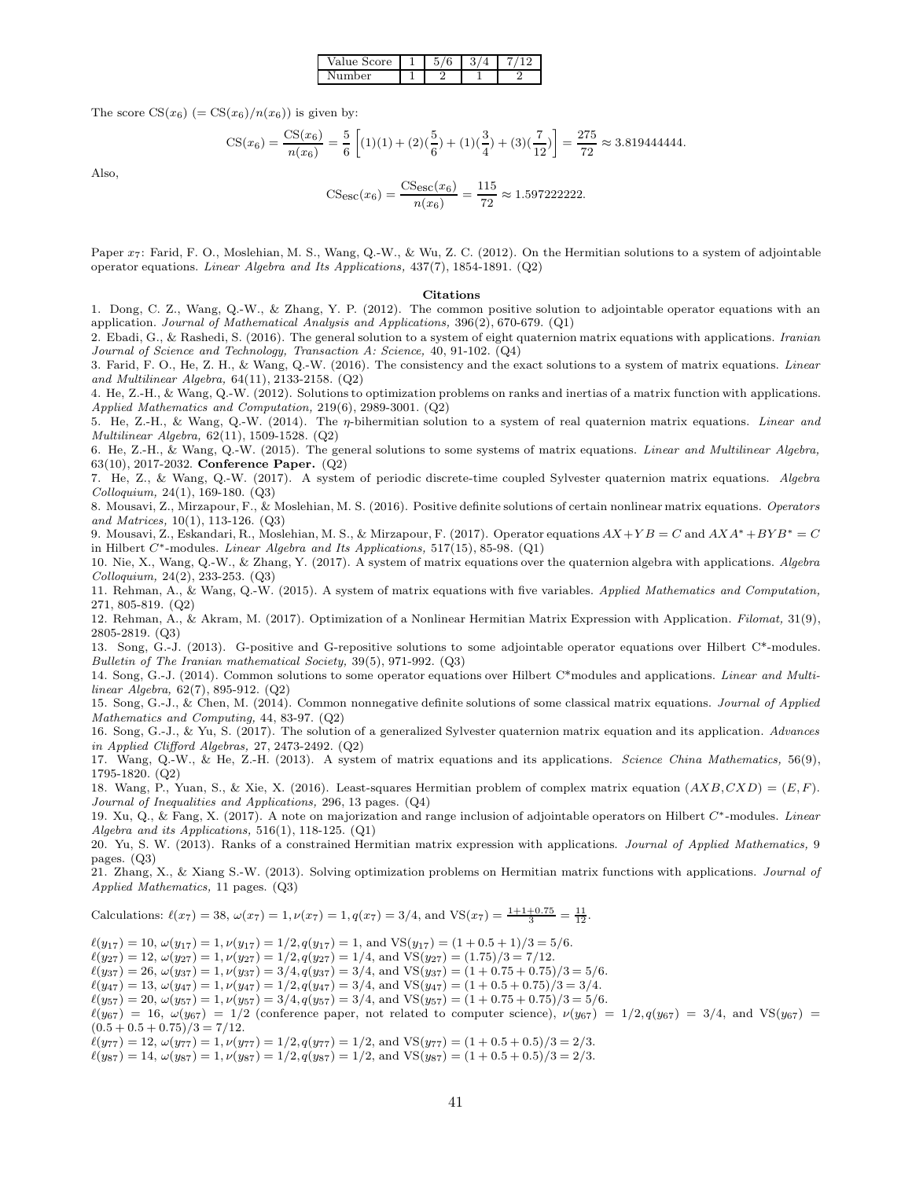| Value Score | 1 | 5/6 | 3/4 | 7/12 |
|---|---|---|---|---|
| Number | 1 | 2 | 1 | 2 |

The score $\mathrm{CS}(x_6)$ $(= \mathrm{CS}(x_6)/n(x_6))$ is given by:

$$\mathrm{CS}(x_6) = \frac{\mathrm{CS}(x_6)}{n(x_6)} = \frac{5}{6}\left[(1)(1) + (2)(\frac{5}{6}) + (1)(\frac{3}{4}) + (3)(\frac{7}{12})\right] = \frac{275}{72} \approx 3.819444444.$$

Also,

$$\mathrm{CS}_{\mathrm{esc}}(x_6) = \frac{\mathrm{CS}_{\mathrm{esc}}(x_6)}{n(x_6)} = \frac{115}{72} \approx 1.597222222.$$

Paper $x_7$: Farid, F. O., Moslehian, M. S., Wang, Q.-W., & Wu, Z. C. (2012). On the Hermitian solutions to a system of adjointable operator equations. *Linear Algebra and Its Applications,* 437(7), 1854-1891. (Q2)

**Citations**

1. Dong, C. Z., Wang, Q.-W., & Zhang, Y. P. (2012). The common positive solution to adjointable operator equations with an application. *Journal of Mathematical Analysis and Applications,* 396(2), 670-679. (Q1)
2. Ebadi, G., & Rashedi, S. (2016). The general solution to a system of eight quaternion matrix equations with applications. *Iranian Journal of Science and Technology, Transaction A: Science,* 40, 91-102. (Q4)
3. Farid, F. O., He, Z. H., & Wang, Q.-W. (2016). The consistency and the exact solutions to a system of matrix equations. *Linear and Multilinear Algebra,* 64(11), 2133-2158. (Q2)
4. He, Z.-H., & Wang, Q.-W. (2012). Solutions to optimization problems on ranks and inertias of a matrix function with applications. *Applied Mathematics and Computation,* 219(6), 2989-3001. (Q2)
5. He, Z.-H., & Wang, Q.-W. (2014). The $\eta$-bihermitian solution to a system of real quaternion matrix equations. *Linear and Multilinear Algebra,* 62(11), 1509-1528. (Q2)
6. He, Z.-H., & Wang, Q.-W. (2015). The general solutions to some systems of matrix equations. *Linear and Multilinear Algebra,* 63(10), 2017-2032. **Conference Paper.** (Q2)
7. He, Z., & Wang, Q.-W. (2017). A system of periodic discrete-time coupled Sylvester quaternion matrix equations. *Algebra Colloquium,* 24(1), 169-180. (Q3)
8. Mousavi, Z., Mirzapour, F., & Moslehian, M. S. (2016). Positive definite solutions of certain nonlinear matrix equations. *Operators and Matrices,* 10(1), 113-126. (Q3)
9. Mousavi, Z., Eskandari, R., Moslehian, M. S., & Mirzapour, F. (2017). Operator equations $AX+YB=C$ and $AXA^*+BYB^*=C$ in Hilbert $C^*$-modules. *Linear Algebra and Its Applications,* 517(15), 85-98. (Q1)
10. Nie, X., Wang, Q.-W., & Zhang, Y. (2017). A system of matrix equations over the quaternion algebra with applications. *Algebra Colloquium,* 24(2), 233-253. (Q3)
11. Rehman, A., & Wang, Q.-W. (2015). A system of matrix equations with five variables. *Applied Mathematics and Computation,* 271, 805-819. (Q2)
12. Rehman, A., & Akram, M. (2017). Optimization of a Nonlinear Hermitian Matrix Expression with Application. *Filomat,* 31(9), 2805-2819. (Q3)
13. Song, G.-J. (2013). G-positive and G-repositive solutions to some adjointable operator equations over Hilbert C*-modules. *Bulletin of The Iranian mathematical Society,* 39(5), 971-992. (Q3)
14. Song, G.-J. (2014). Common solutions to some operator equations over Hilbert C*modules and applications. *Linear and Multilinear Algebra,* 62(7), 895-912. (Q2)
15. Song, G.-J., & Chen, M. (2014). Common nonnegative definite solutions of some classical matrix equations. *Journal of Applied Mathematics and Computing,* 44, 83-97. (Q2)
16. Song, G.-J., & Yu, S. (2017). The solution of a generalized Sylvester quaternion matrix equation and its application. *Advances in Applied Clifford Algebras,* 27, 2473-2492. (Q2)
17. Wang, Q.-W., & He, Z.-H. (2013). A system of matrix equations and its applications. *Science China Mathematics,* 56(9), 1795-1820. (Q2)
18. Wang, P., Yuan, S., & Xie, X. (2016). Least-squares Hermitian problem of complex matrix equation $(AXB, CXD) = (E, F)$. *Journal of Inequalities and Applications,* 296, 13 pages. (Q4)
19. Xu, Q., & Fang, X. (2017). A note on majorization and range inclusion of adjointable operators on Hilbert $C^*$-modules. *Linear Algebra and its Applications,* 516(1), 118-125. (Q1)
20. Yu, S. W. (2013). Ranks of a constrained Hermitian matrix expression with applications. *Journal of Applied Mathematics,* 9 pages. (Q3)
21. Zhang, X., & Xiang S.-W. (2013). Solving optimization problems on Hermitian matrix functions with applications. *Journal of Applied Mathematics,* 11 pages. (Q3)

Calculations: $\ell(x_7) = 38$, $\omega(x_7) = 1, \nu(x_7) = 1, q(x_7) = 3/4$, and $\mathrm{VS}(x_7) = \frac{1+1+0.75}{3} = \frac{11}{12}$.

$\ell(y_{17}) = 10$, $\omega(y_{17}) = 1, \nu(y_{17}) = 1/2, q(y_{17}) = 1$, and $\mathrm{VS}(y_{17}) = (1 + 0.5 + 1)/3 = 5/6$.
$\ell(y_{27}) = 12$, $\omega(y_{27}) = 1, \nu(y_{27}) = 1/2, q(y_{27}) = 1/4$, and $\mathrm{VS}(y_{27}) = (1.75)/3 = 7/12$.
$\ell(y_{37}) = 26$, $\omega(y_{37}) = 1, \nu(y_{37}) = 3/4, q(y_{37}) = 3/4$, and $\mathrm{VS}(y_{37}) = (1 + 0.75 + 0.75)/3 = 5/6$.
$\ell(y_{47}) = 13$, $\omega(y_{47}) = 1, \nu(y_{47}) = 1/2, q(y_{47}) = 3/4$, and $\mathrm{VS}(y_{47}) = (1 + 0.5 + 0.75)/3 = 3/4$.
$\ell(y_{57}) = 20$, $\omega(y_{57}) = 1, \nu(y_{57}) = 3/4, q(y_{57}) = 3/4$, and $\mathrm{VS}(y_{57}) = (1 + 0.75 + 0.75)/3 = 5/6$.
$\ell(y_{67}) = 16$, $\omega(y_{67}) = 1/2$ (conference paper, not related to computer science), $\nu(y_{67}) = 1/2, q(y_{67}) = 3/4$, and $\mathrm{VS}(y_{67}) = (0.5 + 0.5 + 0.75)/3 = 7/12$.
$\ell(y_{77}) = 12$, $\omega(y_{77}) = 1, \nu(y_{77}) = 1/2, q(y_{77}) = 1/2$, and $\mathrm{VS}(y_{77}) = (1 + 0.5 + 0.5)/3 = 2/3$.
$\ell(y_{87}) = 14$, $\omega(y_{87}) = 1, \nu(y_{87}) = 1/2, q(y_{87}) = 1/2$, and $\mathrm{VS}(y_{87}) = (1 + 0.5 + 0.5)/3 = 2/3$.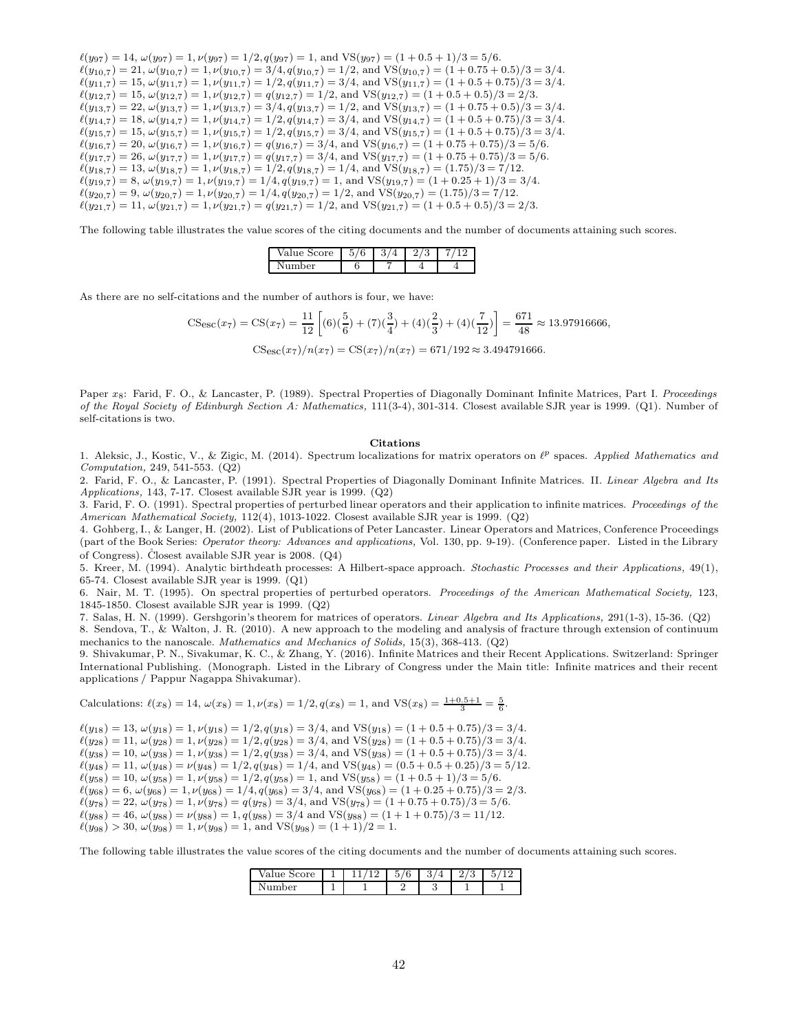$\ell(y_{97}) = 14$, $\omega(y_{97}) = 1, \nu(y_{97}) = 1/2, q(y_{97}) = 1$, and $\text{VS}(y_{97}) = (1 + 0.5 + 1)/3 = 5/6$.
$\ell(y_{10,7}) = 21$, $\omega(y_{10,7}) = 1, \nu(y_{10,7}) = 3/4, q(y_{10,7}) = 1/2$, and $\text{VS}(y_{10,7}) = (1 + 0.75 + 0.5)/3 = 3/4$.
$\ell(y_{11,7}) = 15$, $\omega(y_{11,7}) = 1, \nu(y_{11,7}) = 1/2, q(y_{11,7}) = 3/4$, and $\text{VS}(y_{11,7}) = (1 + 0.5 + 0.75)/3 = 3/4$.
$\ell(y_{12,7}) = 15$, $\omega(y_{12,7}) = 1, \nu(y_{12,7}) = q(y_{12,7}) = 1/2$, and $\text{VS}(y_{12,7}) = (1 + 0.5 + 0.5)/3 = 2/3$.
$\ell(y_{13,7}) = 22$, $\omega(y_{13,7}) = 1, \nu(y_{13,7}) = 3/4, q(y_{13,7}) = 1/2$, and $\text{VS}(y_{13,7}) = (1 + 0.75 + 0.5)/3 = 3/4$.
$\ell(y_{14,7}) = 18$, $\omega(y_{14,7}) = 1, \nu(y_{14,7}) = 1/2, q(y_{14,7}) = 3/4$, and $\text{VS}(y_{14,7}) = (1 + 0.5 + 0.75)/3 = 3/4$.
$\ell(y_{15,7}) = 15$, $\omega(y_{15,7}) = 1, \nu(y_{15,7}) = 1/2, q(y_{15,7}) = 3/4$, and $\text{VS}(y_{15,7}) = (1 + 0.5 + 0.75)/3 = 3/4$.
$\ell(y_{16,7}) = 20$, $\omega(y_{16,7}) = 1, \nu(y_{16,7}) = q(y_{16,7}) = 3/4$, and $\text{VS}(y_{16,7}) = (1 + 0.75 + 0.75)/3 = 5/6$.
$\ell(y_{17,7}) = 26$, $\omega(y_{17,7}) = 1, \nu(y_{17,7}) = q(y_{17,7}) = 3/4$, and $\text{VS}(y_{17,7}) = (1 + 0.75 + 0.75)/3 = 5/6$.
$\ell(y_{18,7}) = 13$, $\omega(y_{18,7}) = 1, \nu(y_{18,7}) = 1/2, q(y_{18,7}) = 1/4$, and $\text{VS}(y_{18,7}) = (1.75)/3 = 7/12$.
$\ell(y_{19,7}) = 8$, $\omega(y_{19,7}) = 1, \nu(y_{19,7}) = 1/4, q(y_{19,7}) = 1$, and $\text{VS}(y_{19,7}) = (1 + 0.25 + 1)/3 = 3/4$.
$\ell(y_{20,7}) = 9$, $\omega(y_{20,7}) = 1, \nu(y_{20,7}) = 1/4, q(y_{20,7}) = 1/2$, and $\text{VS}(y_{20,7}) = (1.75)/3 = 7/12$.
$\ell(y_{21,7}) = 11$, $\omega(y_{21,7}) = 1, \nu(y_{21,7}) = q(y_{21,7}) = 1/2$, and $\text{VS}(y_{21,7}) = (1 + 0.5 + 0.5)/3 = 2/3$.

The following table illustrates the value scores of the citing documents and the number of documents attaining such scores.

| Value Score | 5/6 | 3/4 | 2/3 | 7/12 |
|---|---|---|---|---|
| Number | 6 | 7 | 4 | 4 |

As there are no self-citations and the number of authors is four, we have:

$$\text{CS}_{\text{esc}}(x_7) = \text{CS}(x_7) = \frac{11}{12}\left[(6)(\frac{5}{6}) + (7)(\frac{3}{4}) + (4)(\frac{2}{3}) + (4)(\frac{7}{12})\right] = \frac{671}{48} \approx 13.97916666,$$

$$\text{CS}_{\text{esc}}(x_7)/n(x_7) = \text{CS}(x_7)/n(x_7) = 671/192 \approx 3.494791666.$$

Paper $x_8$: Farid, F. O., & Lancaster, P. (1989). Spectral Properties of Diagonally Dominant Infinite Matrices, Part I. *Proceedings of the Royal Society of Edinburgh Section A: Mathematics,* 111(3-4), 301-314. Closest available SJR year is 1999. (Q1). Number of self-citations is two.

**Citations**

1. Aleksic, J., Kostic, V., & Zigic, M. (2014). Spectrum localizations for matrix operators on $\ell^p$ spaces. *Applied Mathematics and Computation,* 249, 541-553. (Q2)
2. Farid, F. O., & Lancaster, P. (1991). Spectral Properties of Diagonally Dominant Infinite Matrices. II. *Linear Algebra and Its Applications,* 143, 7-17. Closest available SJR year is 1999. (Q2)
3. Farid, F. O. (1991). Spectral properties of perturbed linear operators and their application to infinite matrices. *Proceedings of the American Mathematical Society,* 112(4), 1013-1022. Closest available SJR year is 1999. (Q2)
4. Gohberg, I., & Langer, H. (2002). List of Publications of Peter Lancaster. Linear Operators and Matrices, Conference Proceedings (part of the Book Series: *Operator theory: Advances and applications,* Vol. 130, pp. 9-19). (Conference paper. Listed in the Library of Congress). Closest available SJR year is 2008. (Q4)
5. Kreer, M. (1994). Analytic birthdeath processes: A Hilbert-space approach. *Stochastic Processes and their Applications,* 49(1), 65-74. Closest available SJR year is 1999. (Q1)
6. Nair, M. T. (1995). On spectral properties of perturbed operators. *Proceedings of the American Mathematical Society,* 123, 1845-1850. Closest available SJR year is 1999. (Q2)
7. Salas, H. N. (1999). Gershgorin's theorem for matrices of operators. *Linear Algebra and Its Applications,* 291(1-3), 15-36. (Q2)
8. Sendova, T., & Walton, J. R. (2010). A new approach to the modeling and analysis of fracture through extension of continuum mechanics to the nanoscale. *Mathematics and Mechanics of Solids,* 15(3), 368-413. (Q2)
9. Shivakumar, P. N., Sivakumar, K. C., & Zhang, Y. (2016). Infinite Matrices and their Recent Applications. Switzerland: Springer International Publishing. (Monograph. Listed in the Library of Congress under the Main title: Infinite matrices and their recent applications / Pappur Nagappa Shivakumar).

Calculations: $\ell(x_8) = 14$, $\omega(x_8) = 1, \nu(x_8) = 1/2, q(x_8) = 1$, and $\text{VS}(x_8) = \frac{1+0.5+1}{3} = \frac{5}{6}$.

$\ell(y_{18}) = 13$, $\omega(y_{18}) = 1, \nu(y_{18}) = 1/2, q(y_{18}) = 3/4$, and $\text{VS}(y_{18}) = (1 + 0.5 + 0.75)/3 = 3/4$.
$\ell(y_{28}) = 11$, $\omega(y_{28}) = 1, \nu(y_{28}) = 1/2, q(y_{28}) = 3/4$, and $\text{VS}(y_{28}) = (1 + 0.5 + 0.75)/3 = 3/4$.
$\ell(y_{38}) = 10$, $\omega(y_{38}) = 1, \nu(y_{38}) = 1/2, q(y_{38}) = 3/4$, and $\text{VS}(y_{38}) = (1 + 0.5 + 0.75)/3 = 3/4$.
$\ell(y_{48}) = 11$, $\omega(y_{48}) = \nu(y_{48}) = 1/2, q(y_{48}) = 1/4$, and $\text{VS}(y_{48}) = (0.5 + 0.5 + 0.25)/3 = 5/12$.
$\ell(y_{58}) = 10$, $\omega(y_{58}) = 1, \nu(y_{58}) = 1/2, q(y_{58}) = 1$, and $\text{VS}(y_{58}) = (1 + 0.5 + 1)/3 = 5/6$.
$\ell(y_{68}) = 6$, $\omega(y_{68}) = 1, \nu(y_{68}) = 1/4, q(y_{68}) = 3/4$, and $\text{VS}(y_{68}) = (1 + 0.25 + 0.75)/3 = 2/3$.
$\ell(y_{78}) = 22$, $\omega(y_{78}) = 1, \nu(y_{78}) = q(y_{78}) = 3/4$, and $\text{VS}(y_{78}) = (1 + 0.75 + 0.75)/3 = 5/6$.
$\ell(y_{88}) = 46$, $\omega(y_{88}) = \nu(y_{88}) = 1, q(y_{88}) = 3/4$ and $\text{VS}(y_{88}) = (1 + 1 + 0.75)/3 = 11/12$.
$\ell(y_{98}) > 30$, $\omega(y_{98}) = 1, \nu(y_{98}) = 1$, and $\text{VS}(y_{98}) = (1 + 1)/2 = 1$.

The following table illustrates the value scores of the citing documents and the number of documents attaining such scores.

| Value Score | 1 | 11/12 | 5/6 | 3/4 | 2/3 | 5/12 |
|---|---|---|---|---|---|---|
| Number | 1 | 1 | 2 | 3 | 1 | 1 |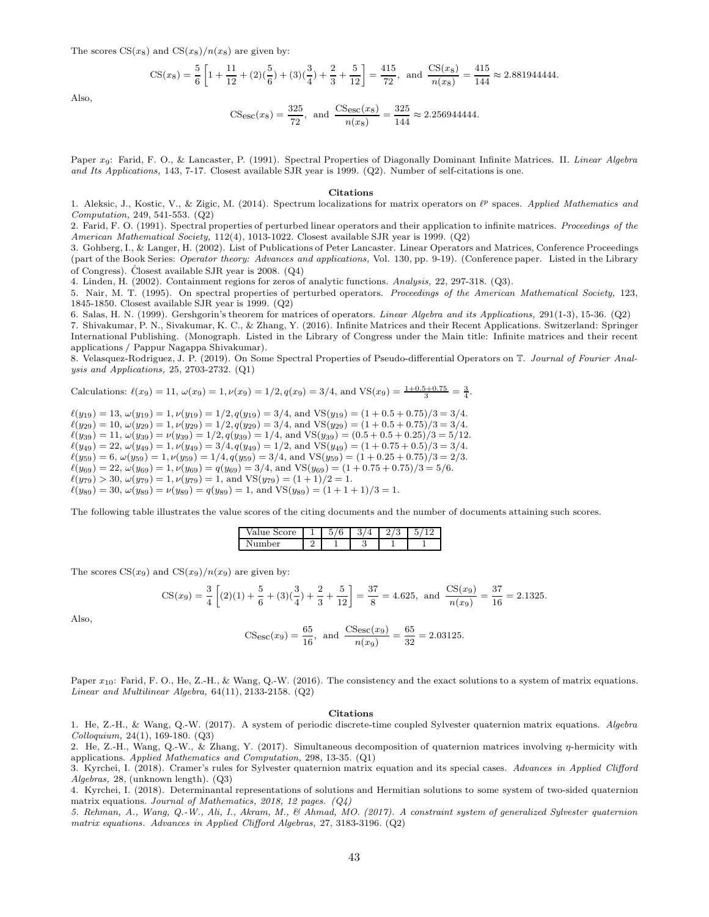The scores $\text{CS}(x_8)$ and $\text{CS}(x_8)/n(x_8)$ are given by:

$$\text{CS}(x_8) = \frac{5}{6}\left[1 + \frac{11}{12} + (2)(\frac{5}{6}) + (3)(\frac{3}{4}) + \frac{2}{3} + \frac{5}{12}\right] = \frac{415}{72}, \text{ and } \frac{\text{CS}(x_8)}{n(x_8)} = \frac{415}{144} \approx 2.881944444.$$

Also,

$$\text{CS}_{\text{esc}}(x_8) = \frac{325}{72}, \text{ and } \frac{\text{CS}_{\text{esc}}(x_8)}{n(x_8)} = \frac{325}{144} \approx 2.256944444.$$

Paper $x_9$: Farid, F. O., & Lancaster, P. (1991). Spectral Properties of Diagonally Dominant Infinite Matrices. II. *Linear Algebra and Its Applications,* 143, 7-17. Closest available SJR year is 1999. (Q2). Number of self-citations is one.

**Citations**

1. Aleksic, J., Kostic, V., & Zigic, M. (2014). Spectrum localizations for matrix operators on $\ell^p$ spaces. *Applied Mathematics and Computation,* 249, 541-553. (Q2)
2. Farid, F. O. (1991). Spectral properties of perturbed linear operators and their application to infinite matrices. *Proceedings of the American Mathematical Society,* 112(4), 1013-1022. Closest available SJR year is 1999. (Q2)
3. Gohberg, I., & Langer, H. (2002). List of Publications of Peter Lancaster. Linear Operators and Matrices, Conference Proceedings (part of the Book Series: *Operator theory: Advances and applications,* Vol. 130, pp. 9-19). (Conference paper. Listed in the Library of Congress). Closest available SJR year is 2008. (Q4)
4. Linden, H. (2002). Containment regions for zeros of analytic functions. *Analysis,* 22, 297-318. (Q3).
5. Nair, M. T. (1995). On spectral properties of perturbed operators. *Proceedings of the American Mathematical Society,* 123, 1845-1850. Closest available SJR year is 1999. (Q2)
6. Salas, H. N. (1999). Gershgorin's theorem for matrices of operators. *Linear Algebra and its Applications,* 291(1-3), 15-36. (Q2)
7. Shivakumar, P. N., Sivakumar, K. C., & Zhang, Y. (2016). Infinite Matrices and their Recent Applications. Switzerland: Springer International Publishing. (Monograph. Listed in the Library of Congress under the Main title: Infinite matrices and their recent applications / Pappur Nagappa Shivakumar).
8. Velasquez-Rodriguez, J. P. (2019). On Some Spectral Properties of Pseudo-differential Operators on $\mathbb{T}$. *Journal of Fourier Analysis and Applications,* 25, 2703-2732. (Q1)

Calculations: $\ell(x_9) = 11$, $\omega(x_9) = 1, \nu(x_9) = 1/2, q(x_9) = 3/4$, and $\text{VS}(x_9) = \frac{1+0.5+0.75}{3} = \frac{3}{4}$.

$\ell(y_{19}) = 13$, $\omega(y_{19}) = 1, \nu(y_{19}) = 1/2, q(y_{19}) = 3/4$, and $\text{VS}(y_{19}) = (1 + 0.5 + 0.75)/3 = 3/4$.
$\ell(y_{29}) = 10$, $\omega(y_{29}) = 1, \nu(y_{29}) = 1/2, q(y_{29}) = 3/4$, and $\text{VS}(y_{29}) = (1 + 0.5 + 0.75)/3 = 3/4$.
$\ell(y_{39}) = 11$, $\omega(y_{39}) = \nu(y_{39}) = 1/2, q(y_{39}) = 1/4$, and $\text{VS}(y_{39}) = (0.5 + 0.5 + 0.25)/3 = 5/12$.
$\ell(y_{49}) = 22$, $\omega(y_{49}) = 1, \nu(y_{49}) = 3/4, q(y_{49}) = 1/2$, and $\text{VS}(y_{49}) = (1 + 0.75 + 0.5)/3 = 3/4$.
$\ell(y_{59}) = 6$, $\omega(y_{59}) = 1, \nu(y_{59}) = 1/4, q(y_{59}) = 3/4$, and $\text{VS}(y_{59}) = (1 + 0.25 + 0.75)/3 = 2/3$.
$\ell(y_{69}) = 22$, $\omega(y_{69}) = 1, \nu(y_{69}) = q(y_{69}) = 3/4$, and $\text{VS}(y_{69}) = (1 + 0.75 + 0.75)/3 = 5/6$.
$\ell(y_{79}) > 30$, $\omega(y_{79}) = 1, \nu(y_{79}) = 1$, and $\text{VS}(y_{79}) = (1 + 1)/2 = 1$.
$\ell(y_{89}) = 30$, $\omega(y_{89}) = \nu(y_{89}) = q(y_{89}) = 1$, and $\text{VS}(y_{89}) = (1 + 1 + 1)/3 = 1$.

The following table illustrates the value scores of the citing documents and the number of documents attaining such scores.

| Value Score | 1 | 5/6 | 3/4 | 2/3 | 5/12 |
|---|---|---|---|---|---|
| Number | 2 | 1 | 3 | 1 | 1 |

The scores $\text{CS}(x_9)$ and $\text{CS}(x_9)/n(x_9)$ are given by:

$$\text{CS}(x_9) = \frac{3}{4}\left[(2)(1) + \frac{5}{6} + (3)(\frac{3}{4}) + \frac{2}{3} + \frac{5}{12}\right] = \frac{37}{8} = 4.625, \text{ and } \frac{\text{CS}(x_9)}{n(x_9)} = \frac{37}{16} = 2.1325.$$

Also,

$$\text{CS}_{\text{esc}}(x_9) = \frac{65}{16}, \text{ and } \frac{\text{CS}_{\text{esc}}(x_9)}{n(x_9)} = \frac{65}{32} = 2.03125.$$

Paper $x_{10}$: Farid, F. O., He, Z.-H., & Wang, Q.-W. (2016). The consistency and the exact solutions to a system of matrix equations. *Linear and Multilinear Algebra,* 64(11), 2133-2158. (Q2)

**Citations**

1. He, Z.-H., & Wang, Q.-W. (2017). A system of periodic discrete-time coupled Sylvester quaternion matrix equations. *Algebra Colloquium,* 24(1), 169-180. (Q3)
2. He, Z.-H., Wang, Q.-W., & Zhang, Y. (2017). Simultaneous decomposition of quaternion matrices involving $\eta$-hermicity with applications. *Applied Mathematics and Computation,* 298, 13-35. (Q1)
3. Kyrchei, I. (2018). Cramer's rules for Sylvester quaternion matrix equation and its special cases. *Advances in Applied Clifford Algebras,* 28, (unknown length). (Q3)
4. Kyrchei, I. (2018). Determinantal representations of solutions and Hermitian solutions to some system of two-sided quaternion matrix equations. *Journal of Mathematics, 2018, 12 pages. (Q4)*
5. *Rehman, A., Wang, Q.-W., Ali, I., Akram, M., & Ahmad, MO. (2017). A constraint system of generalized Sylvester quaternion matrix equations. Advances in Applied Clifford Algebras,* 27, 3183-3196. (Q2)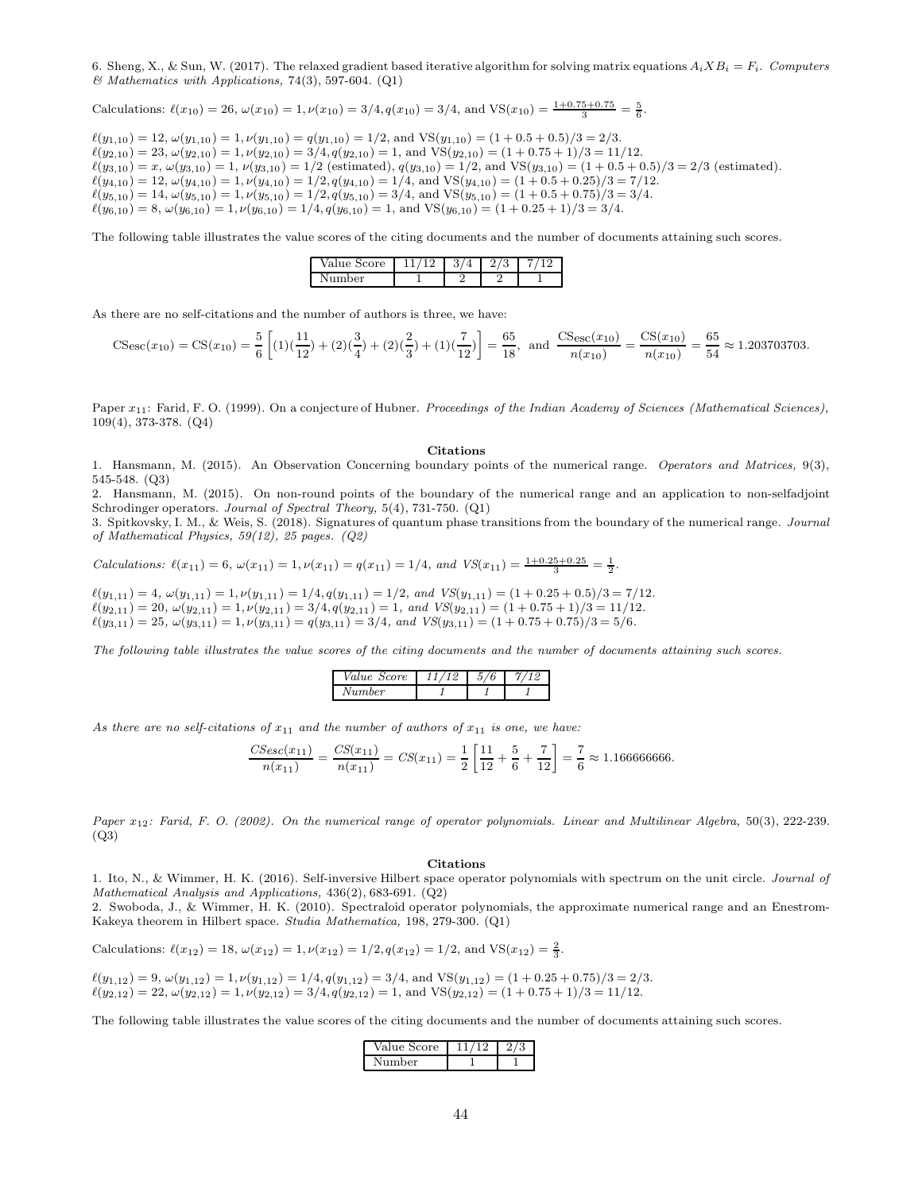6. Sheng, X., & Sun, W. (2017). The relaxed gradient based iterative algorithm for solving matrix equations $A_iXB_i = F_i$. *Computers & Mathematics with Applications,* 74(3), 597-604. (Q1)

Calculations: $\ell(x_{10}) = 26$, $\omega(x_{10}) = 1, \nu(x_{10}) = 3/4, q(x_{10}) = 3/4$, and $\text{VS}(x_{10}) = \frac{1+0.75+0.75}{3} = \frac{5}{6}$.

$\ell(y_{1,10}) = 12$, $\omega(y_{1,10}) = 1, \nu(y_{1,10}) = q(y_{1,10}) = 1/2$, and $\text{VS}(y_{1,10}) = (1 + 0.5 + 0.5)/3 = 2/3$.
$\ell(y_{2,10}) = 23$, $\omega(y_{2,10}) = 1, \nu(y_{2,10}) = 3/4, q(y_{2,10}) = 1$, and $\text{VS}(y_{2,10}) = (1 + 0.75 + 1)/3 = 11/12$.
$\ell(y_{3,10}) = x$, $\omega(y_{3,10}) = 1$, $\nu(y_{3,10}) = 1/2$ (estimated), $q(y_{3,10}) = 1/2$, and $\text{VS}(y_{3,10}) = (1 + 0.5 + 0.5)/3 = 2/3$ (estimated).
$\ell(y_{4,10}) = 12$, $\omega(y_{4,10}) = 1, \nu(y_{4,10}) = 1/2, q(y_{4,10}) = 1/4$, and $\text{VS}(y_{4,10}) = (1 + 0.5 + 0.25)/3 = 7/12$.
$\ell(y_{5,10}) = 14$, $\omega(y_{5,10}) = 1, \nu(y_{5,10}) = 1/2, q(y_{5,10}) = 3/4$, and $\text{VS}(y_{5,10}) = (1 + 0.5 + 0.75)/3 = 3/4$.
$\ell(y_{6,10}) = 8$, $\omega(y_{6,10}) = 1, \nu(y_{6,10}) = 1/4, q(y_{6,10}) = 1$, and $\text{VS}(y_{6,10}) = (1 + 0.25 + 1)/3 = 3/4$.

The following table illustrates the value scores of the citing documents and the number of documents attaining such scores.

| Value Score | 11/12 | 3/4 | 2/3 | 7/12 |
|---|---|---|---|---|
| Number | 1 | 2 | 2 | 1 |

As there are no self-citations and the number of authors is three, we have:

$$\text{CSesc}(x_{10}) = \text{CS}(x_{10}) = \frac{5}{6}\left[(1)(\frac{11}{12}) + (2)(\frac{3}{4}) + (2)(\frac{2}{3}) + (1)(\frac{7}{12})\right] = \frac{65}{18}, \text{ and } \frac{\text{CSesc}(x_{10})}{n(x_{10})} = \frac{\text{CS}(x_{10})}{n(x_{10})} = \frac{65}{54} \approx 1.203703703.$$

Paper $x_{11}$: Farid, F. O. (1999). On a conjecture of Hubner. *Proceedings of the Indian Academy of Sciences (Mathematical Sciences),* 109(4), 373-378. (Q4)

**Citations**

1. Hansmann, M. (2015). An Observation Concerning boundary points of the numerical range. *Operators and Matrices,* 9(3), 545-548. (Q3)
2. Hansmann, M. (2015). On non-round points of the boundary of the numerical range and an application to non-selfadjoint Schrodinger operators. *Journal of Spectral Theory,* 5(4), 731-750. (Q1)
3. Spitkovsky, I. M., & Weis, S. (2018). Signatures of quantum phase transitions from the boundary of the numerical range. *Journal of Mathematical Physics, 59(12), 25 pages. (Q2)*

*Calculations:* $\ell(x_{11}) = 6$, $\omega(x_{11}) = 1, \nu(x_{11}) = q(x_{11}) = 1/4$, *and* $VS(x_{11}) = \frac{1+0.25+0.25}{3} = \frac{1}{2}$.

$\ell(y_{1,11}) = 4$, $\omega(y_{1,11}) = 1, \nu(y_{1,11}) = 1/4, q(y_{1,11}) = 1/2$, *and* $VS(y_{1,11}) = (1 + 0.25 + 0.5)/3 = 7/12$.
$\ell(y_{2,11}) = 20$, $\omega(y_{2,11}) = 1, \nu(y_{2,11}) = 3/4, q(y_{2,11}) = 1$, *and* $VS(y_{2,11}) = (1 + 0.75 + 1)/3 = 11/12$.
$\ell(y_{3,11}) = 25$, $\omega(y_{3,11}) = 1, \nu(y_{3,11}) = q(y_{3,11}) = 3/4$, *and* $VS(y_{3,11}) = (1 + 0.75 + 0.75)/3 = 5/6$.

*The following table illustrates the value scores of the citing documents and the number of documents attaining such scores.*

| *Value Score* | *11/12* | *5/6* | *7/12* |
|---|---|---|---|
| *Number* | *1* | *1* | *1* |

*As there are no self-citations of* $x_{11}$ *and the number of authors of* $x_{11}$ *is one, we have:*

$$\frac{CSesc(x_{11})}{n(x_{11})} = \frac{CS(x_{11})}{n(x_{11})} = CS(x_{11}) = \frac{1}{2}\left[\frac{11}{12} + \frac{5}{6} + \frac{7}{12}\right] = \frac{7}{6} \approx 1.166666666.$$

*Paper* $x_{12}$*: Farid, F. O. (2002). On the numerical range of operator polynomials. Linear and Multilinear Algebra,* 50(3), 222-239. (Q3)

**Citations**

1. Ito, N., & Wimmer, H. K. (2016). Self-inversive Hilbert space operator polynomials with spectrum on the unit circle. *Journal of Mathematical Analysis and Applications,* 436(2), 683-691. (Q2)
2. Swoboda, J., & Wimmer, H. K. (2010). Spectraloid operator polynomials, the approximate numerical range and an Enestrom-Kakeya theorem in Hilbert space. *Studia Mathematica,* 198, 279-300. (Q1)

Calculations: $\ell(x_{12}) = 18$, $\omega(x_{12}) = 1, \nu(x_{12}) = 1/2, q(x_{12}) = 1/2$, and $\text{VS}(x_{12}) = \frac{2}{3}$.

$\ell(y_{1,12}) = 9$, $\omega(y_{1,12}) = 1, \nu(y_{1,12}) = 1/4, q(y_{1,12}) = 3/4$, and $\text{VS}(y_{1,12}) = (1 + 0.25 + 0.75)/3 = 2/3$.
$\ell(y_{2,12}) = 22$, $\omega(y_{2,12}) = 1, \nu(y_{2,12}) = 3/4, q(y_{2,12}) = 1$, and $\text{VS}(y_{2,12}) = (1 + 0.75 + 1)/3 = 11/12$.

The following table illustrates the value scores of the citing documents and the number of documents attaining such scores.

| Value Score | 11/12 | 2/3 |
|---|---|---|
| Number | 1 | 1 |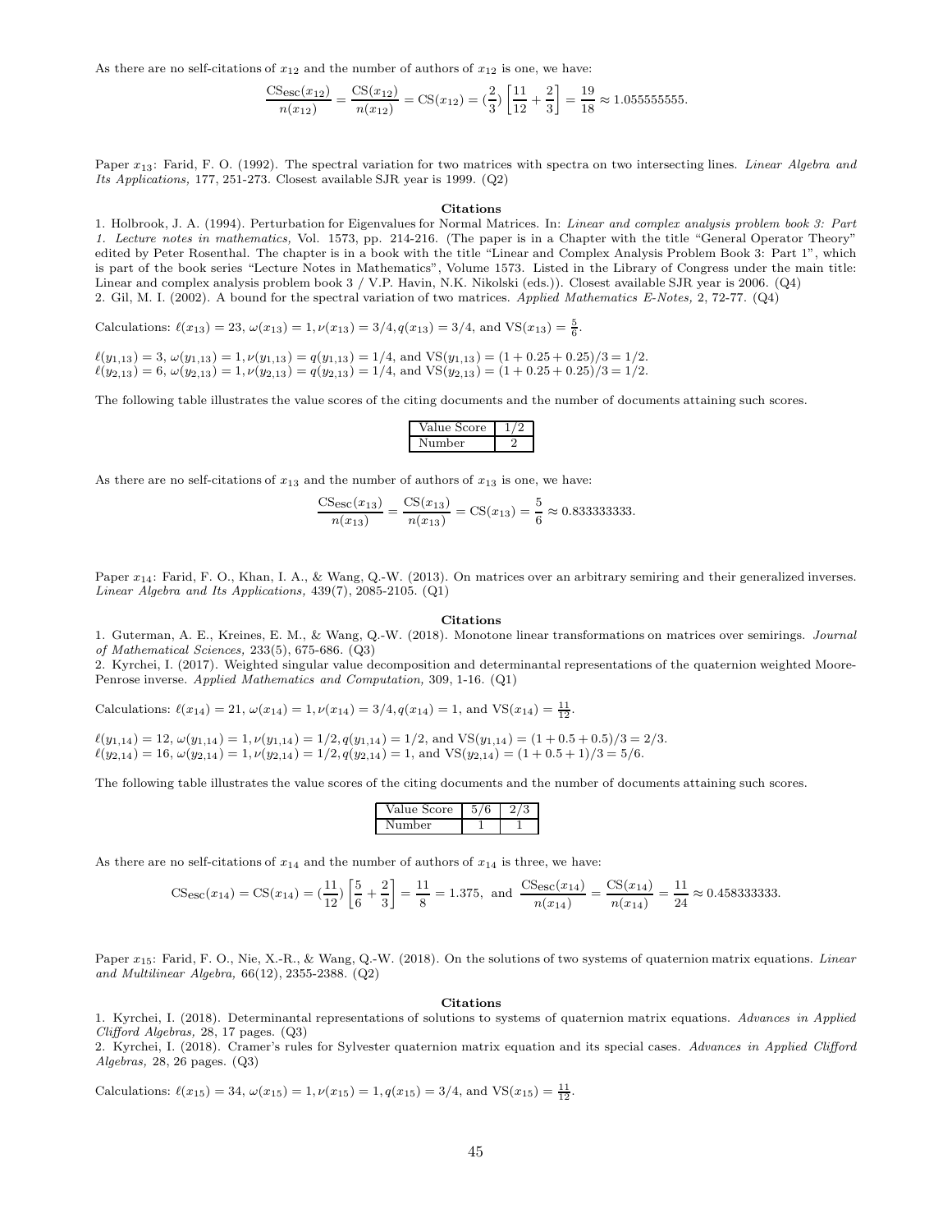As there are no self-citations of $x_{12}$ and the number of authors of $x_{12}$ is one, we have:

$$\frac{\text{CSesc}(x_{12})}{n(x_{12})} = \frac{\text{CS}(x_{12})}{n(x_{12})} = \text{CS}(x_{12}) = (\frac{2}{3})\left[\frac{11}{12} + \frac{2}{3}\right] = \frac{19}{18} \approx 1.055555555.$$

Paper $x_{13}$: Farid, F. O. (1992). The spectral variation for two matrices with spectra on two intersecting lines. *Linear Algebra and Its Applications,* 177, 251-273. Closest available SJR year is 1999. (Q2)

**Citations**

1. Holbrook, J. A. (1994). Perturbation for Eigenvalues for Normal Matrices. In: *Linear and complex analysis problem book 3: Part 1. Lecture notes in mathematics,* Vol. 1573, pp. 214-216. (The paper is in a Chapter with the title "General Operator Theory" edited by Peter Rosenthal. The chapter is in a book with the title "Linear and Complex Analysis Problem Book 3: Part 1", which is part of the book series "Lecture Notes in Mathematics", Volume 1573. Listed in the Library of Congress under the main title: Linear and complex analysis problem book 3 / V.P. Havin, N.K. Nikolski (eds.)). Closest available SJR year is 2006. (Q4)
2. Gil, M. I. (2002). A bound for the spectral variation of two matrices. *Applied Mathematics E-Notes,* 2, 72-77. (Q4)

Calculations: $\ell(x_{13}) = 23$, $\omega(x_{13}) = 1, \nu(x_{13}) = 3/4, q(x_{13}) = 3/4$, and $\text{VS}(x_{13}) = \frac{5}{6}$.

$\ell(y_{1,13}) = 3$, $\omega(y_{1,13}) = 1, \nu(y_{1,13}) = q(y_{1,13}) = 1/4$, and $\text{VS}(y_{1,13}) = (1 + 0.25 + 0.25)/3 = 1/2$.
$\ell(y_{2,13}) = 6$, $\omega(y_{2,13}) = 1, \nu(y_{2,13}) = q(y_{2,13}) = 1/4$, and $\text{VS}(y_{2,13}) = (1 + 0.25 + 0.25)/3 = 1/2$.

The following table illustrates the value scores of the citing documents and the number of documents attaining such scores.

| Value Score | 1/2 |
|---|---|
| Number | 2 |

As there are no self-citations of $x_{13}$ and the number of authors of $x_{13}$ is one, we have:

$$\frac{\text{CSesc}(x_{13})}{n(x_{13})} = \frac{\text{CS}(x_{13})}{n(x_{13})} = \text{CS}(x_{13}) = \frac{5}{6} \approx 0.833333333.$$

Paper $x_{14}$: Farid, F. O., Khan, I. A., & Wang, Q.-W. (2013). On matrices over an arbitrary semiring and their generalized inverses. *Linear Algebra and Its Applications,* 439(7), 2085-2105. (Q1)

**Citations**

1. Guterman, A. E., Kreines, E. M., & Wang, Q.-W. (2018). Monotone linear transformations on matrices over semirings. *Journal of Mathematical Sciences,* 233(5), 675-686. (Q3)
2. Kyrchei, I. (2017). Weighted singular value decomposition and determinantal representations of the quaternion weighted Moore-Penrose inverse. *Applied Mathematics and Computation,* 309, 1-16. (Q1)

Calculations: $\ell(x_{14}) = 21$, $\omega(x_{14}) = 1, \nu(x_{14}) = 3/4, q(x_{14}) = 1$, and $\text{VS}(x_{14}) = \frac{11}{12}$.

$\ell(y_{1,14}) = 12$, $\omega(y_{1,14}) = 1, \nu(y_{1,14}) = 1/2, q(y_{1,14}) = 1/2$, and $\text{VS}(y_{1,14}) = (1 + 0.5 + 0.5)/3 = 2/3$.
$\ell(y_{2,14}) = 16$, $\omega(y_{2,14}) = 1, \nu(y_{2,14}) = 1/2, q(y_{2,14}) = 1$, and $\text{VS}(y_{2,14}) = (1 + 0.5 + 1)/3 = 5/6$.

The following table illustrates the value scores of the citing documents and the number of documents attaining such scores.

| Value Score | 5/6 | 2/3 |
|---|---|---|
| Number | 1 | 1 |

As there are no self-citations of $x_{14}$ and the number of authors of $x_{14}$ is three, we have:

$$\text{CSesc}(x_{14}) = \text{CS}(x_{14}) = (\frac{11}{12})\left[\frac{5}{6} + \frac{2}{3}\right] = \frac{11}{8} = 1.375, \text{ and } \frac{\text{CSesc}(x_{14})}{n(x_{14})} = \frac{\text{CS}(x_{14})}{n(x_{14})} = \frac{11}{24} \approx 0.458333333.$$

Paper $x_{15}$: Farid, F. O., Nie, X.-R., & Wang, Q.-W. (2018). On the solutions of two systems of quaternion matrix equations. *Linear and Multilinear Algebra,* 66(12), 2355-2388. (Q2)

**Citations**

1. Kyrchei, I. (2018). Determinantal representations of solutions to systems of quaternion matrix equations. *Advances in Applied Clifford Algebras,* 28, 17 pages. (Q3)
2. Kyrchei, I. (2018). Cramer's rules for Sylvester quaternion matrix equation and its special cases. *Advances in Applied Clifford Algebras,* 28, 26 pages. (Q3)

Calculations: $\ell(x_{15}) = 34$, $\omega(x_{15}) = 1, \nu(x_{15}) = 1, q(x_{15}) = 3/4$, and $\text{VS}(x_{15}) = \frac{11}{12}$.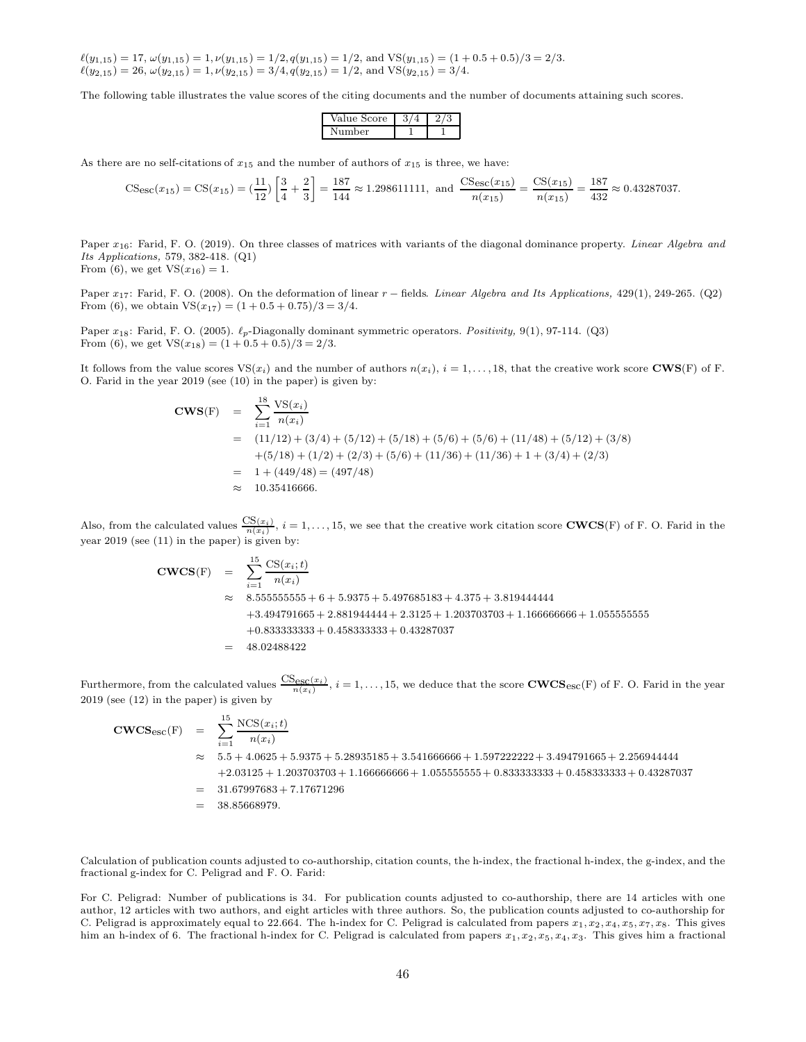$\ell(y_{1,15}) = 17$, $\omega(y_{1,15}) = 1$, $\nu(y_{1,15}) = 1/2$, $q(y_{1,15}) = 1/2$, and $\mathrm{VS}(y_{1,15}) = (1 + 0.5 + 0.5)/3 = 2/3$.
$\ell(y_{2,15}) = 26$, $\omega(y_{2,15}) = 1$, $\nu(y_{2,15}) = 3/4$, $q(y_{2,15}) = 1/2$, and $\mathrm{VS}(y_{2,15}) = 3/4$.

The following table illustrates the value scores of the citing documents and the number of documents attaining such scores.

| Value Score | 3/4 | 2/3 |
|---|---|---|
| Number | 1 | 1 |

As there are no self-citations of $x_{15}$ and the number of authors of $x_{15}$ is three, we have:

$$\mathrm{CS}_{\mathrm{esc}}(x_{15}) = \mathrm{CS}(x_{15}) = (\frac{11}{12})\left[\frac{3}{4} + \frac{2}{3}\right] = \frac{187}{144} \approx 1.298611111, \text{ and } \frac{\mathrm{CS}_{\mathrm{esc}}(x_{15})}{n(x_{15})} = \frac{\mathrm{CS}(x_{15})}{n(x_{15})} = \frac{187}{432} \approx 0.43287037.$$

Paper $x_{16}$: Farid, F. O. (2019). On three classes of matrices with variants of the diagonal dominance property. *Linear Algebra and Its Applications,* 579, 382-418. (Q1)
From (6), we get $\mathrm{VS}(x_{16}) = 1$.

Paper $x_{17}$: Farid, F. O. (2008). On the deformation of linear $r-$ fields. *Linear Algebra and Its Applications,* 429(1), 249-265. (Q2)
From (6), we obtain $\mathrm{VS}(x_{17}) = (1 + 0.5 + 0.75)/3 = 3/4$.

Paper $x_{18}$: Farid, F. O. (2005). $\ell_p$-Diagonally dominant symmetric operators. *Positivity,* 9(1), 97-114. (Q3)
From (6), we get $\mathrm{VS}(x_{18}) = (1 + 0.5 + 0.5)/3 = 2/3$.

It follows from the value scores $\mathrm{VS}(x_i)$ and the number of authors $n(x_i)$, $i = 1, \ldots, 18$, that the creative work score $\mathbf{CWS}(\mathrm{F})$ of F. O. Farid in the year 2019 (see (10) in the paper) is given by:

$$\begin{aligned}
\mathbf{CWS}(\mathrm{F}) &= \sum_{i=1}^{18} \frac{\mathrm{VS}(x_i)}{n(x_i)} \\
&= (11/12) + (3/4) + (5/12) + (5/18) + (5/6) + (5/6) + (11/48) + (5/12) + (3/8) \\
&\quad + (5/18) + (1/2) + (2/3) + (5/6) + (11/36) + (11/36) + 1 + (3/4) + (2/3) \\
&= 1 + (449/48) = (497/48) \\
&\approx 10.35416666.
\end{aligned}$$

Also, from the calculated values $\frac{\mathrm{CS}(x_i)}{n(x_i)}$, $i = 1, \ldots, 15$, we see that the creative work citation score $\mathbf{CWCS}(\mathrm{F})$ of F. O. Farid in the year 2019 (see (11) in the paper) is given by:

$$\begin{aligned}
\mathbf{CWCS}(\mathrm{F}) &= \sum_{i=1}^{15} \frac{\mathrm{CS}(x_i;t)}{n(x_i)} \\
&\approx 8.555555555 + 6 + 5.9375 + 5.497685183 + 4.375 + 3.819444444 \\
&\quad + 3.494791665 + 2.881944444 + 2.3125 + 1.203703703 + 1.166666666 + 1.055555555 \\
&\quad + 0.833333333 + 0.458333333 + 0.43287037 \\
&= 48.02488422
\end{aligned}$$

Furthermore, from the calculated values $\frac{\mathrm{CS}_{\mathrm{esc}}(x_i)}{n(x_i)}$, $i = 1, \ldots, 15$, we deduce that the score $\mathbf{CWCS}_{\mathrm{esc}}(\mathrm{F})$ of F. O. Farid in the year 2019 (see (12) in the paper) is given by

$$\begin{aligned}
\mathbf{CWCS}_{\mathrm{esc}}(\mathrm{F}) &= \sum_{i=1}^{15} \frac{\mathrm{NCS}(x_i;t)}{n(x_i)} \\
&\approx 5.5 + 4.0625 + 5.9375 + 5.28935185 + 3.541666666 + 1.597222222 + 3.494791665 + 2.256944444 \\
&\quad + 2.03125 + 1.203703703 + 1.166666666 + 1.055555555 + 0.833333333 + 0.458333333 + 0.43287037 \\
&= 31.67997683 + 7.17671296 \\
&= 38.85668979.
\end{aligned}$$

Calculation of publication counts adjusted to co-authorship, citation counts, the h-index, the fractional h-index, the g-index, and the fractional g-index for C. Peligrad and F. O. Farid:

For C. Peligrad: Number of publications is 34. For publication counts adjusted to co-authorship, there are 14 articles with one author, 12 articles with two authors, and eight articles with three authors. So, the publication counts adjusted to co-authorship for C. Peligrad is approximately equal to 22.664. The h-index for C. Peligrad is calculated from papers $x_1, x_2, x_4, x_5, x_7, x_8$. This gives him an h-index of 6. The fractional h-index for C. Peligrad is calculated from papers $x_1, x_2, x_5, x_4, x_3$. This gives him a fractional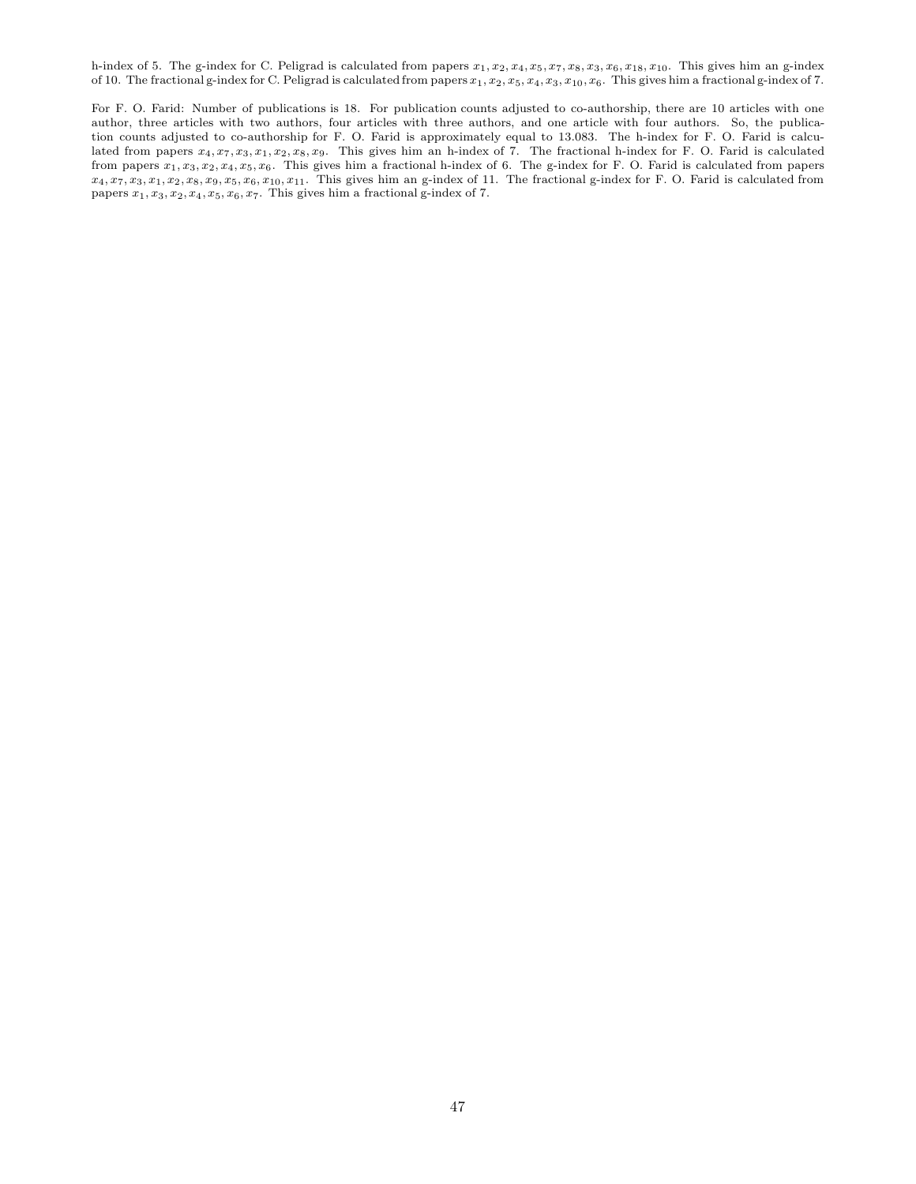h-index of 5. The g-index for C. Peligrad is calculated from papers $x_1, x_2, x_4, x_5, x_7, x_8, x_3, x_6, x_{18}, x_{10}$. This gives him an g-index of 10. The fractional g-index for C. Peligrad is calculated from papers $x_1, x_2, x_5, x_4, x_3, x_{10}, x_6$. This gives him a fractional g-index of 7.

For F. O. Farid: Number of publications is 18. For publication counts adjusted to co-authorship, there are 10 articles with one author, three articles with two authors, four articles with three authors, and one article with four authors. So, the publication counts adjusted to co-authorship for F. O. Farid is approximately equal to 13.083. The h-index for F. O. Farid is calculated from papers $x_4, x_7, x_3, x_1, x_2, x_8, x_9$. This gives him an h-index of 7. The fractional h-index for F. O. Farid is calculated from papers $x_1, x_3, x_2, x_4, x_5, x_6$. This gives him a fractional h-index of 6. The g-index for F. O. Farid is calculated from papers $x_4, x_7, x_3, x_1, x_2, x_8, x_9, x_5, x_6, x_{10}, x_{11}$. This gives him an g-index of 11. The fractional g-index for F. O. Farid is calculated from papers $x_1, x_3, x_2, x_4, x_5, x_6, x_7$. This gives him a fractional g-index of 7.